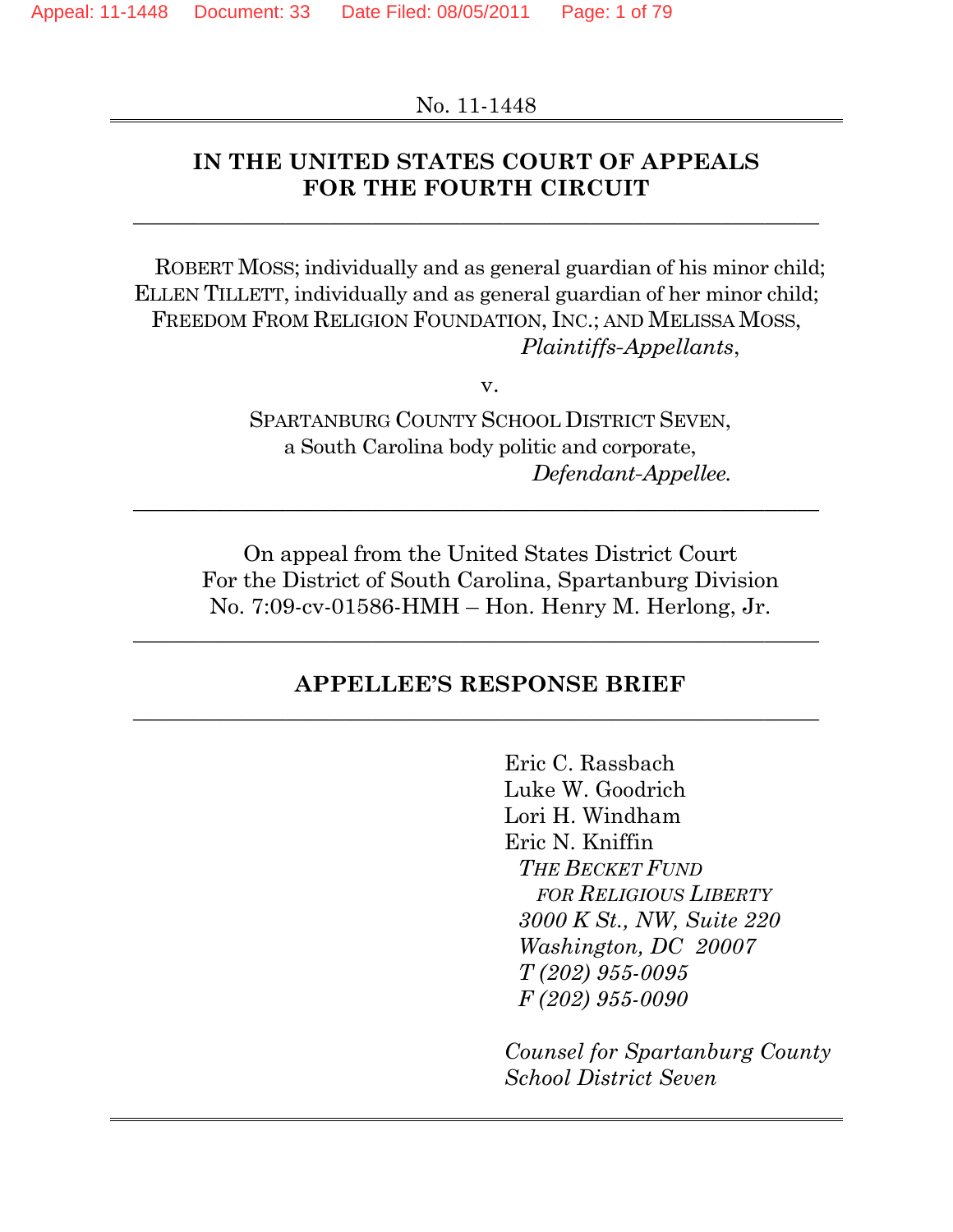No. 11-1448

---

**IN THE UNITED STATES COURT OF APPEALS**
**FOR THE FOURTH CIRCUIT**

---

ROBERT MOSS; individually and as general guardian of his minor child; ELLEN TILLETT, individually and as general guardian of her minor child; FREEDOM FROM RELIGION FOUNDATION, INC.; AND MELISSA MOSS,
*Plaintiffs-Appellants*,

v.

SPARTANBURG COUNTY SCHOOL DISTRICT SEVEN,
a South Carolina body politic and corporate,
*Defendant-Appellee.*

---

On appeal from the United States District Court
For the District of South Carolina, Spartanburg Division
No. 7:09-cv-01586-HMH – Hon. Henry M. Herlong, Jr.

---

**APPELLEE'S RESPONSE BRIEF**

---

Eric C. Rassbach
Luke W. Goodrich
Lori H. Windham
Eric N. Kniffin
*THE BECKET FUND*
*FOR RELIGIOUS LIBERTY*
*3000 K St., NW, Suite 220*
*Washington, DC 20007*
*T (202) 955-0095*
*F (202) 955-0090*

*Counsel for Spartanburg County School District Seven*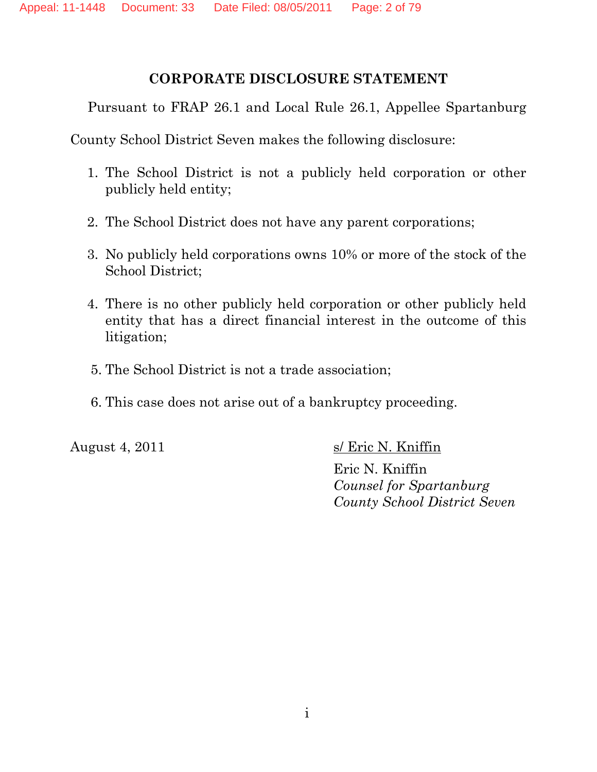## CORPORATE DISCLOSURE STATEMENT

Pursuant to FRAP 26.1 and Local Rule 26.1, Appellee Spartanburg County School District Seven makes the following disclosure:

1. The School District is not a publicly held corporation or other publicly held entity;

2. The School District does not have any parent corporations;

3. No publicly held corporations owns 10% or more of the stock of the School District;

4. There is no other publicly held corporation or other publicly held entity that has a direct financial interest in the outcome of this litigation;

5. The School District is not a trade association;

6. This case does not arise out of a bankruptcy proceeding.

August 4, 2011

s/ Eric N. Kniffin

Eric N. Kniffin
*Counsel for Spartanburg County School District Seven*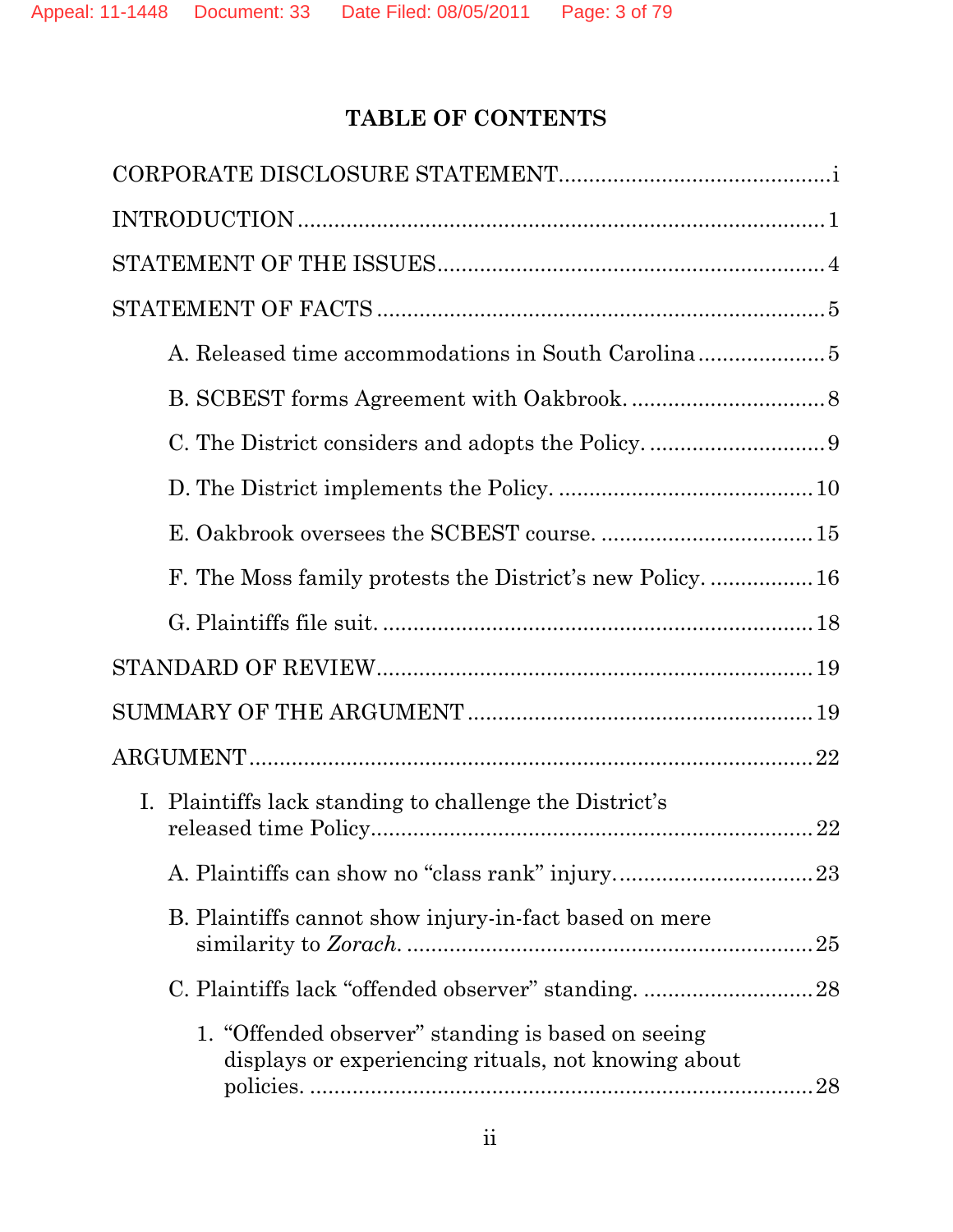# TABLE OF CONTENTS

CORPORATE DISCLOSURE STATEMENT............................................i

INTRODUCTION .....................................................................................1

STATEMENT OF THE ISSUES..............................................................4

STATEMENT OF FACTS .......................................................................5

- A. Released time accommodations in South Carolina .....................5
- B. SCBEST forms Agreement with Oakbrook. ................................8
- C. The District considers and adopts the Policy. .............................9
- D. The District implements the Policy. ..........................................10
- E. Oakbrook oversees the SCBEST course. ...................................15
- F. The Moss family protests the District's new Policy. .................16
- G. Plaintiffs file suit. ......................................................................18

STANDARD OF REVIEW.......................................................................19

SUMMARY OF THE ARGUMENT ........................................................19

ARGUMENT...........................................................................................22

- I. Plaintiffs lack standing to challenge the District's released time Policy.........................................................................22
  - A. Plaintiffs can show no "class rank" injury................................23
  - B. Plaintiffs cannot show injury-in-fact based on mere similarity to *Zorach*. ..................................................................25
  - C. Plaintiffs lack "offended observer" standing. ............................28
    - 1. "Offended observer" standing is based on seeing displays or experiencing rituals, not knowing about policies. ..................................................................................28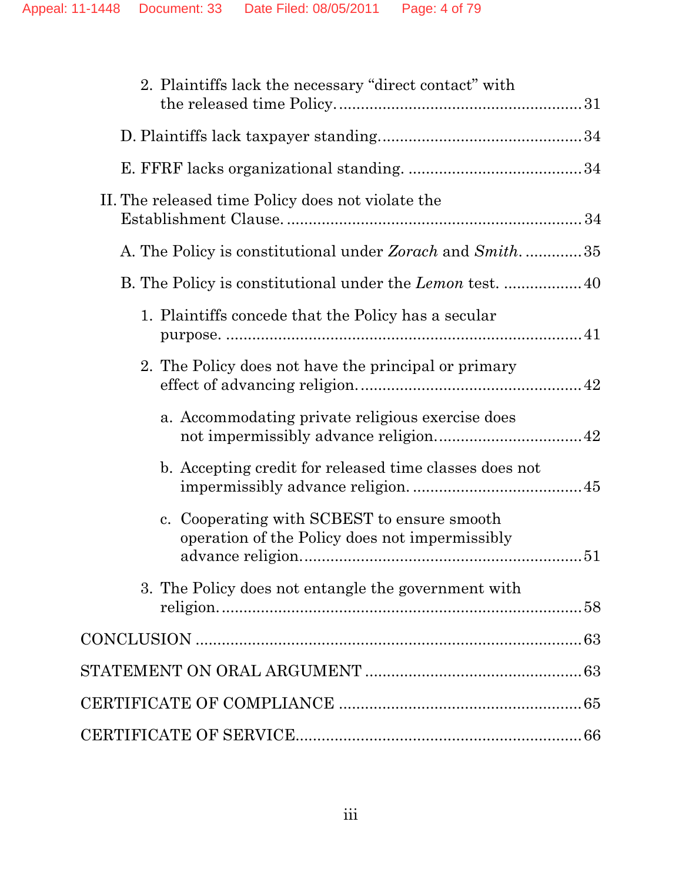2. Plaintiffs lack the necessary "direct contact" with the released time Policy. .......................................................... 31

D. Plaintiffs lack taxpayer standing. ............................................. 34

E. FFRF lacks organizational standing. ....................................... 34

II. The released time Policy does not violate the Establishment Clause. .................................................................. 34

A. The Policy is constitutional under *Zorach* and *Smith*. ............. 35

B. The Policy is constitutional under the *Lemon* test. .................. 40

1. Plaintiffs concede that the Policy has a secular purpose. ................................................................................ 41

2. The Policy does not have the principal or primary effect of advancing religion. .................................................. 42

a. Accommodating private religious exercise does not impermissibly advance religion. ................................. 42

b. Accepting credit for released time classes does not impermissibly advance religion. ...................................... 45

c. Cooperating with SCBEST to ensure smooth operation of the Policy does not impermissibly advance religion. ................................................................ 51

3. The Policy does not entangle the government with religion. .................................................................................. 58

CONCLUSION .......................................................................................... 63

STATEMENT ON ORAL ARGUMENT .................................................. 63

CERTIFICATE OF COMPLIANCE ........................................................ 65

CERTIFICATE OF SERVICE................................................................. 66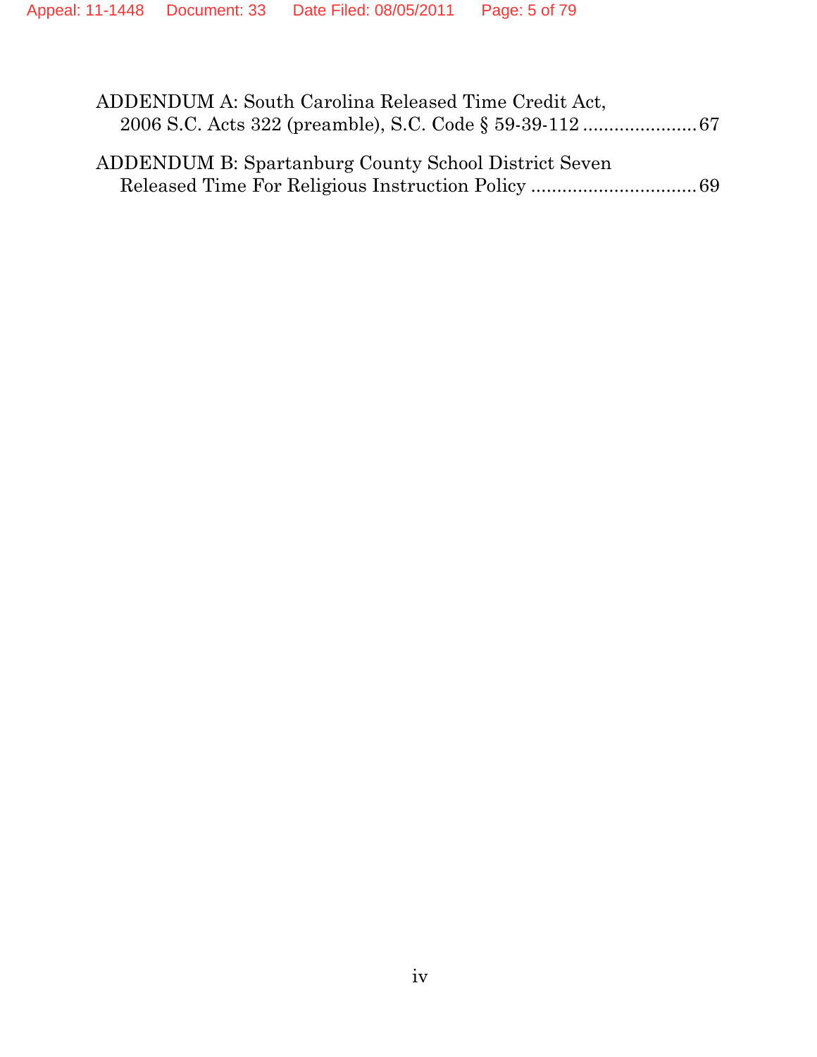ADDENDUM A: South Carolina Released Time Credit Act, 2006 S.C. Acts 322 (preamble), S.C. Code § 59-39-112 ...................... 67

ADDENDUM B: Spartanburg County School District Seven Released Time For Religious Instruction Policy ................................ 69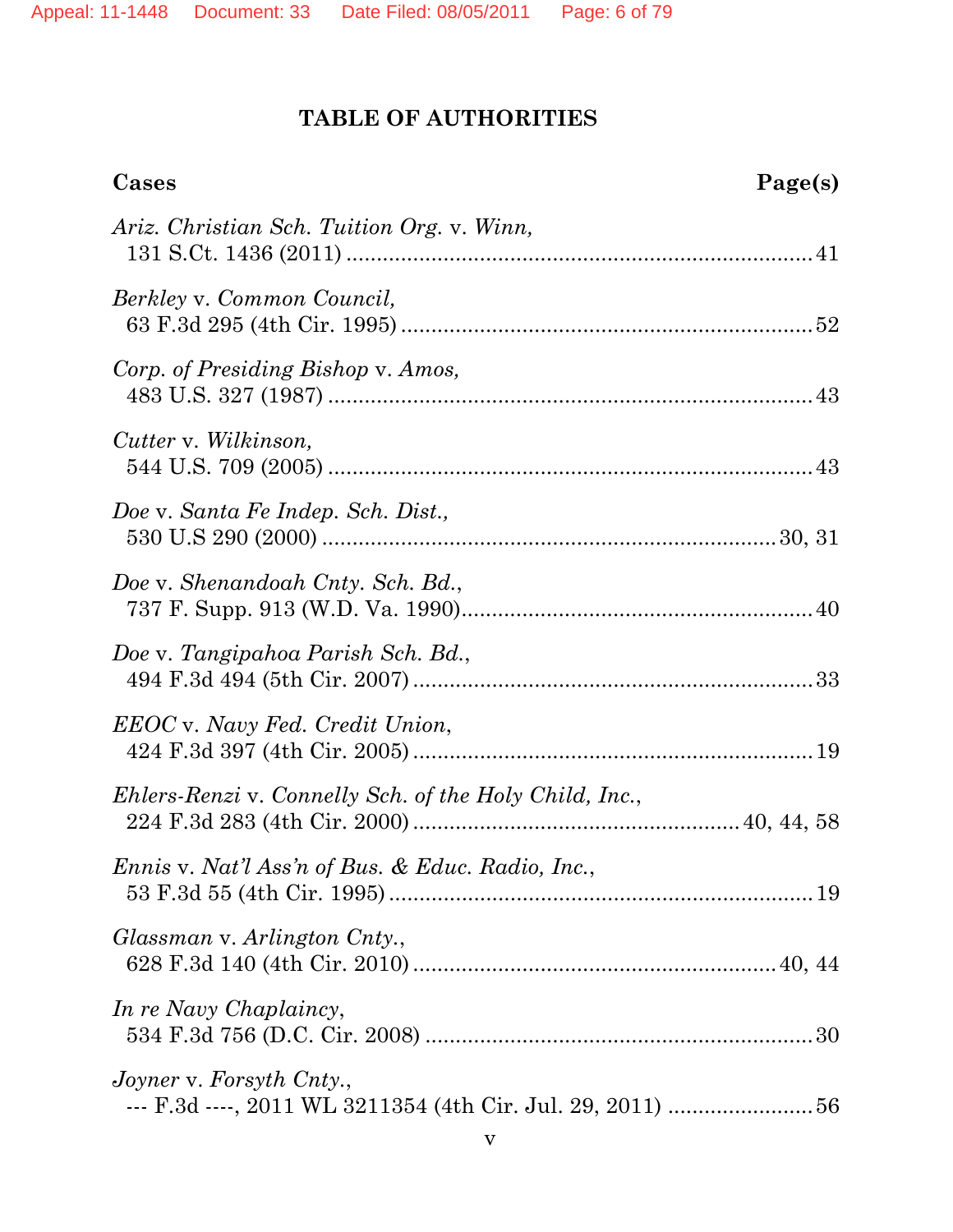# TABLE OF AUTHORITIES

**Cases** **Page(s)**

*Ariz. Christian Sch. Tuition Org.* v. *Winn,*
131 S.Ct. 1436 (2011) .......................................................................... 41

*Berkley* v. *Common Council,*
63 F.3d 295 (4th Cir. 1995) .................................................................. 52

*Corp. of Presiding Bishop* v. *Amos,*
483 U.S. 327 (1987) ............................................................................... 43

*Cutter* v. *Wilkinson,*
544 U.S. 709 (2005) ............................................................................... 43

*Doe* v. *Santa Fe Indep. Sch. Dist.,*
530 U.S 290 (2000) ........................................................................... 30, 31

*Doe* v. *Shenandoah Cnty. Sch. Bd.*,
737 F. Supp. 913 (W.D. Va. 1990)......................................................... 40

*Doe* v. *Tangipahoa Parish Sch. Bd.*,
494 F.3d 494 (5th Cir. 2007) ................................................................. 33

*EEOC* v. *Navy Fed. Credit Union*,
424 F.3d 397 (4th Cir. 2005) ................................................................. 19

*Ehlers-Renzi* v. *Connelly Sch. of the Holy Child, Inc.*,
224 F.3d 283 (4th Cir. 2000) ..................................................... 40, 44, 58

*Ennis* v. *Nat'l Ass'n of Bus. & Educ. Radio, Inc.*,
53 F.3d 55 (4th Cir. 1995) ..................................................................... 19

*Glassman* v. *Arlington Cnty.*,
628 F.3d 140 (4th Cir. 2010) ............................................................ 40, 44

*In re Navy Chaplaincy*,
534 F.3d 756 (D.C. Cir. 2008) ............................................................... 30

*Joyner* v. *Forsyth Cnty.*,
--- F.3d ----, 2011 WL 3211354 (4th Cir. Jul. 29, 2011) ........................ 56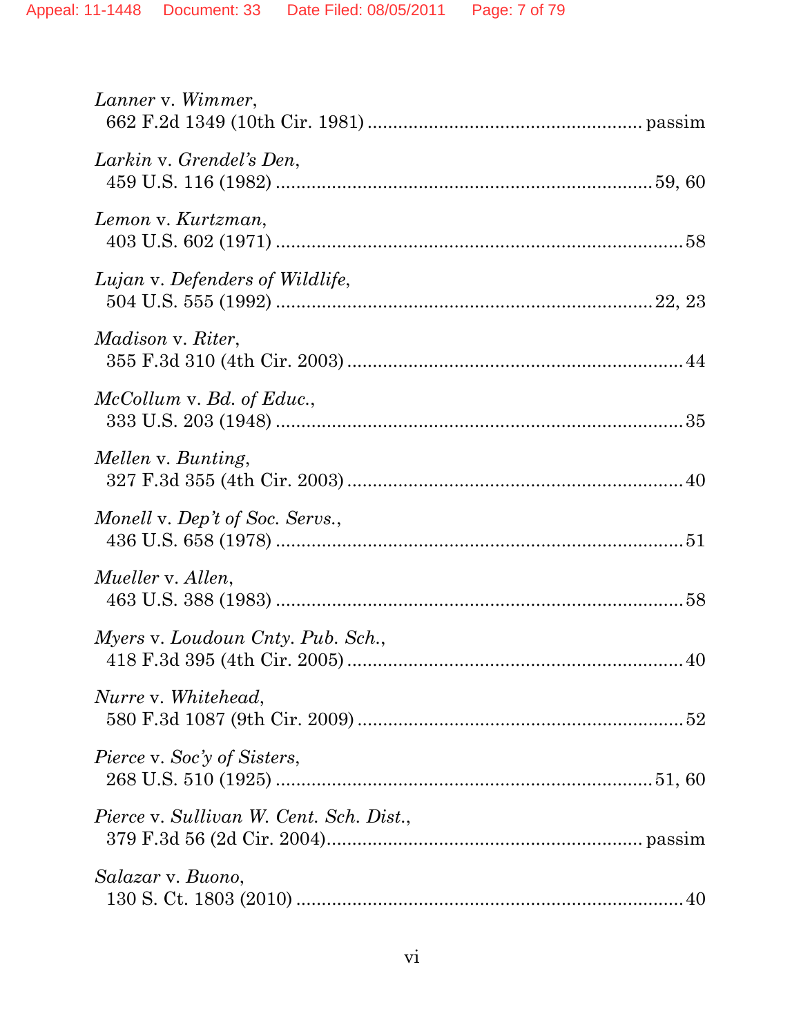*Lanner* v. *Wimmer*,
662 F.2d 1349 (10th Cir. 1981) ..................................................... passim

*Larkin* v. *Grendel's Den*,
459 U.S. 116 (1982) ......................................................................... 59, 60

*Lemon* v. *Kurtzman*,
403 U.S. 602 (1971) ............................................................................... 58

*Lujan* v. *Defenders of Wildlife*,
504 U.S. 555 (1992) ......................................................................... 22, 23

*Madison* v. *Riter*,
355 F.3d 310 (4th Cir. 2003) ................................................................. 44

*McCollum* v. *Bd. of Educ.*,
333 U.S. 203 (1948) ............................................................................... 35

*Mellen* v. *Bunting*,
327 F.3d 355 (4th Cir. 2003) ................................................................. 40

*Monell* v. *Dep't of Soc. Servs.*,
436 U.S. 658 (1978) ............................................................................... 51

*Mueller* v. *Allen*,
463 U.S. 388 (1983) ............................................................................... 58

*Myers* v. *Loudoun Cnty. Pub. Sch.*,
418 F.3d 395 (4th Cir. 2005) ................................................................. 40

*Nurre* v. *Whitehead*,
580 F.3d 1087 (9th Cir. 2009) ............................................................... 52

*Pierce* v. *Soc'y of Sisters*,
268 U.S. 510 (1925) ......................................................................... 51, 60

*Pierce* v. *Sullivan W. Cent. Sch. Dist.*,
379 F.3d 56 (2d Cir. 2004)............................................................. passim

*Salazar* v. *Buono*,
130 S. Ct. 1803 (2010) ........................................................................... 40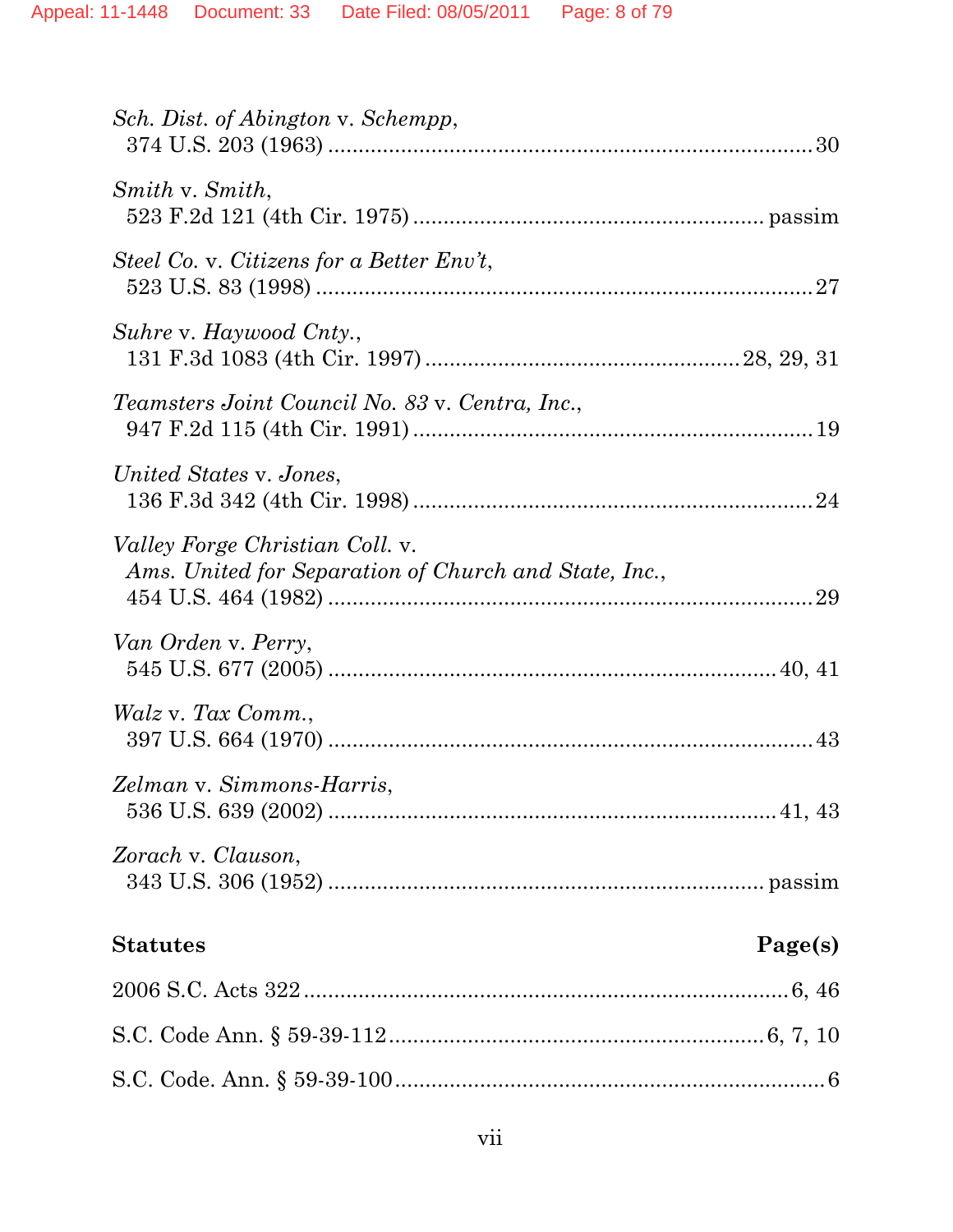*Sch. Dist. of Abington* v. *Schempp*,
374 U.S. 203 (1963) ........................................................................ 30

*Smith* v. *Smith*,
523 F.2d 121 (4th Cir. 1975) ........................................................ passim

*Steel Co.* v. *Citizens for a Better Env't*,
523 U.S. 83 (1998) .......................................................................... 27

*Suhre* v. *Haywood Cnty.*,
131 F.3d 1083 (4th Cir. 1997) .................................................. 28, 29, 31

*Teamsters Joint Council No. 83* v. *Centra, Inc.*,
947 F.2d 115 (4th Cir. 1991) ............................................................ 19

*United States* v. *Jones*,
136 F.3d 342 (4th Cir. 1998) ............................................................ 24

*Valley Forge Christian Coll.* v.
*Ams. United for Separation of Church and State, Inc.*,
454 U.S. 464 (1982) .......................................................................... 29

*Van Orden* v. *Perry*,
545 U.S. 677 (2005) .................................................................... 40, 41

*Walz* v. *Tax Comm.*,
397 U.S. 664 (1970) .......................................................................... 43

*Zelman* v. *Simmons-Harris*,
536 U.S. 639 (2002) .................................................................... 41, 43

*Zorach* v. *Clauson*,
343 U.S. 306 (1952) .................................................................. passim

**Statutes** **Page(s)**

2006 S.C. Acts 322 .......................................................................... 6, 46

S.C. Code Ann. § 59-39-112 ......................................................... 6, 7, 10

S.C. Code. Ann. § 59-39-100 .................................................................. 6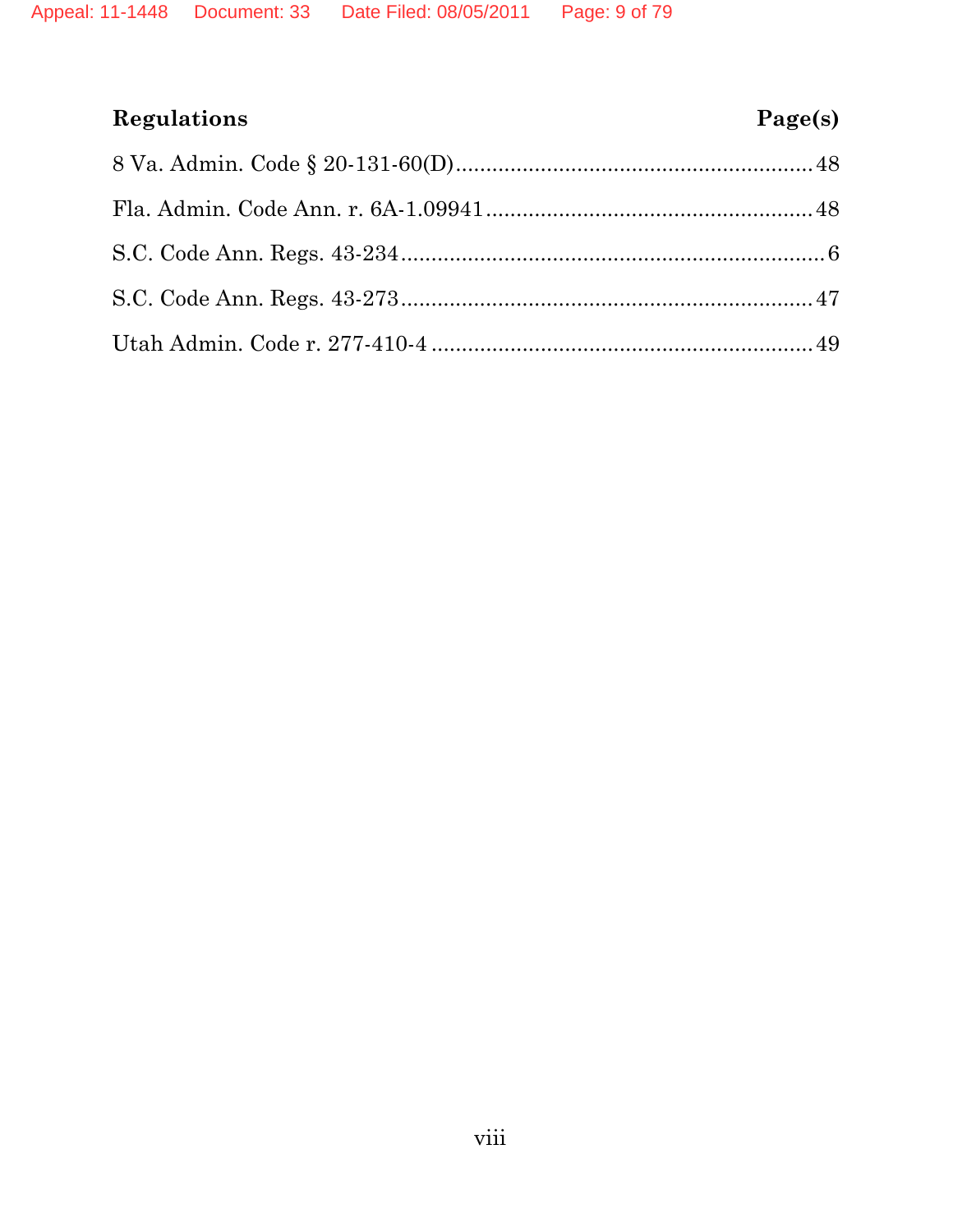| **Regulations** | **Page(s)** |
|---|---|
| 8 Va. Admin. Code § 20-131-60(D) | 48 |
| Fla. Admin. Code Ann. r. 6A-1.09941 | 48 |
| S.C. Code Ann. Regs. 43-234 | 6 |
| S.C. Code Ann. Regs. 43-273 | 47 |
| Utah Admin. Code r. 277-410-4 | 49 |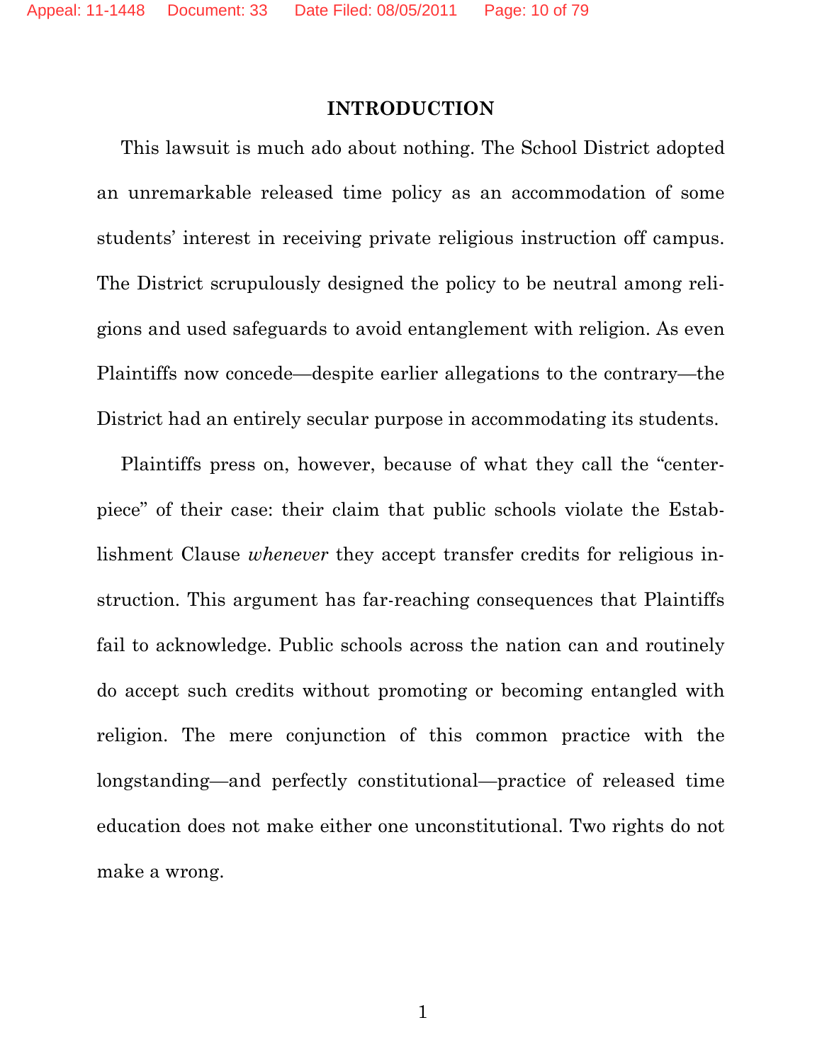## INTRODUCTION

This lawsuit is much ado about nothing. The School District adopted an unremarkable released time policy as an accommodation of some students' interest in receiving private religious instruction off campus. The District scrupulously designed the policy to be neutral among religions and used safeguards to avoid entanglement with religion. As even Plaintiffs now concede—despite earlier allegations to the contrary—the District had an entirely secular purpose in accommodating its students.

Plaintiffs press on, however, because of what they call the "centerpiece" of their case: their claim that public schools violate the Establishment Clause *whenever* they accept transfer credits for religious instruction. This argument has far-reaching consequences that Plaintiffs fail to acknowledge. Public schools across the nation can and routinely do accept such credits without promoting or becoming entangled with religion. The mere conjunction of this common practice with the longstanding—and perfectly constitutional—practice of released time education does not make either one unconstitutional. Two rights do not make a wrong.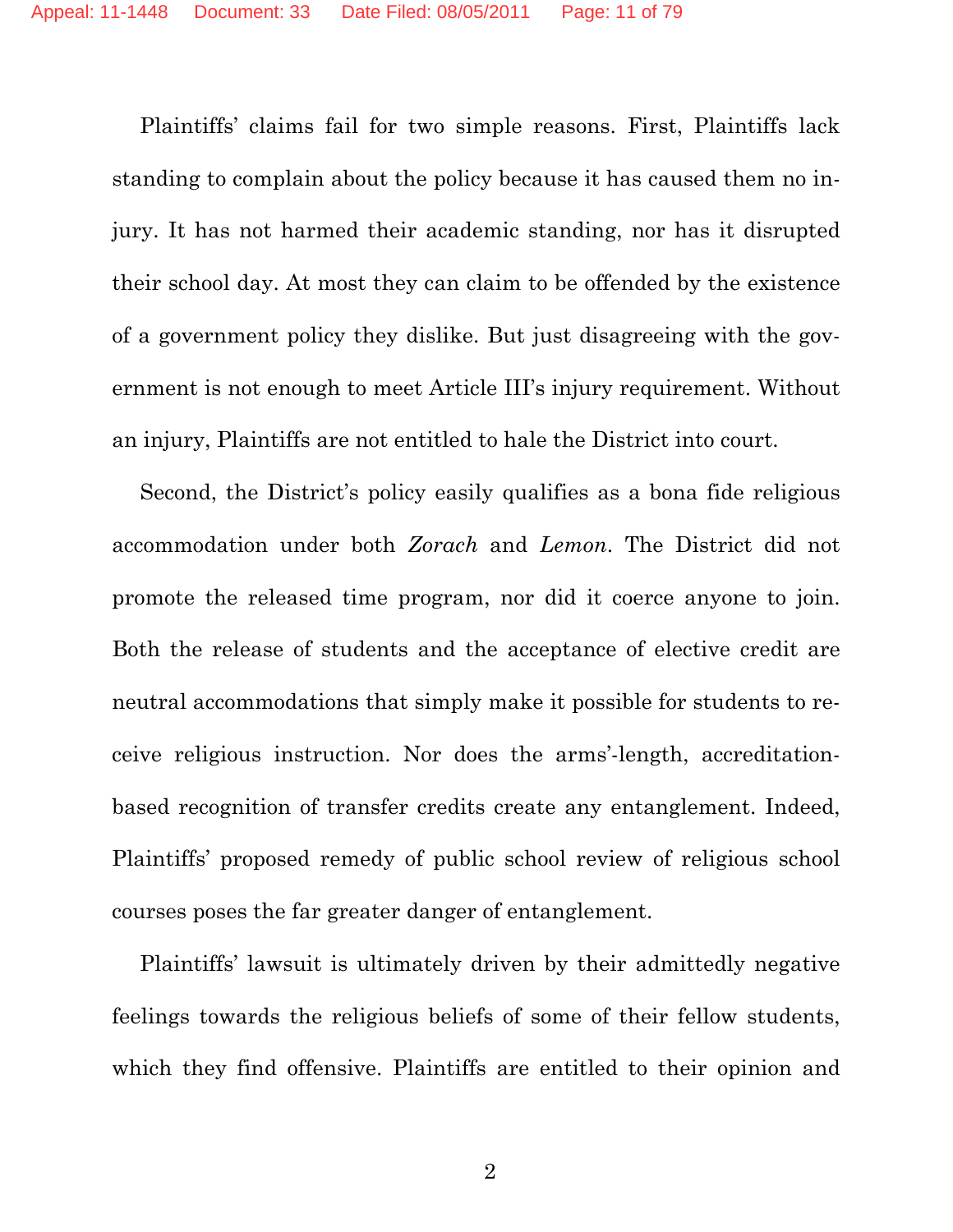Plaintiffs' claims fail for two simple reasons. First, Plaintiffs lack standing to complain about the policy because it has caused them no injury. It has not harmed their academic standing, nor has it disrupted their school day. At most they can claim to be offended by the existence of a government policy they dislike. But just disagreeing with the government is not enough to meet Article III's injury requirement. Without an injury, Plaintiffs are not entitled to hale the District into court.

Second, the District's policy easily qualifies as a bona fide religious accommodation under both *Zorach* and *Lemon*. The District did not promote the released time program, nor did it coerce anyone to join. Both the release of students and the acceptance of elective credit are neutral accommodations that simply make it possible for students to receive religious instruction. Nor does the arms'-length, accreditation-based recognition of transfer credits create any entanglement. Indeed, Plaintiffs' proposed remedy of public school review of religious school courses poses the far greater danger of entanglement.

Plaintiffs' lawsuit is ultimately driven by their admittedly negative feelings towards the religious beliefs of some of their fellow students, which they find offensive. Plaintiffs are entitled to their opinion and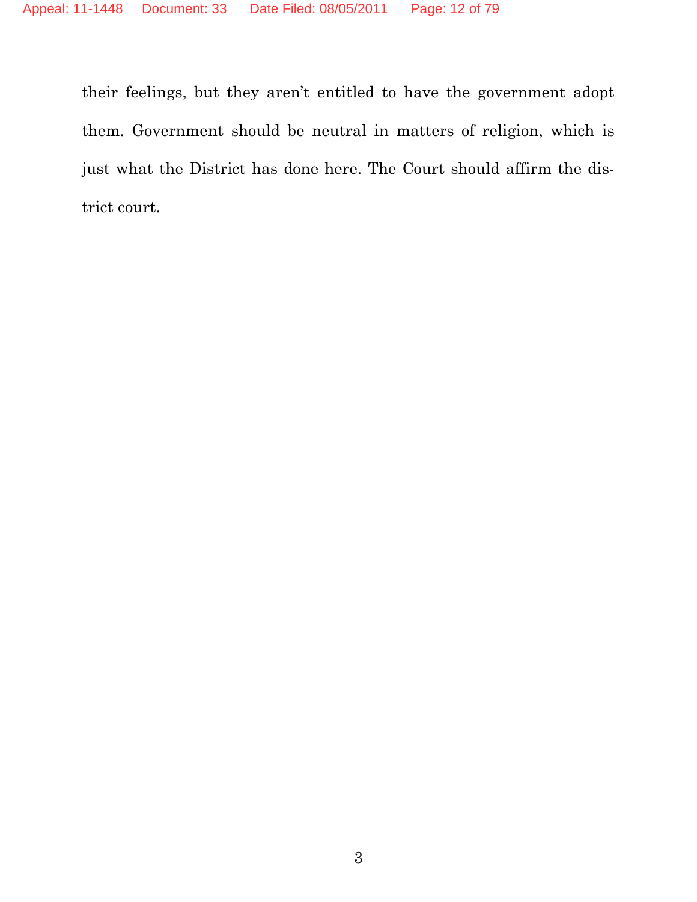their feelings, but they aren't entitled to have the government adopt them. Government should be neutral in matters of religion, which is just what the District has done here. The Court should affirm the district court.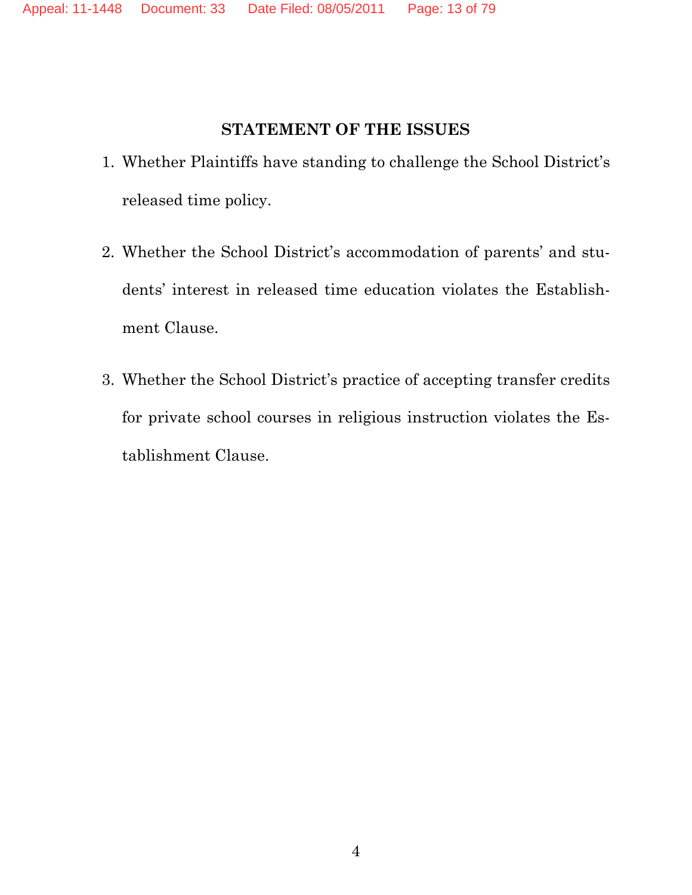## STATEMENT OF THE ISSUES

1. Whether Plaintiffs have standing to challenge the School District's released time policy.

2. Whether the School District's accommodation of parents' and students' interest in released time education violates the Establishment Clause.

3. Whether the School District's practice of accepting transfer credits for private school courses in religious instruction violates the Establishment Clause.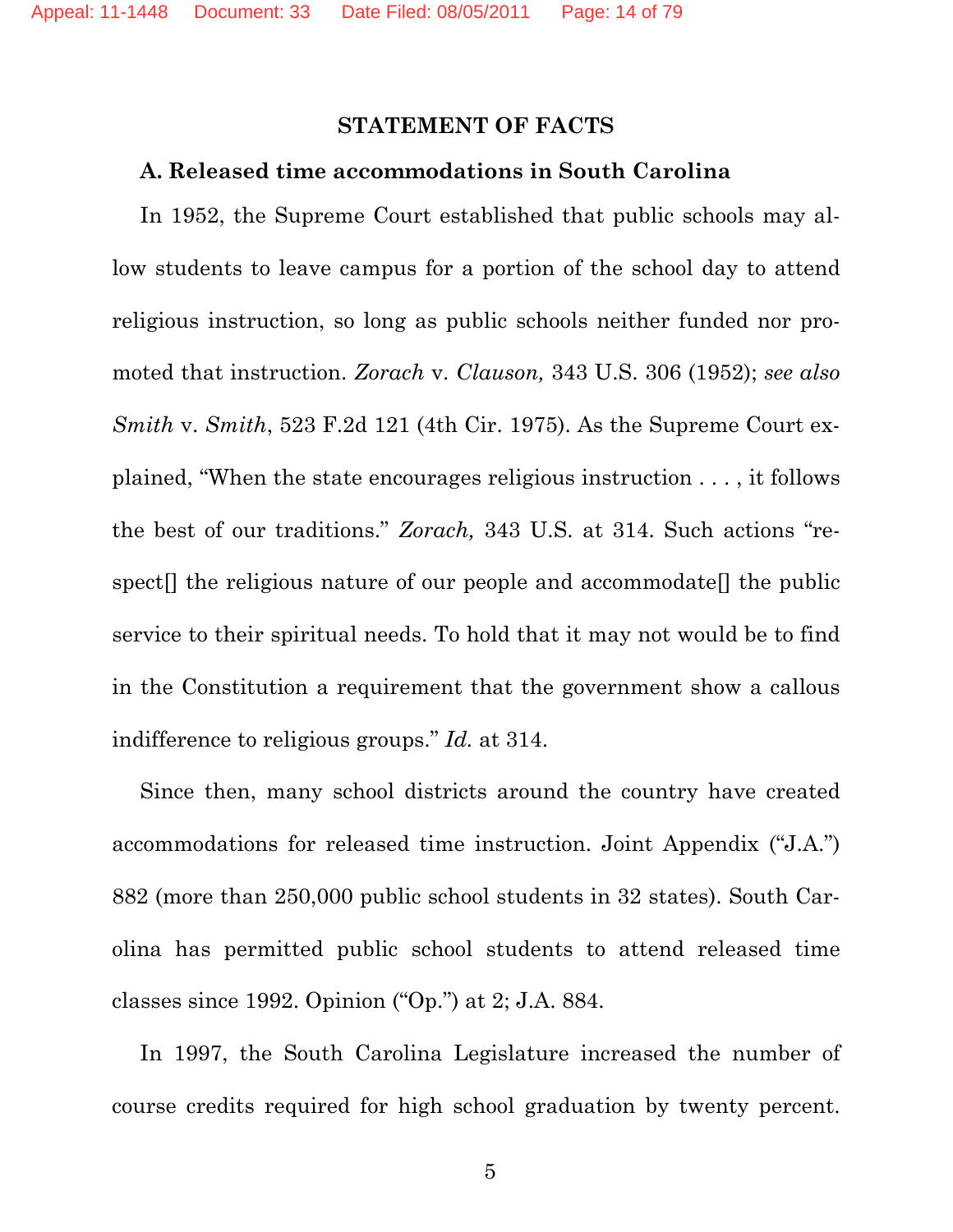## STATEMENT OF FACTS

### A. Released time accommodations in South Carolina

In 1952, the Supreme Court established that public schools may allow students to leave campus for a portion of the school day to attend religious instruction, so long as public schools neither funded nor promoted that instruction. *Zorach* v. *Clauson,* 343 U.S. 306 (1952); *see also Smith* v. *Smith*, 523 F.2d 121 (4th Cir. 1975). As the Supreme Court explained, "When the state encourages religious instruction . . . , it follows the best of our traditions." *Zorach,* 343 U.S. at 314. Such actions "respect[] the religious nature of our people and accommodate[] the public service to their spiritual needs. To hold that it may not would be to find in the Constitution a requirement that the government show a callous indifference to religious groups." *Id.* at 314.

Since then, many school districts around the country have created accommodations for released time instruction. Joint Appendix ("J.A.") 882 (more than 250,000 public school students in 32 states). South Carolina has permitted public school students to attend released time classes since 1992. Opinion ("Op.") at 2; J.A. 884.

In 1997, the South Carolina Legislature increased the number of course credits required for high school graduation by twenty percent.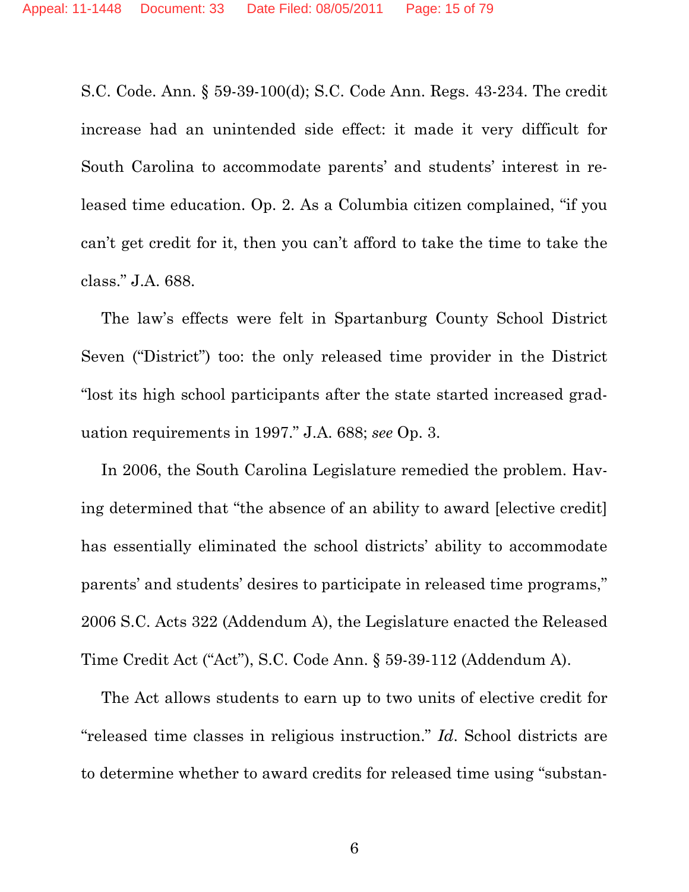S.C. Code. Ann. § 59-39-100(d); S.C. Code Ann. Regs. 43-234. The credit increase had an unintended side effect: it made it very difficult for South Carolina to accommodate parents' and students' interest in released time education. Op. 2. As a Columbia citizen complained, "if you can't get credit for it, then you can't afford to take the time to take the class." J.A. 688.

The law's effects were felt in Spartanburg County School District Seven ("District") too: the only released time provider in the District "lost its high school participants after the state started increased graduation requirements in 1997." J.A. 688; *see* Op. 3.

In 2006, the South Carolina Legislature remedied the problem. Having determined that "the absence of an ability to award [elective credit] has essentially eliminated the school districts' ability to accommodate parents' and students' desires to participate in released time programs," 2006 S.C. Acts 322 (Addendum A), the Legislature enacted the Released Time Credit Act ("Act"), S.C. Code Ann. § 59-39-112 (Addendum A).

The Act allows students to earn up to two units of elective credit for "released time classes in religious instruction." *Id*. School districts are to determine whether to award credits for released time using "substan-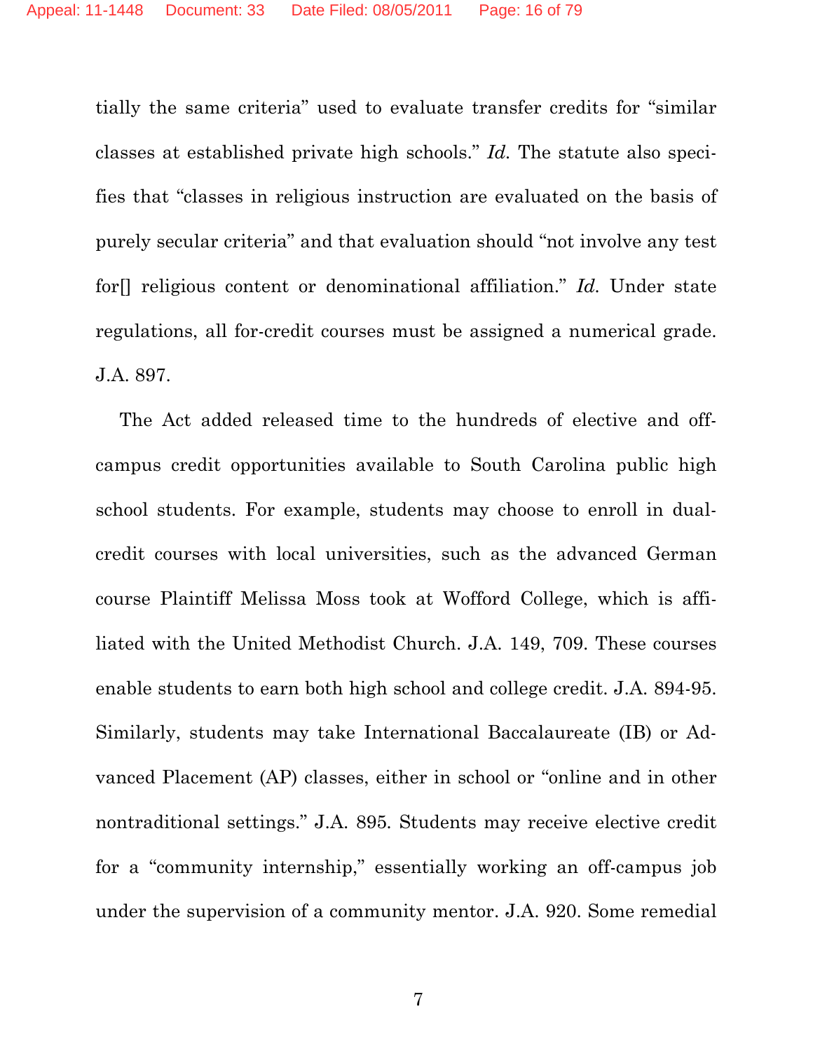tially the same criteria" used to evaluate transfer credits for "similar classes at established private high schools." *Id.* The statute also specifies that "classes in religious instruction are evaluated on the basis of purely secular criteria" and that evaluation should "not involve any test for[] religious content or denominational affiliation." *Id.* Under state regulations, all for-credit courses must be assigned a numerical grade. J.A. 897.

The Act added released time to the hundreds of elective and off-campus credit opportunities available to South Carolina public high school students. For example, students may choose to enroll in dual-credit courses with local universities, such as the advanced German course Plaintiff Melissa Moss took at Wofford College, which is affiliated with the United Methodist Church. J.A. 149, 709. These courses enable students to earn both high school and college credit. J.A. 894-95. Similarly, students may take International Baccalaureate (IB) or Advanced Placement (AP) classes, either in school or "online and in other nontraditional settings." J.A. 895. Students may receive elective credit for a "community internship," essentially working an off-campus job under the supervision of a community mentor. J.A. 920. Some remedial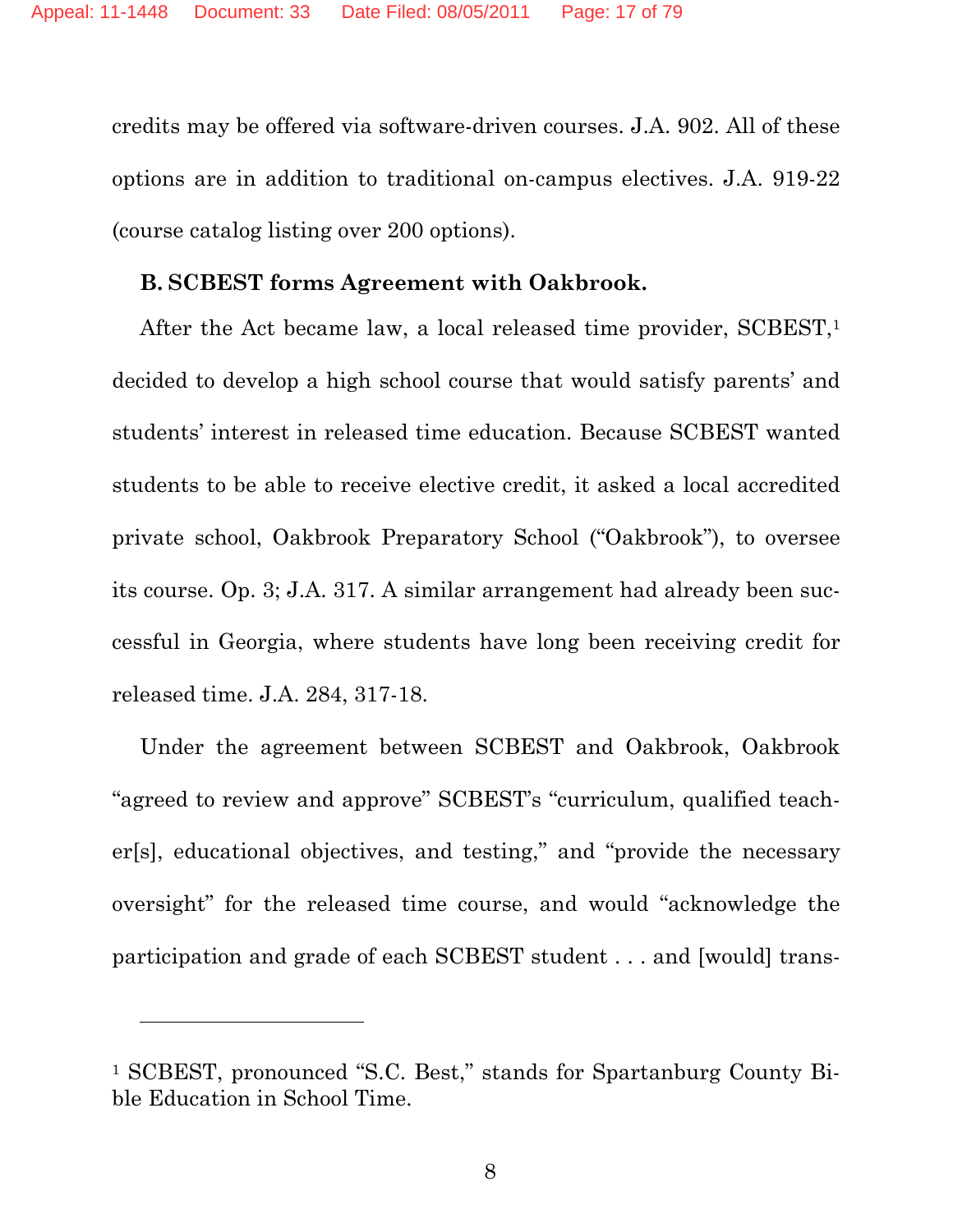credits may be offered via software-driven courses. J.A. 902. All of these options are in addition to traditional on-campus electives. J.A. 919-22 (course catalog listing over 200 options).

### B. SCBEST forms Agreement with Oakbrook.

After the Act became law, a local released time provider, SCBEST,[1] decided to develop a high school course that would satisfy parents' and students' interest in released time education. Because SCBEST wanted students to be able to receive elective credit, it asked a local accredited private school, Oakbrook Preparatory School ("Oakbrook"), to oversee its course. Op. 3; J.A. 317. A similar arrangement had already been successful in Georgia, where students have long been receiving credit for released time. J.A. 284, 317-18.

Under the agreement between SCBEST and Oakbrook, Oakbrook "agreed to review and approve" SCBEST's "curriculum, qualified teacher[s], educational objectives, and testing," and "provide the necessary oversight" for the released time course, and would "acknowledge the participation and grade of each SCBEST student . . . and [would] trans-

---

[1] SCBEST, pronounced "S.C. Best," stands for Spartanburg County Bible Education in School Time.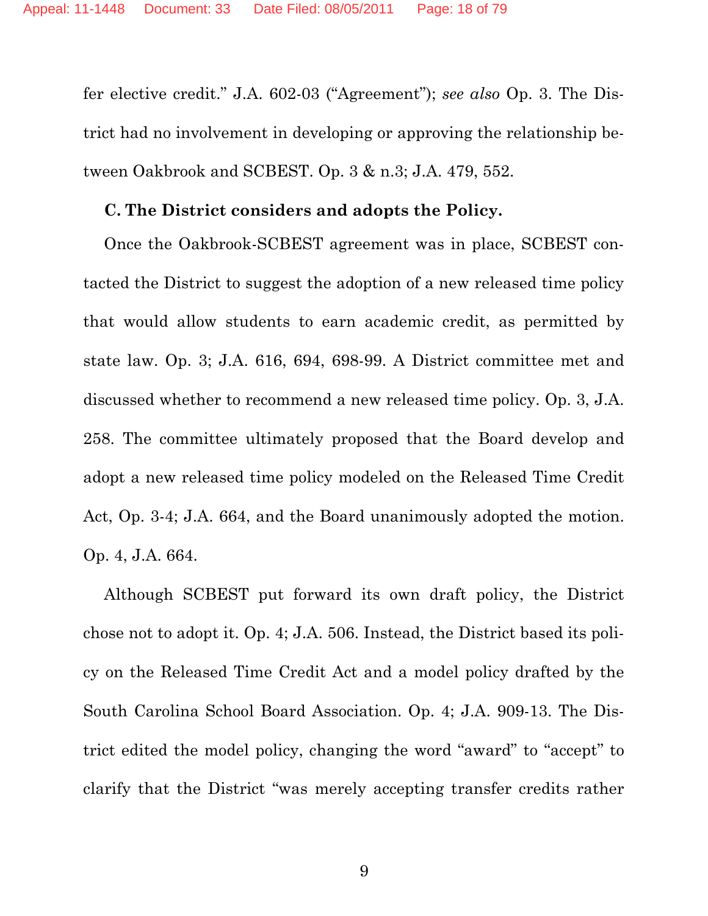fer elective credit." J.A. 602-03 ("Agreement"); *see also* Op. 3. The District had no involvement in developing or approving the relationship between Oakbrook and SCBEST. Op. 3 & n.3; J.A. 479, 552.

**C. The District considers and adopts the Policy.**

Once the Oakbrook-SCBEST agreement was in place, SCBEST contacted the District to suggest the adoption of a new released time policy that would allow students to earn academic credit, as permitted by state law. Op. 3; J.A. 616, 694, 698-99. A District committee met and discussed whether to recommend a new released time policy. Op. 3, J.A. 258. The committee ultimately proposed that the Board develop and adopt a new released time policy modeled on the Released Time Credit Act, Op. 3-4; J.A. 664, and the Board unanimously adopted the motion. Op. 4, J.A. 664.

Although SCBEST put forward its own draft policy, the District chose not to adopt it. Op. 4; J.A. 506. Instead, the District based its policy on the Released Time Credit Act and a model policy drafted by the South Carolina School Board Association. Op. 4; J.A. 909-13. The District edited the model policy, changing the word "award" to "accept" to clarify that the District "was merely accepting transfer credits rather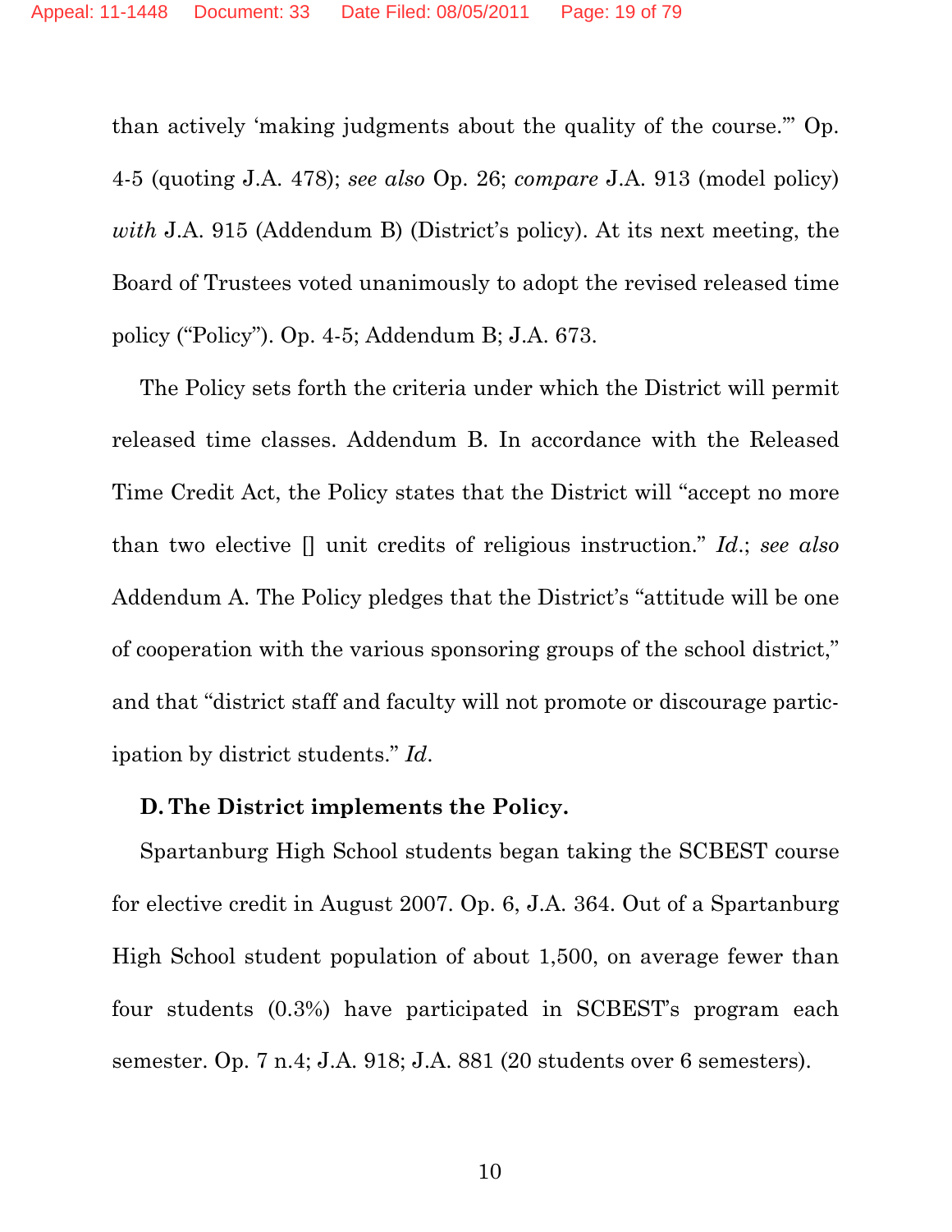than actively 'making judgments about the quality of the course.'" Op. 4-5 (quoting J.A. 478); *see also* Op. 26; *compare* J.A. 913 (model policy) *with* J.A. 915 (Addendum B) (District's policy). At its next meeting, the Board of Trustees voted unanimously to adopt the revised released time policy ("Policy"). Op. 4-5; Addendum B; J.A. 673.

The Policy sets forth the criteria under which the District will permit released time classes. Addendum B. In accordance with the Released Time Credit Act, the Policy states that the District will "accept no more than two elective [] unit credits of religious instruction." *Id.*; *see also* Addendum A. The Policy pledges that the District's "attitude will be one of cooperation with the various sponsoring groups of the school district," and that "district staff and faculty will not promote or discourage participation by district students." *Id.*

### D. The District implements the Policy.

Spartanburg High School students began taking the SCBEST course for elective credit in August 2007. Op. 6, J.A. 364. Out of a Spartanburg High School student population of about 1,500, on average fewer than four students (0.3%) have participated in SCBEST's program each semester. Op. 7 n.4; J.A. 918; J.A. 881 (20 students over 6 semesters).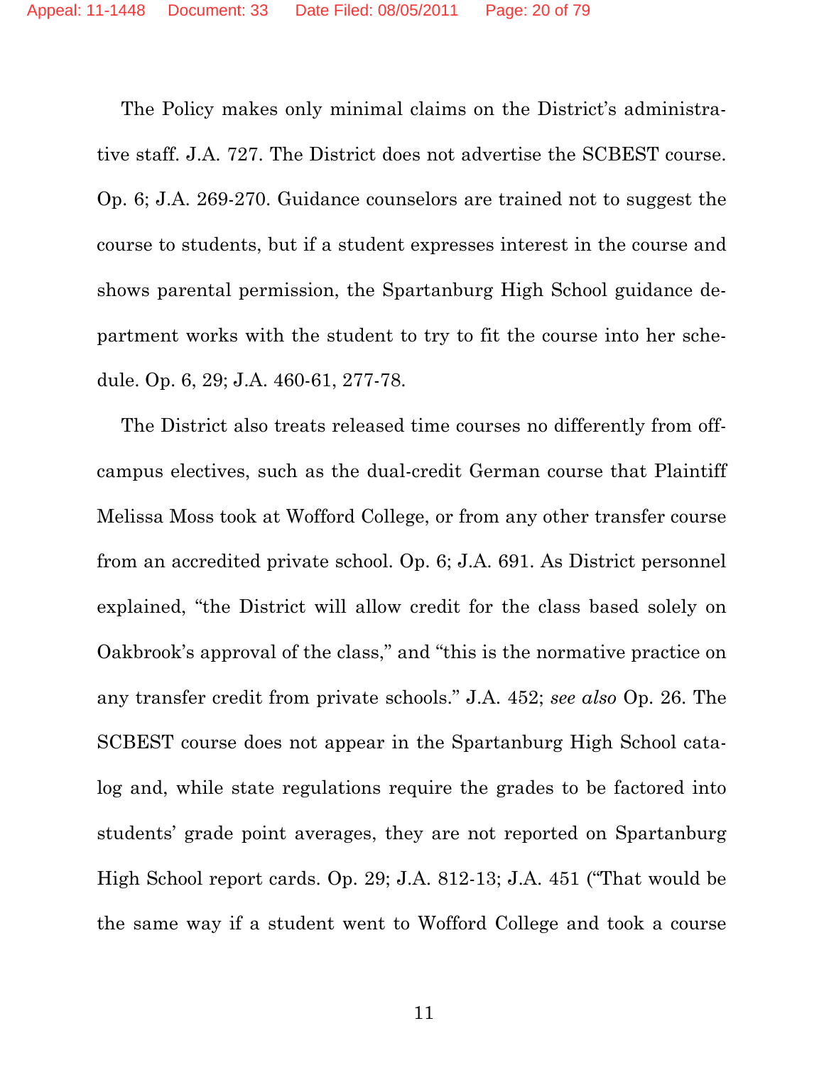The Policy makes only minimal claims on the District's administrative staff. J.A. 727. The District does not advertise the SCBEST course. Op. 6; J.A. 269-270. Guidance counselors are trained not to suggest the course to students, but if a student expresses interest in the course and shows parental permission, the Spartanburg High School guidance department works with the student to try to fit the course into her schedule. Op. 6, 29; J.A. 460-61, 277-78.

The District also treats released time courses no differently from off-campus electives, such as the dual-credit German course that Plaintiff Melissa Moss took at Wofford College, or from any other transfer course from an accredited private school. Op. 6; J.A. 691. As District personnel explained, "the District will allow credit for the class based solely on Oakbrook's approval of the class," and "this is the normative practice on any transfer credit from private schools." J.A. 452; *see also* Op. 26. The SCBEST course does not appear in the Spartanburg High School catalog and, while state regulations require the grades to be factored into students' grade point averages, they are not reported on Spartanburg High School report cards. Op. 29; J.A. 812-13; J.A. 451 ("That would be the same way if a student went to Wofford College and took a course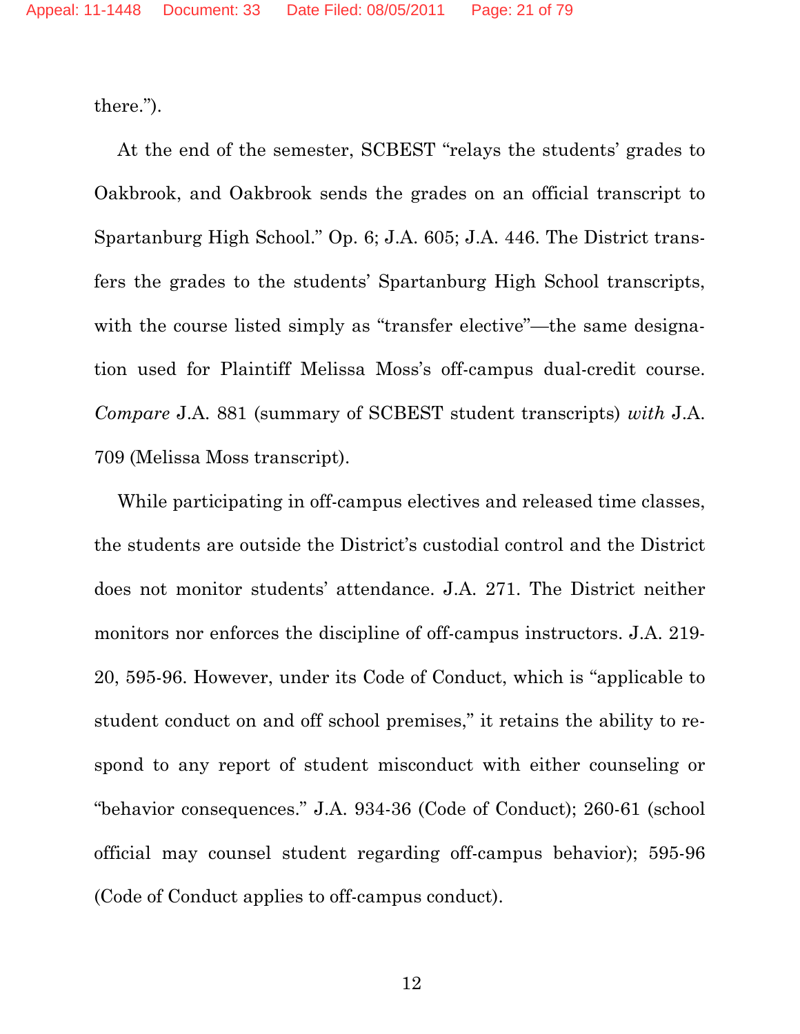there.").

At the end of the semester, SCBEST "relays the students' grades to Oakbrook, and Oakbrook sends the grades on an official transcript to Spartanburg High School." Op. 6; J.A. 605; J.A. 446. The District transfers the grades to the students' Spartanburg High School transcripts, with the course listed simply as "transfer elective"—the same designation used for Plaintiff Melissa Moss's off-campus dual-credit course. *Compare* J.A. 881 (summary of SCBEST student transcripts) *with* J.A. 709 (Melissa Moss transcript).

While participating in off-campus electives and released time classes, the students are outside the District's custodial control and the District does not monitor students' attendance. J.A. 271. The District neither monitors nor enforces the discipline of off-campus instructors. J.A. 219-20, 595-96. However, under its Code of Conduct, which is "applicable to student conduct on and off school premises," it retains the ability to respond to any report of student misconduct with either counseling or "behavior consequences." J.A. 934-36 (Code of Conduct); 260-61 (school official may counsel student regarding off-campus behavior); 595-96 (Code of Conduct applies to off-campus conduct).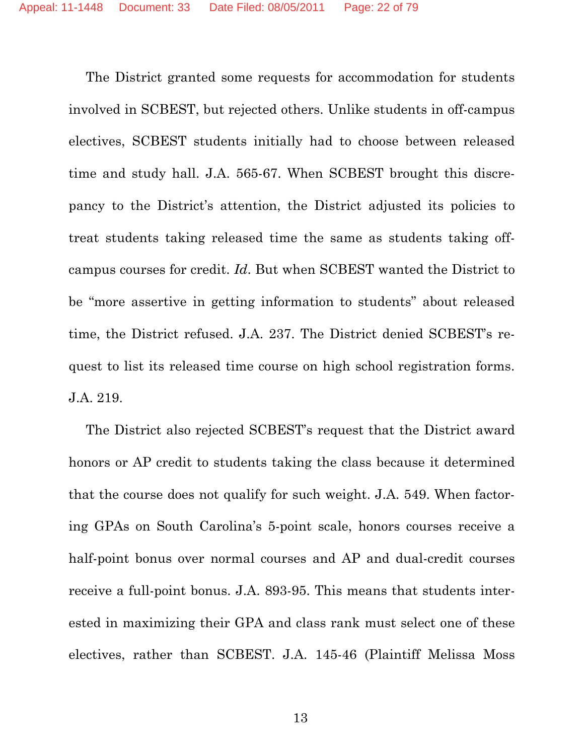The District granted some requests for accommodation for students involved in SCBEST, but rejected others. Unlike students in off-campus electives, SCBEST students initially had to choose between released time and study hall. J.A. 565-67. When SCBEST brought this discrepancy to the District's attention, the District adjusted its policies to treat students taking released time the same as students taking off-campus courses for credit. *Id*. But when SCBEST wanted the District to be "more assertive in getting information to students" about released time, the District refused. J.A. 237. The District denied SCBEST's request to list its released time course on high school registration forms. J.A. 219.

The District also rejected SCBEST's request that the District award honors or AP credit to students taking the class because it determined that the course does not qualify for such weight. J.A. 549. When factoring GPAs on South Carolina's 5-point scale, honors courses receive a half-point bonus over normal courses and AP and dual-credit courses receive a full-point bonus. J.A. 893-95. This means that students interested in maximizing their GPA and class rank must select one of these electives, rather than SCBEST. J.A. 145-46 (Plaintiff Melissa Moss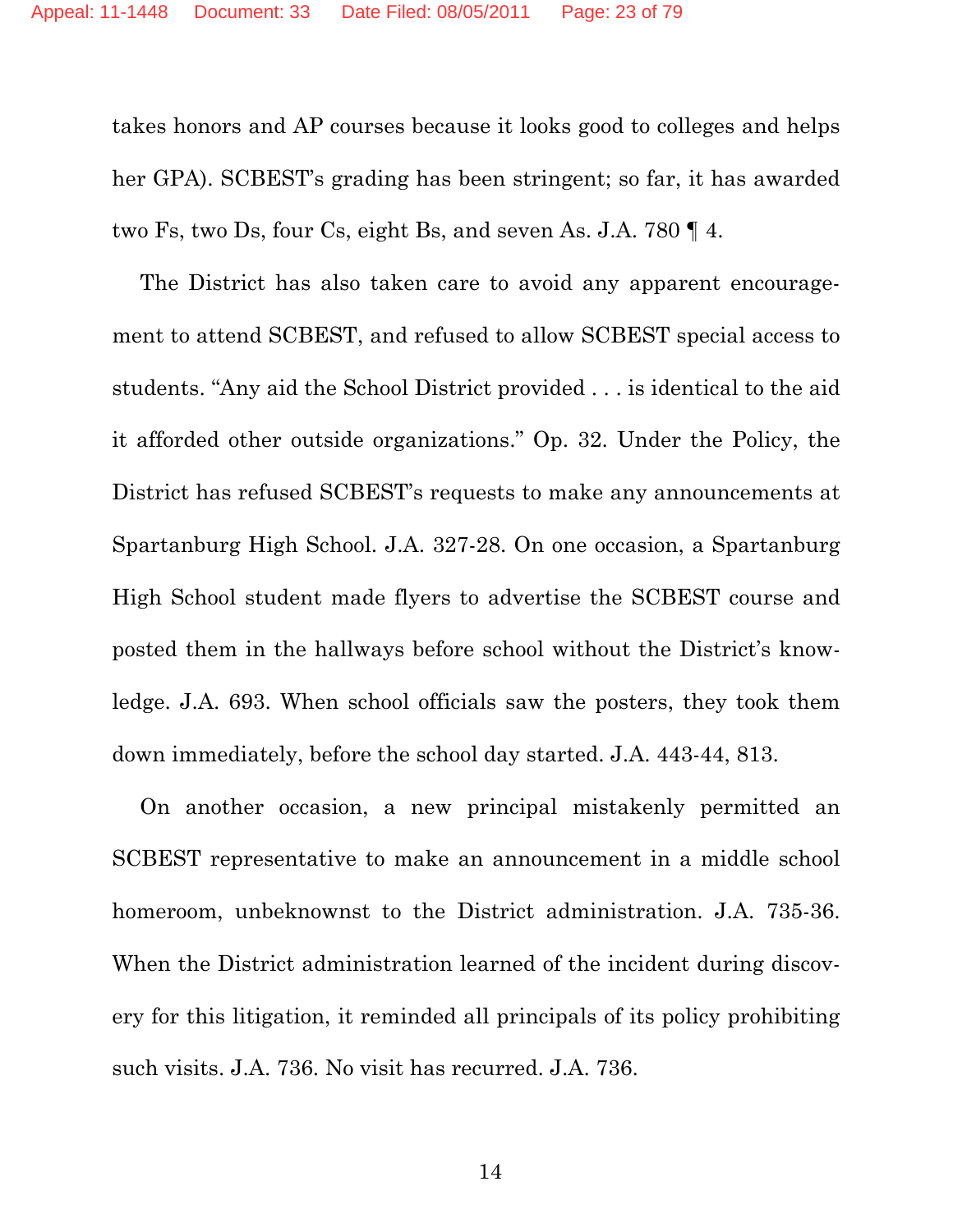takes honors and AP courses because it looks good to colleges and helps her GPA). SCBEST's grading has been stringent; so far, it has awarded two Fs, two Ds, four Cs, eight Bs, and seven As. J.A. 780 ¶ 4.

The District has also taken care to avoid any apparent encouragement to attend SCBEST, and refused to allow SCBEST special access to students. "Any aid the School District provided . . . is identical to the aid it afforded other outside organizations." Op. 32. Under the Policy, the District has refused SCBEST's requests to make any announcements at Spartanburg High School. J.A. 327-28. On one occasion, a Spartanburg High School student made flyers to advertise the SCBEST course and posted them in the hallways before school without the District's knowledge. J.A. 693. When school officials saw the posters, they took them down immediately, before the school day started. J.A. 443-44, 813.

On another occasion, a new principal mistakenly permitted an SCBEST representative to make an announcement in a middle school homeroom, unbeknownst to the District administration. J.A. 735-36. When the District administration learned of the incident during discovery for this litigation, it reminded all principals of its policy prohibiting such visits. J.A. 736. No visit has recurred. J.A. 736.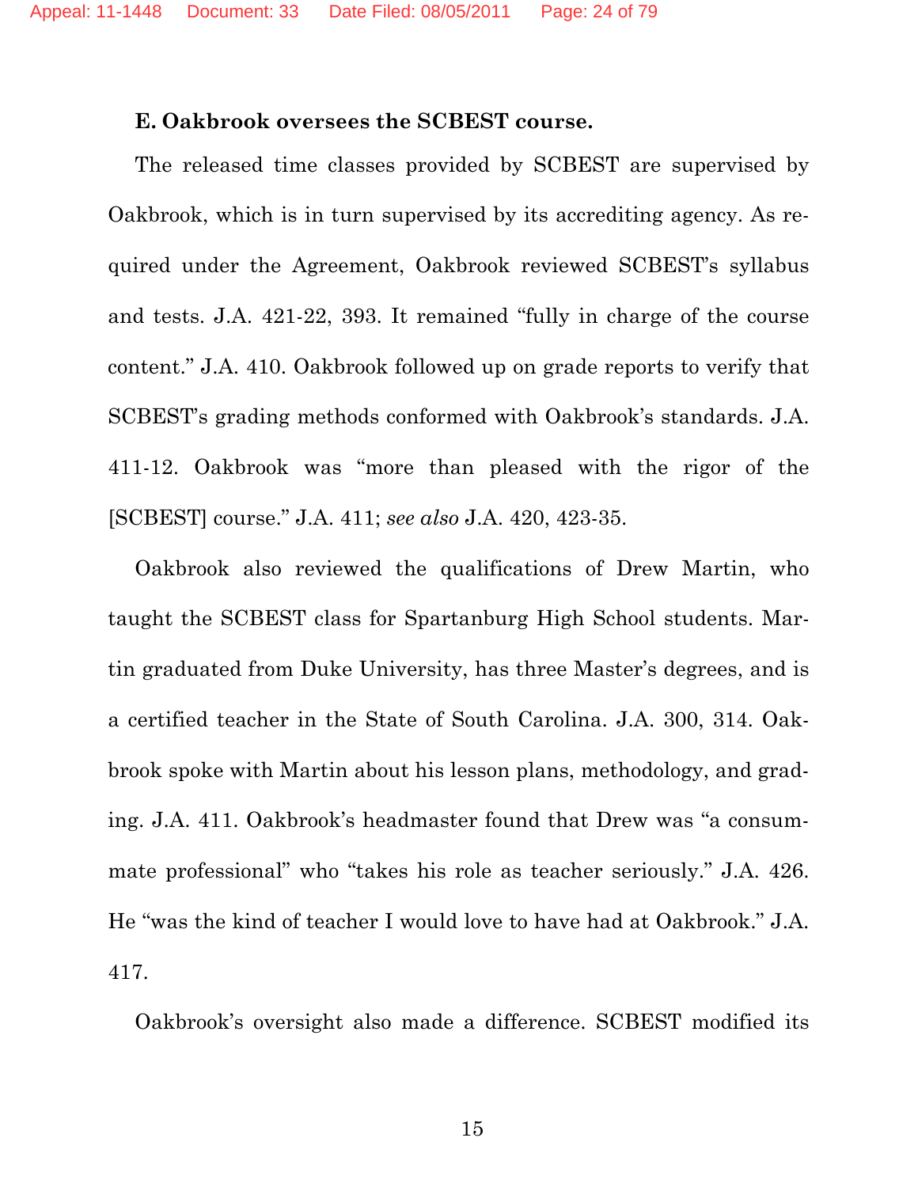**E. Oakbrook oversees the SCBEST course.**

The released time classes provided by SCBEST are supervised by Oakbrook, which is in turn supervised by its accrediting agency. As required under the Agreement, Oakbrook reviewed SCBEST's syllabus and tests. J.A. 421-22, 393. It remained "fully in charge of the course content." J.A. 410. Oakbrook followed up on grade reports to verify that SCBEST's grading methods conformed with Oakbrook's standards. J.A. 411-12. Oakbrook was "more than pleased with the rigor of the [SCBEST] course." J.A. 411; *see also* J.A. 420, 423-35.

Oakbrook also reviewed the qualifications of Drew Martin, who taught the SCBEST class for Spartanburg High School students. Martin graduated from Duke University, has three Master's degrees, and is a certified teacher in the State of South Carolina. J.A. 300, 314. Oakbrook spoke with Martin about his lesson plans, methodology, and grading. J.A. 411. Oakbrook's headmaster found that Drew was "a consummate professional" who "takes his role as teacher seriously." J.A. 426. He "was the kind of teacher I would love to have had at Oakbrook." J.A. 417.

Oakbrook's oversight also made a difference. SCBEST modified its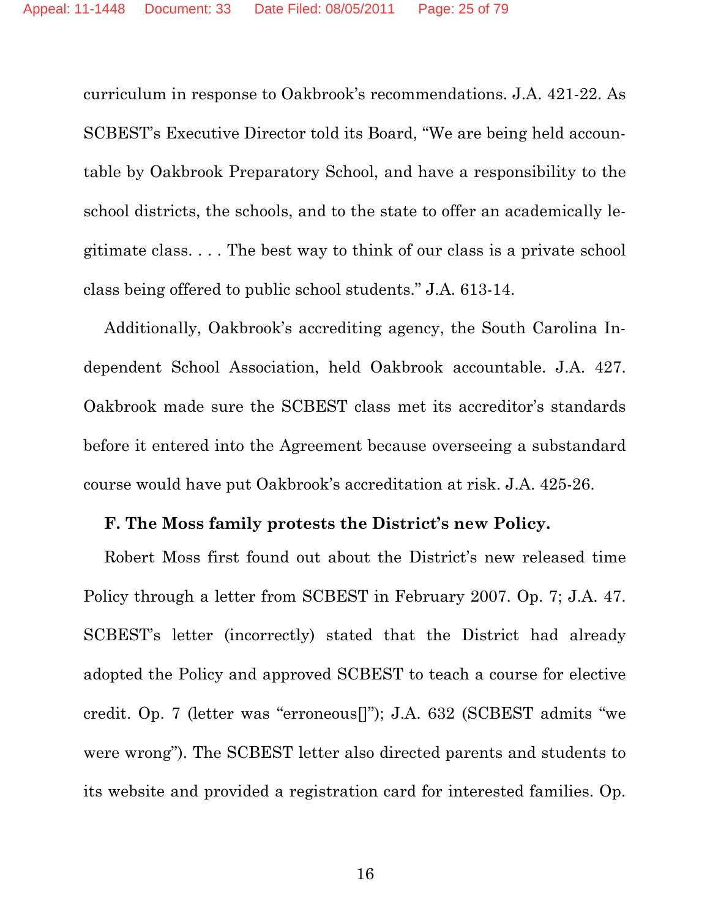curriculum in response to Oakbrook's recommendations. J.A. 421-22. As SCBEST's Executive Director told its Board, "We are being held accountable by Oakbrook Preparatory School, and have a responsibility to the school districts, the schools, and to the state to offer an academically legitimate class. . . . The best way to think of our class is a private school class being offered to public school students." J.A. 613-14.

Additionally, Oakbrook's accrediting agency, the South Carolina Independent School Association, held Oakbrook accountable. J.A. 427. Oakbrook made sure the SCBEST class met its accreditor's standards before it entered into the Agreement because overseeing a substandard course would have put Oakbrook's accreditation at risk. J.A. 425-26.

**F. The Moss family protests the District's new Policy.**

Robert Moss first found out about the District's new released time Policy through a letter from SCBEST in February 2007. Op. 7; J.A. 47. SCBEST's letter (incorrectly) stated that the District had already adopted the Policy and approved SCBEST to teach a course for elective credit. Op. 7 (letter was "erroneous[]"); J.A. 632 (SCBEST admits "we were wrong"). The SCBEST letter also directed parents and students to its website and provided a registration card for interested families. Op.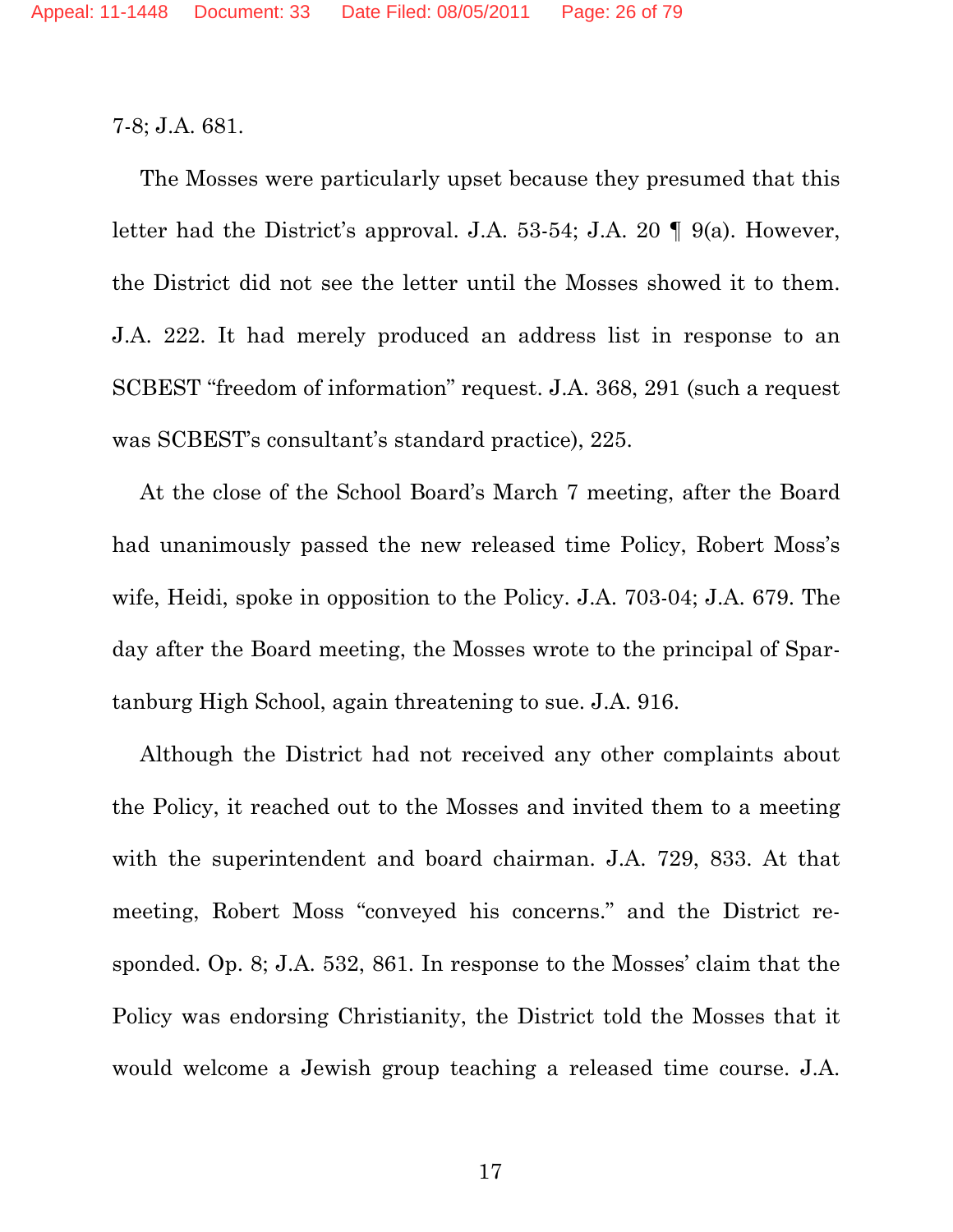7-8; J.A. 681.

The Mosses were particularly upset because they presumed that this letter had the District's approval. J.A. 53-54; J.A. 20 ¶ 9(a). However, the District did not see the letter until the Mosses showed it to them. J.A. 222. It had merely produced an address list in response to an SCBEST "freedom of information" request. J.A. 368, 291 (such a request was SCBEST's consultant's standard practice), 225.

At the close of the School Board's March 7 meeting, after the Board had unanimously passed the new released time Policy, Robert Moss's wife, Heidi, spoke in opposition to the Policy. J.A. 703-04; J.A. 679. The day after the Board meeting, the Mosses wrote to the principal of Spartanburg High School, again threatening to sue. J.A. 916.

Although the District had not received any other complaints about the Policy, it reached out to the Mosses and invited them to a meeting with the superintendent and board chairman. J.A. 729, 833. At that meeting, Robert Moss "conveyed his concerns." and the District responded. Op. 8; J.A. 532, 861. In response to the Mosses' claim that the Policy was endorsing Christianity, the District told the Mosses that it would welcome a Jewish group teaching a released time course. J.A.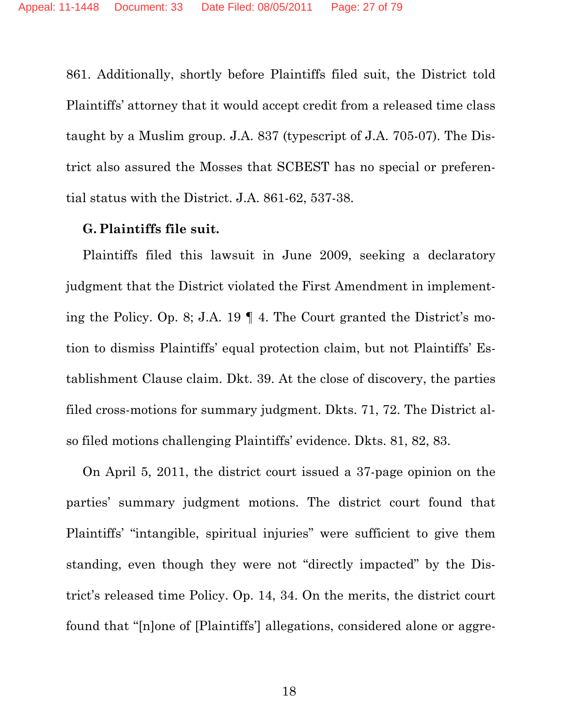861. Additionally, shortly before Plaintiffs filed suit, the District told Plaintiffs' attorney that it would accept credit from a released time class taught by a Muslim group. J.A. 837 (typescript of J.A. 705-07). The District also assured the Mosses that SCBEST has no special or preferential status with the District. J.A. 861-62, 537-38.

### G. Plaintiffs file suit.

Plaintiffs filed this lawsuit in June 2009, seeking a declaratory judgment that the District violated the First Amendment in implementing the Policy. Op. 8; J.A. 19 ¶ 4. The Court granted the District's motion to dismiss Plaintiffs' equal protection claim, but not Plaintiffs' Establishment Clause claim. Dkt. 39. At the close of discovery, the parties filed cross-motions for summary judgment. Dkts. 71, 72. The District also filed motions challenging Plaintiffs' evidence. Dkts. 81, 82, 83.

On April 5, 2011, the district court issued a 37-page opinion on the parties' summary judgment motions. The district court found that Plaintiffs' "intangible, spiritual injuries" were sufficient to give them standing, even though they were not "directly impacted" by the District's released time Policy. Op. 14, 34. On the merits, the district court found that "[n]one of [Plaintiffs'] allegations, considered alone or aggre-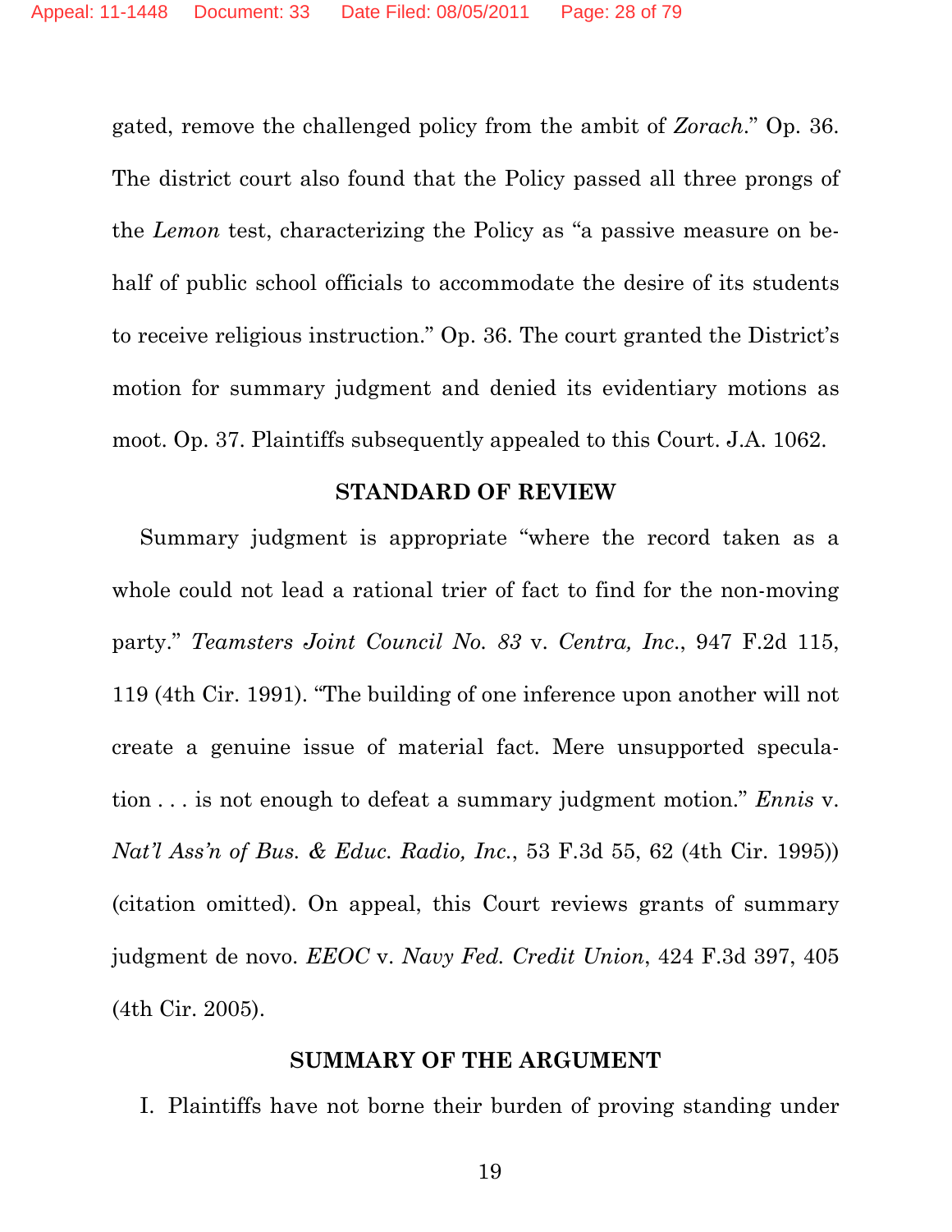gated, remove the challenged policy from the ambit of *Zorach*." Op. 36. The district court also found that the Policy passed all three prongs of the *Lemon* test, characterizing the Policy as "a passive measure on behalf of public school officials to accommodate the desire of its students to receive religious instruction." Op. 36. The court granted the District's motion for summary judgment and denied its evidentiary motions as moot. Op. 37. Plaintiffs subsequently appealed to this Court. J.A. 1062.

## STANDARD OF REVIEW

Summary judgment is appropriate "where the record taken as a whole could not lead a rational trier of fact to find for the non-moving party." *Teamsters Joint Council No. 83* v. *Centra, Inc.*, 947 F.2d 115, 119 (4th Cir. 1991). "The building of one inference upon another will not create a genuine issue of material fact. Mere unsupported speculation . . . is not enough to defeat a summary judgment motion." *Ennis* v. *Nat'l Ass'n of Bus. & Educ. Radio, Inc.*, 53 F.3d 55, 62 (4th Cir. 1995)) (citation omitted). On appeal, this Court reviews grants of summary judgment de novo. *EEOC* v. *Navy Fed. Credit Union*, 424 F.3d 397, 405 (4th Cir. 2005).

## SUMMARY OF THE ARGUMENT

I. Plaintiffs have not borne their burden of proving standing under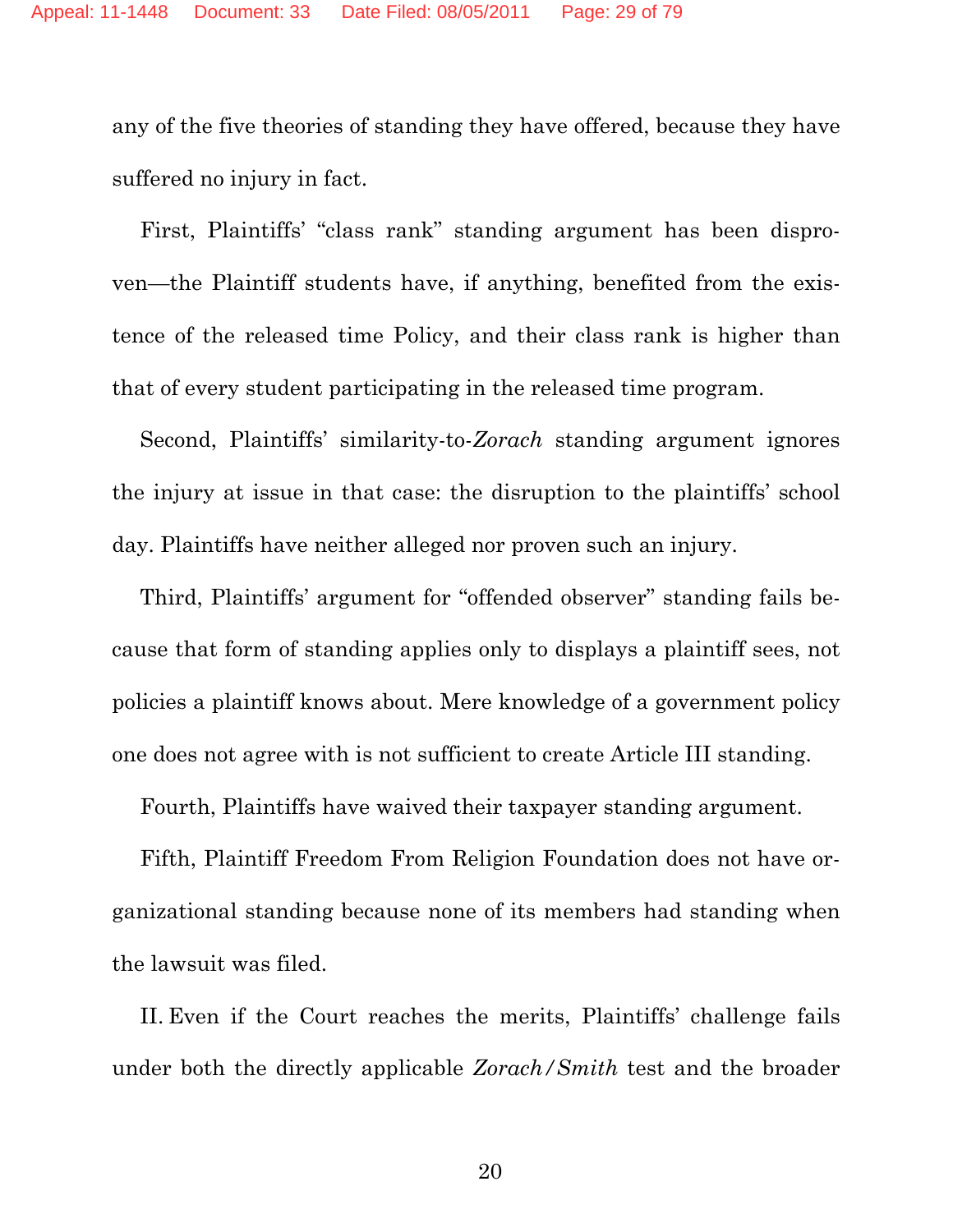any of the five theories of standing they have offered, because they have suffered no injury in fact.

First, Plaintiffs' "class rank" standing argument has been disproven—the Plaintiff students have, if anything, benefited from the existence of the released time Policy, and their class rank is higher than that of every student participating in the released time program.

Second, Plaintiffs' similarity-to-*Zorach* standing argument ignores the injury at issue in that case: the disruption to the plaintiffs' school day. Plaintiffs have neither alleged nor proven such an injury.

Third, Plaintiffs' argument for "offended observer" standing fails because that form of standing applies only to displays a plaintiff sees, not policies a plaintiff knows about. Mere knowledge of a government policy one does not agree with is not sufficient to create Article III standing.

Fourth, Plaintiffs have waived their taxpayer standing argument.

Fifth, Plaintiff Freedom From Religion Foundation does not have organizational standing because none of its members had standing when the lawsuit was filed.

II. Even if the Court reaches the merits, Plaintiffs' challenge fails under both the directly applicable *Zorach/Smith* test and the broader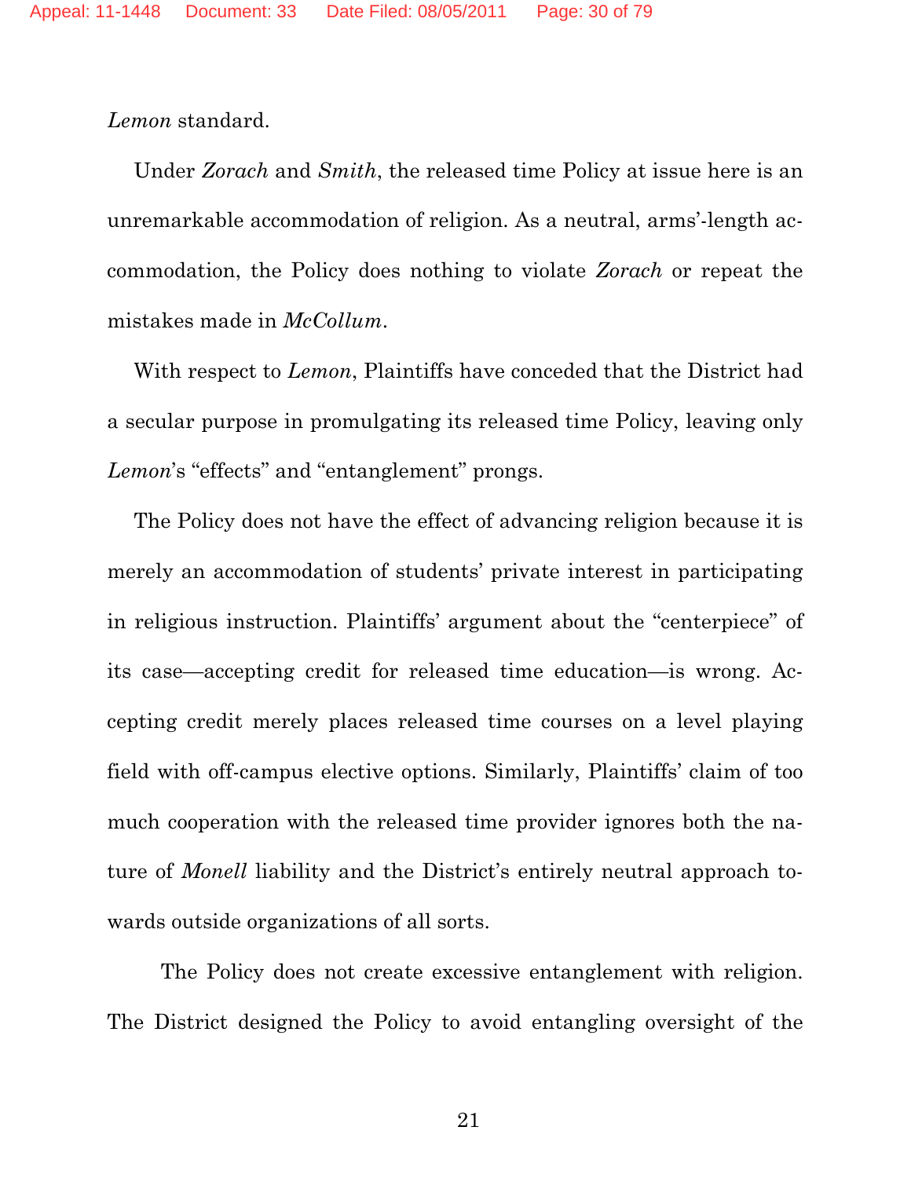*Lemon* standard.

Under *Zorach* and *Smith*, the released time Policy at issue here is an unremarkable accommodation of religion. As a neutral, arms'-length accommodation, the Policy does nothing to violate *Zorach* or repeat the mistakes made in *McCollum*.

With respect to *Lemon*, Plaintiffs have conceded that the District had a secular purpose in promulgating its released time Policy, leaving only *Lemon*'s "effects" and "entanglement" prongs.

The Policy does not have the effect of advancing religion because it is merely an accommodation of students' private interest in participating in religious instruction. Plaintiffs' argument about the "centerpiece" of its case—accepting credit for released time education—is wrong. Accepting credit merely places released time courses on a level playing field with off-campus elective options. Similarly, Plaintiffs' claim of too much cooperation with the released time provider ignores both the nature of *Monell* liability and the District's entirely neutral approach towards outside organizations of all sorts.

The Policy does not create excessive entanglement with religion. The District designed the Policy to avoid entangling oversight of the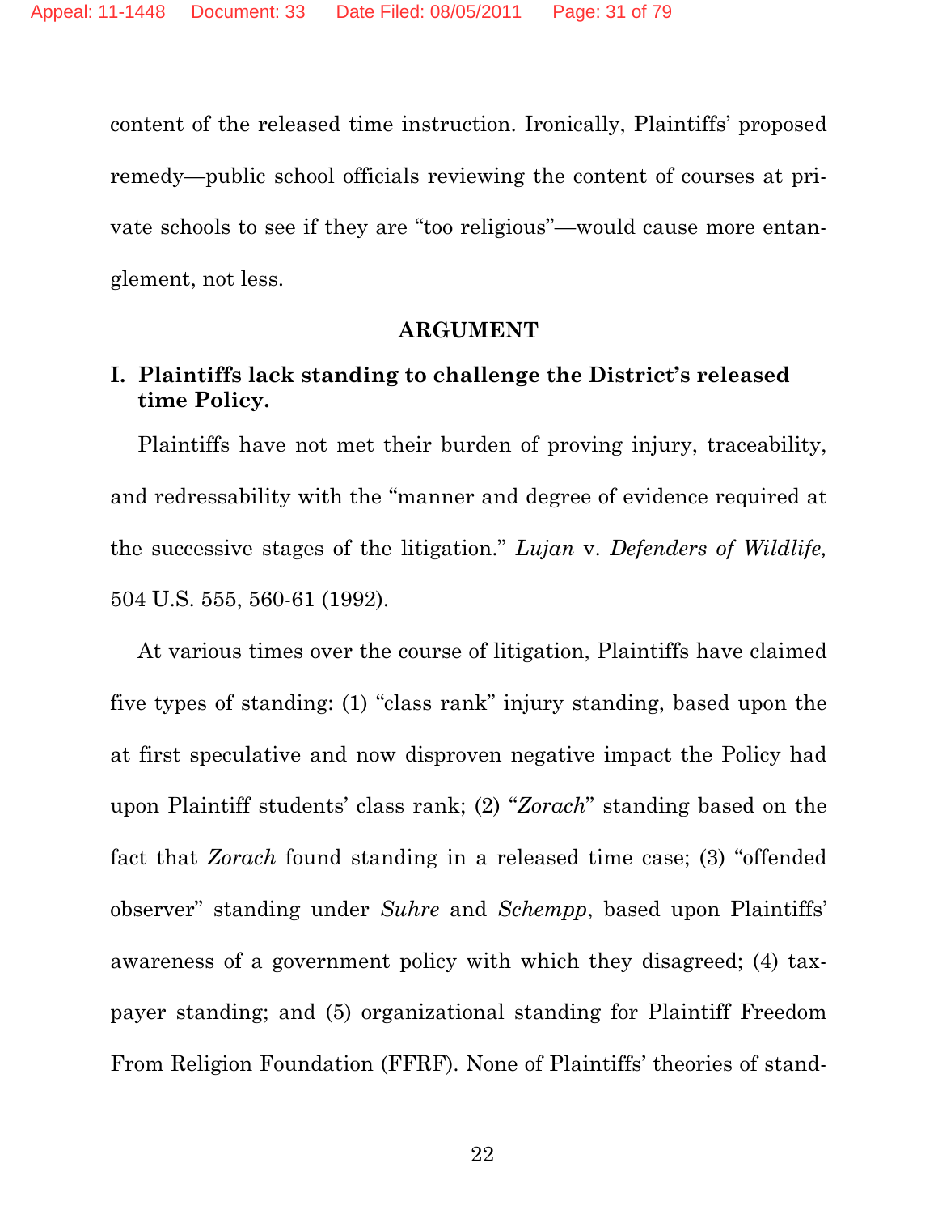content of the released time instruction. Ironically, Plaintiffs' proposed remedy—public school officials reviewing the content of courses at private schools to see if they are "too religious"—would cause more entanglement, not less.

## ARGUMENT

### I. Plaintiffs lack standing to challenge the District's released time Policy.

Plaintiffs have not met their burden of proving injury, traceability, and redressability with the "manner and degree of evidence required at the successive stages of the litigation." *Lujan* v. *Defenders of Wildlife,* 504 U.S. 555, 560-61 (1992).

At various times over the course of litigation, Plaintiffs have claimed five types of standing: (1) "class rank" injury standing, based upon the at first speculative and now disproven negative impact the Policy had upon Plaintiff students' class rank; (2) "*Zorach*" standing based on the fact that *Zorach* found standing in a released time case; (3) "offended observer" standing under *Suhre* and *Schempp*, based upon Plaintiffs' awareness of a government policy with which they disagreed; (4) taxpayer standing; and (5) organizational standing for Plaintiff Freedom From Religion Foundation (FFRF). None of Plaintiffs' theories of stand-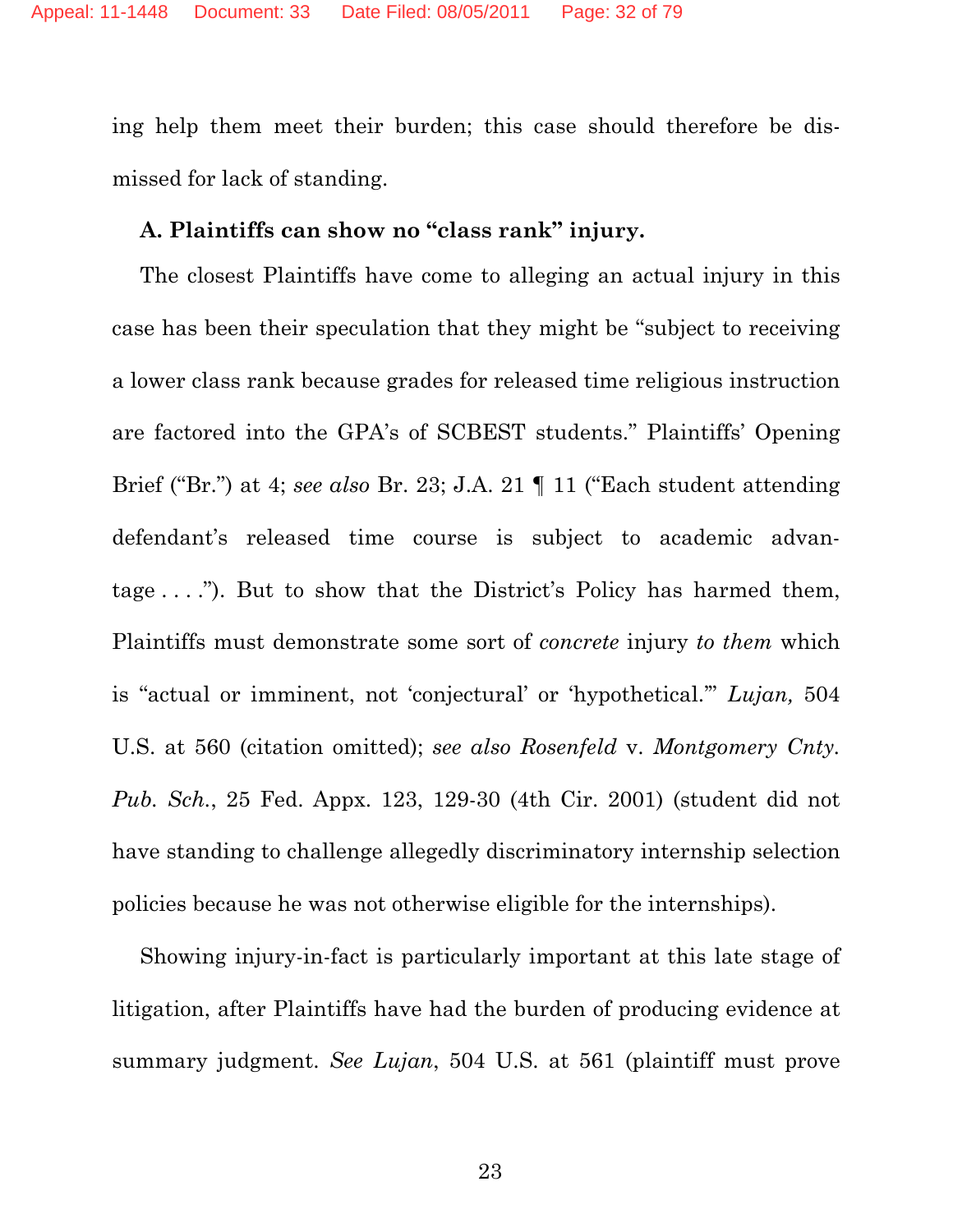ing help them meet their burden; this case should therefore be dismissed for lack of standing.

**A. Plaintiffs can show no "class rank" injury.**

The closest Plaintiffs have come to alleging an actual injury in this case has been their speculation that they might be "subject to receiving a lower class rank because grades for released time religious instruction are factored into the GPA's of SCBEST students." Plaintiffs' Opening Brief ("Br.") at 4; *see also* Br. 23; J.A. 21 ¶ 11 ("Each student attending defendant's released time course is subject to academic advantage . . . ."). But to show that the District's Policy has harmed them, Plaintiffs must demonstrate some sort of *concrete* injury *to them* which is "actual or imminent, not 'conjectural' or 'hypothetical.'" *Lujan,* 504 U.S. at 560 (citation omitted); *see also Rosenfeld* v. *Montgomery Cnty. Pub. Sch.*, 25 Fed. Appx. 123, 129-30 (4th Cir. 2001) (student did not have standing to challenge allegedly discriminatory internship selection policies because he was not otherwise eligible for the internships).

Showing injury-in-fact is particularly important at this late stage of litigation, after Plaintiffs have had the burden of producing evidence at summary judgment. *See Lujan*, 504 U.S. at 561 (plaintiff must prove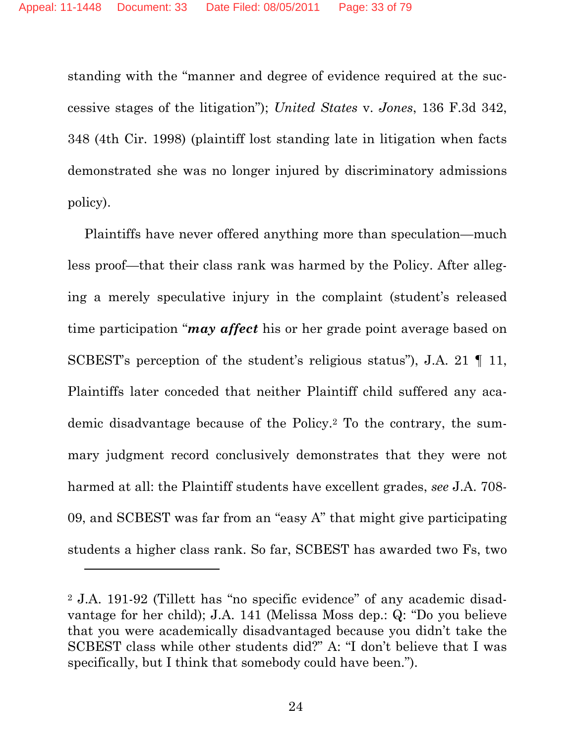standing with the "manner and degree of evidence required at the successive stages of the litigation"); *United States* v. *Jones*, 136 F.3d 342, 348 (4th Cir. 1998) (plaintiff lost standing late in litigation when facts demonstrated she was no longer injured by discriminatory admissions policy).

Plaintiffs have never offered anything more than speculation—much less proof—that their class rank was harmed by the Policy. After alleging a merely speculative injury in the complaint (student's released time participation "***may affect*** his or her grade point average based on SCBEST's perception of the student's religious status"), J.A. 21 ¶ 11, Plaintiffs later conceded that neither Plaintiff child suffered any academic disadvantage because of the Policy.[2] To the contrary, the summary judgment record conclusively demonstrates that they were not harmed at all: the Plaintiff students have excellent grades, *see* J.A. 708-09, and SCBEST was far from an "easy A" that might give participating students a higher class rank. So far, SCBEST has awarded two Fs, two

[2] J.A. 191-92 (Tillett has "no specific evidence" of any academic disadvantage for her child); J.A. 141 (Melissa Moss dep.: Q: "Do you believe that you were academically disadvantaged because you didn't take the SCBEST class while other students did?" A: "I don't believe that I was specifically, but I think that somebody could have been.").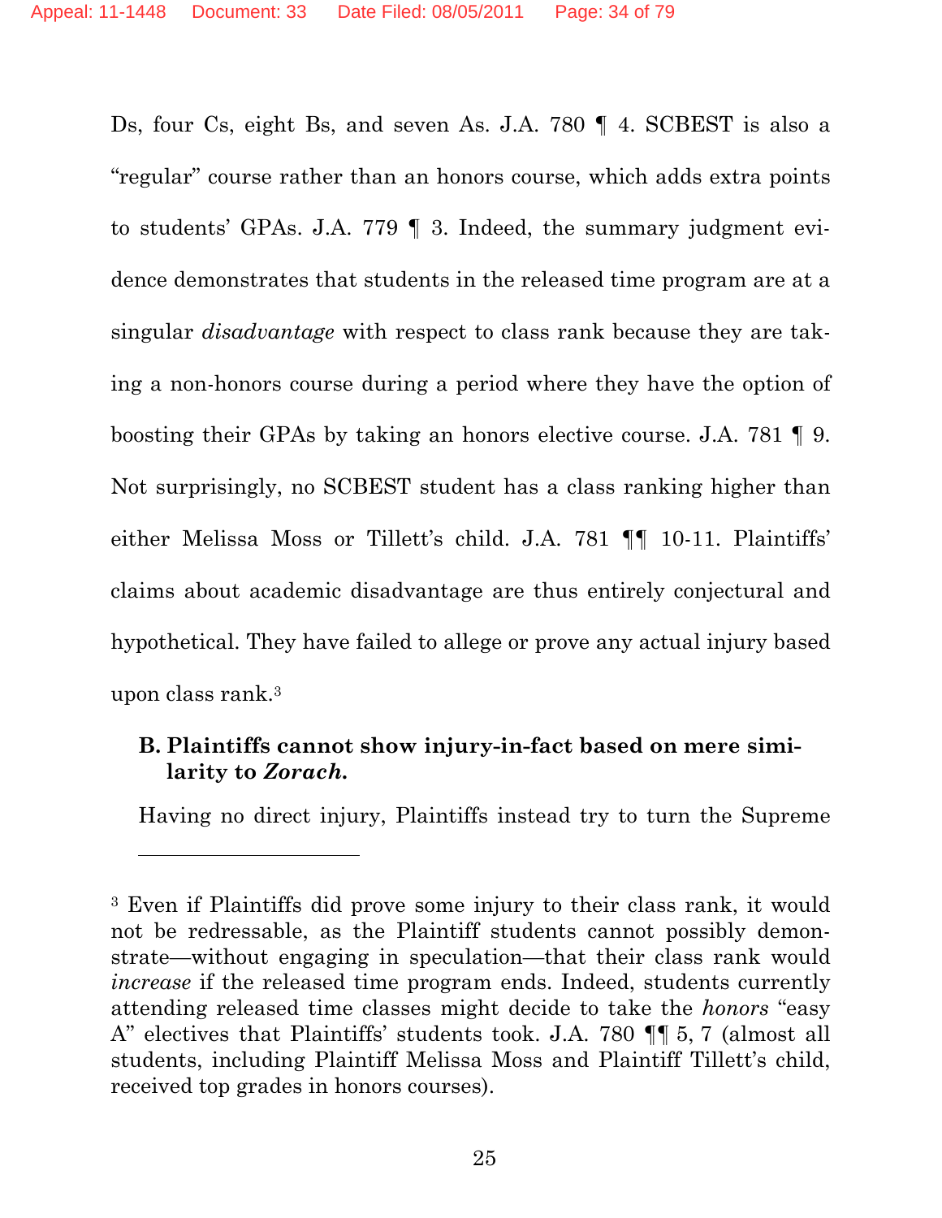Ds, four Cs, eight Bs, and seven As. J.A. 780 ¶ 4. SCBEST is also a "regular" course rather than an honors course, which adds extra points to students' GPAs. J.A. 779 ¶ 3. Indeed, the summary judgment evidence demonstrates that students in the released time program are at a singular *disadvantage* with respect to class rank because they are taking a non-honors course during a period where they have the option of boosting their GPAs by taking an honors elective course. J.A. 781 ¶ 9. Not surprisingly, no SCBEST student has a class ranking higher than either Melissa Moss or Tillett's child. J.A. 781 ¶¶ 10-11. Plaintiffs' claims about academic disadvantage are thus entirely conjectural and hypothetical. They have failed to allege or prove any actual injury based upon class rank.[3]

### B. Plaintiffs cannot show injury-in-fact based on mere similarity to *Zorach*.

Having no direct injury, Plaintiffs instead try to turn the Supreme

---

[3] Even if Plaintiffs did prove some injury to their class rank, it would not be redressable, as the Plaintiff students cannot possibly demonstrate—without engaging in speculation—that their class rank would *increase* if the released time program ends. Indeed, students currently attending released time classes might decide to take the *honors* "easy A" electives that Plaintiffs' students took. J.A. 780 ¶¶ 5, 7 (almost all students, including Plaintiff Melissa Moss and Plaintiff Tillett's child, received top grades in honors courses).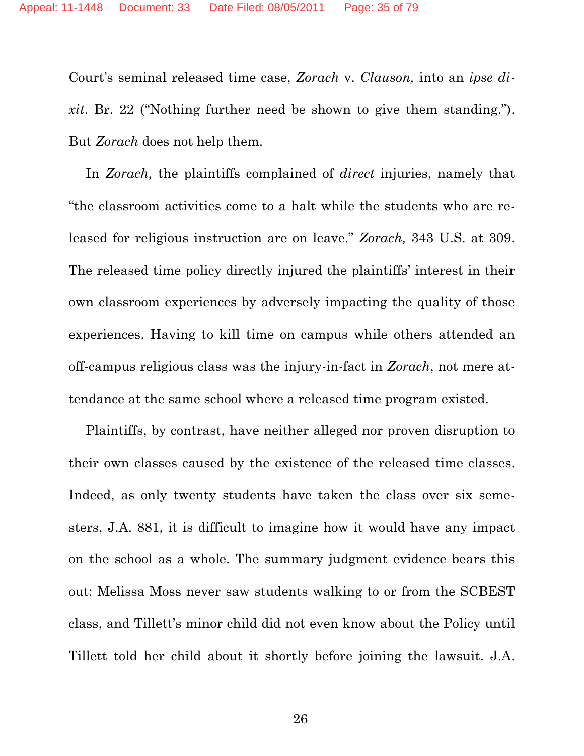Court's seminal released time case, *Zorach* v. *Clauson,* into an *ipse dixit*. Br. 22 ("Nothing further need be shown to give them standing."). But *Zorach* does not help them.

In *Zorach,* the plaintiffs complained of *direct* injuries, namely that "the classroom activities come to a halt while the students who are released for religious instruction are on leave." *Zorach,* 343 U.S. at 309. The released time policy directly injured the plaintiffs' interest in their own classroom experiences by adversely impacting the quality of those experiences. Having to kill time on campus while others attended an off-campus religious class was the injury-in-fact in *Zorach*, not mere attendance at the same school where a released time program existed.

Plaintiffs, by contrast, have neither alleged nor proven disruption to their own classes caused by the existence of the released time classes. Indeed, as only twenty students have taken the class over six semesters, J.A. 881, it is difficult to imagine how it would have any impact on the school as a whole. The summary judgment evidence bears this out: Melissa Moss never saw students walking to or from the SCBEST class, and Tillett's minor child did not even know about the Policy until Tillett told her child about it shortly before joining the lawsuit. J.A.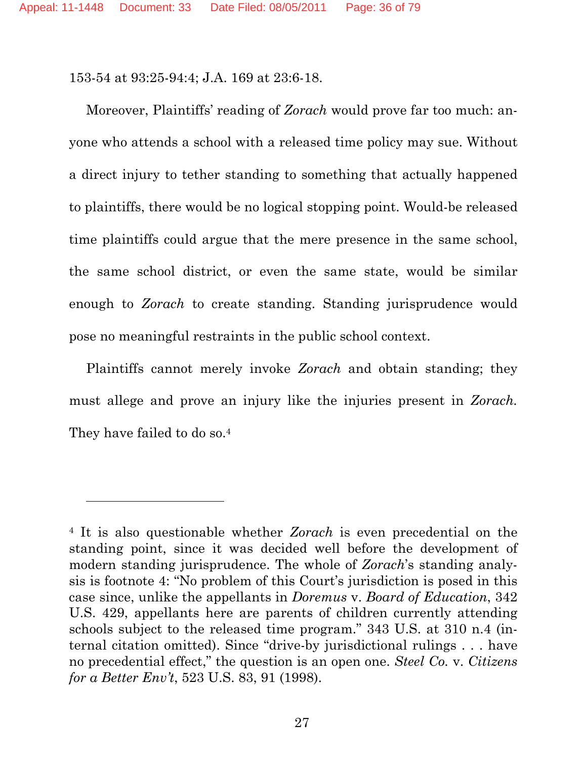153-54 at 93:25-94:4; J.A. 169 at 23:6-18.

Moreover, Plaintiffs' reading of *Zorach* would prove far too much: anyone who attends a school with a released time policy may sue. Without a direct injury to tether standing to something that actually happened to plaintiffs, there would be no logical stopping point. Would-be released time plaintiffs could argue that the mere presence in the same school, the same school district, or even the same state, would be similar enough to *Zorach* to create standing. Standing jurisprudence would pose no meaningful restraints in the public school context.

Plaintiffs cannot merely invoke *Zorach* and obtain standing; they must allege and prove an injury like the injuries present in *Zorach.* They have failed to do so.[4]

---

[4] It is also questionable whether *Zorach* is even precedential on the standing point, since it was decided well before the development of modern standing jurisprudence. The whole of *Zorach*'s standing analysis is footnote 4: "No problem of this Court's jurisdiction is posed in this case since, unlike the appellants in *Doremus* v. *Board of Education*, 342 U.S. 429, appellants here are parents of children currently attending schools subject to the released time program." 343 U.S. at 310 n.4 (internal citation omitted). Since "drive-by jurisdictional rulings . . . have no precedential effect," the question is an open one. *Steel Co.* v. *Citizens for a Better Env't*, 523 U.S. 83, 91 (1998).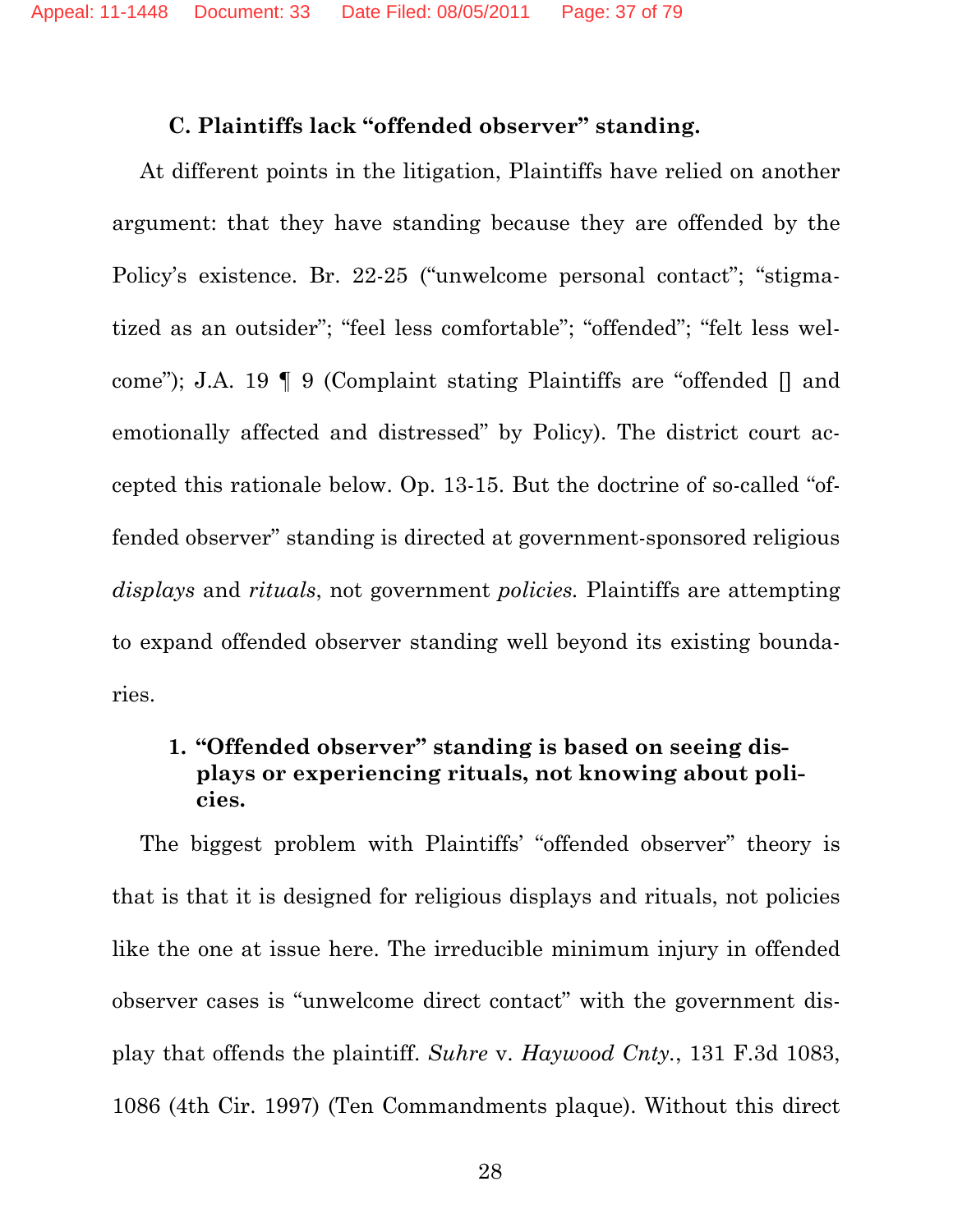### C. Plaintiffs lack "offended observer" standing.

At different points in the litigation, Plaintiffs have relied on another argument: that they have standing because they are offended by the Policy's existence. Br. 22-25 ("unwelcome personal contact"; "stigmatized as an outsider"; "feel less comfortable"; "offended"; "felt less welcome"); J.A. 19 ¶ 9 (Complaint stating Plaintiffs are "offended [] and emotionally affected and distressed" by Policy). The district court accepted this rationale below. Op. 13-15. But the doctrine of so-called "offended observer" standing is directed at government-sponsored religious *displays* and *rituals*, not government *policies.* Plaintiffs are attempting to expand offended observer standing well beyond its existing boundaries.

#### 1. "Offended observer" standing is based on seeing displays or experiencing rituals, not knowing about policies.

The biggest problem with Plaintiffs' "offended observer" theory is that is that it is designed for religious displays and rituals, not policies like the one at issue here. The irreducible minimum injury in offended observer cases is "unwelcome direct contact" with the government display that offends the plaintiff. *Suhre* v. *Haywood Cnty.*, 131 F.3d 1083, 1086 (4th Cir. 1997) (Ten Commandments plaque). Without this direct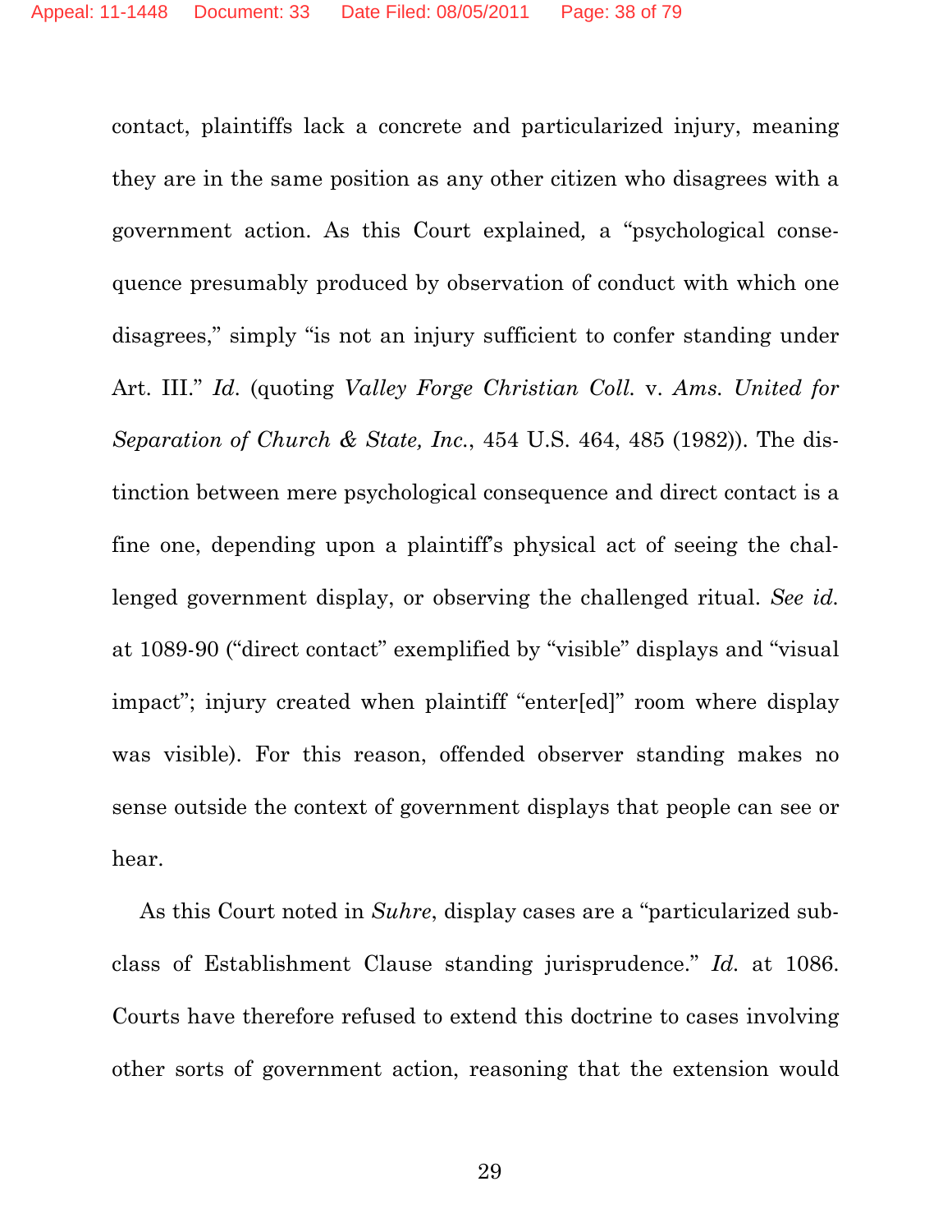contact, plaintiffs lack a concrete and particularized injury, meaning they are in the same position as any other citizen who disagrees with a government action. As this Court explained, a "psychological consequence presumably produced by observation of conduct with which one disagrees," simply "is not an injury sufficient to confer standing under Art. III." *Id.* (quoting *Valley Forge Christian Coll.* v. *Ams. United for Separation of Church & State, Inc.*, 454 U.S. 464, 485 (1982)). The distinction between mere psychological consequence and direct contact is a fine one, depending upon a plaintiff's physical act of seeing the challenged government display, or observing the challenged ritual. *See id.* at 1089-90 ("direct contact" exemplified by "visible" displays and "visual impact"; injury created when plaintiff "enter[ed]" room where display was visible). For this reason, offended observer standing makes no sense outside the context of government displays that people can see or hear.

As this Court noted in *Suhre*, display cases are a "particularized subclass of Establishment Clause standing jurisprudence." *Id.* at 1086. Courts have therefore refused to extend this doctrine to cases involving other sorts of government action, reasoning that the extension would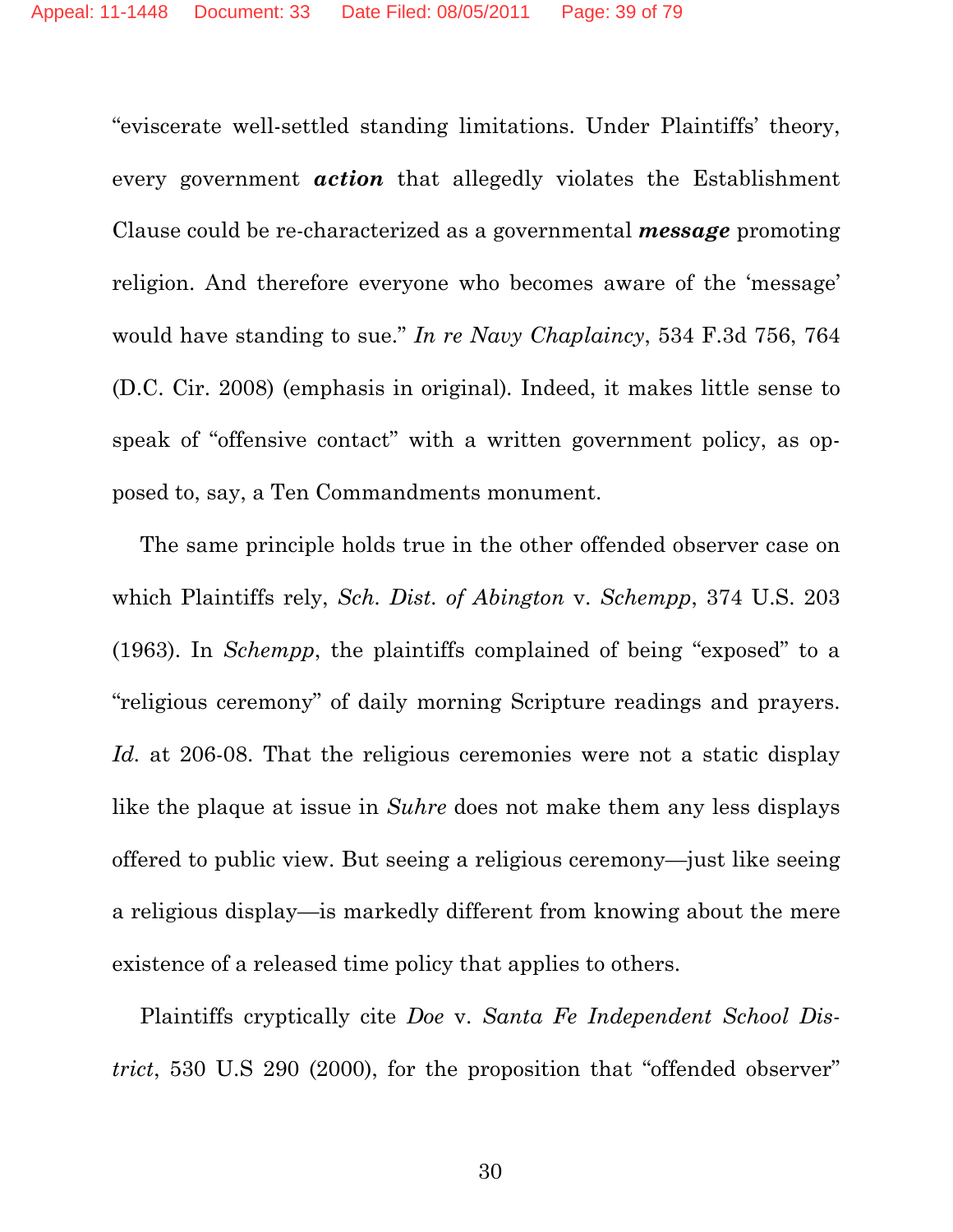"eviscerate well-settled standing limitations. Under Plaintiffs' theory, every government ***action*** that allegedly violates the Establishment Clause could be re-characterized as a governmental ***message*** promoting religion. And therefore everyone who becomes aware of the 'message' would have standing to sue." *In re Navy Chaplaincy*, 534 F.3d 756, 764 (D.C. Cir. 2008) (emphasis in original). Indeed, it makes little sense to speak of "offensive contact" with a written government policy, as opposed to, say, a Ten Commandments monument.

The same principle holds true in the other offended observer case on which Plaintiffs rely, *Sch. Dist. of Abington* v. *Schempp*, 374 U.S. 203 (1963). In *Schempp*, the plaintiffs complained of being "exposed" to a "religious ceremony" of daily morning Scripture readings and prayers. *Id.* at 206-08. That the religious ceremonies were not a static display like the plaque at issue in *Suhre* does not make them any less displays offered to public view. But seeing a religious ceremony—just like seeing a religious display—is markedly different from knowing about the mere existence of a released time policy that applies to others.

Plaintiffs cryptically cite *Doe* v. *Santa Fe Independent School District*, 530 U.S 290 (2000), for the proposition that "offended observer"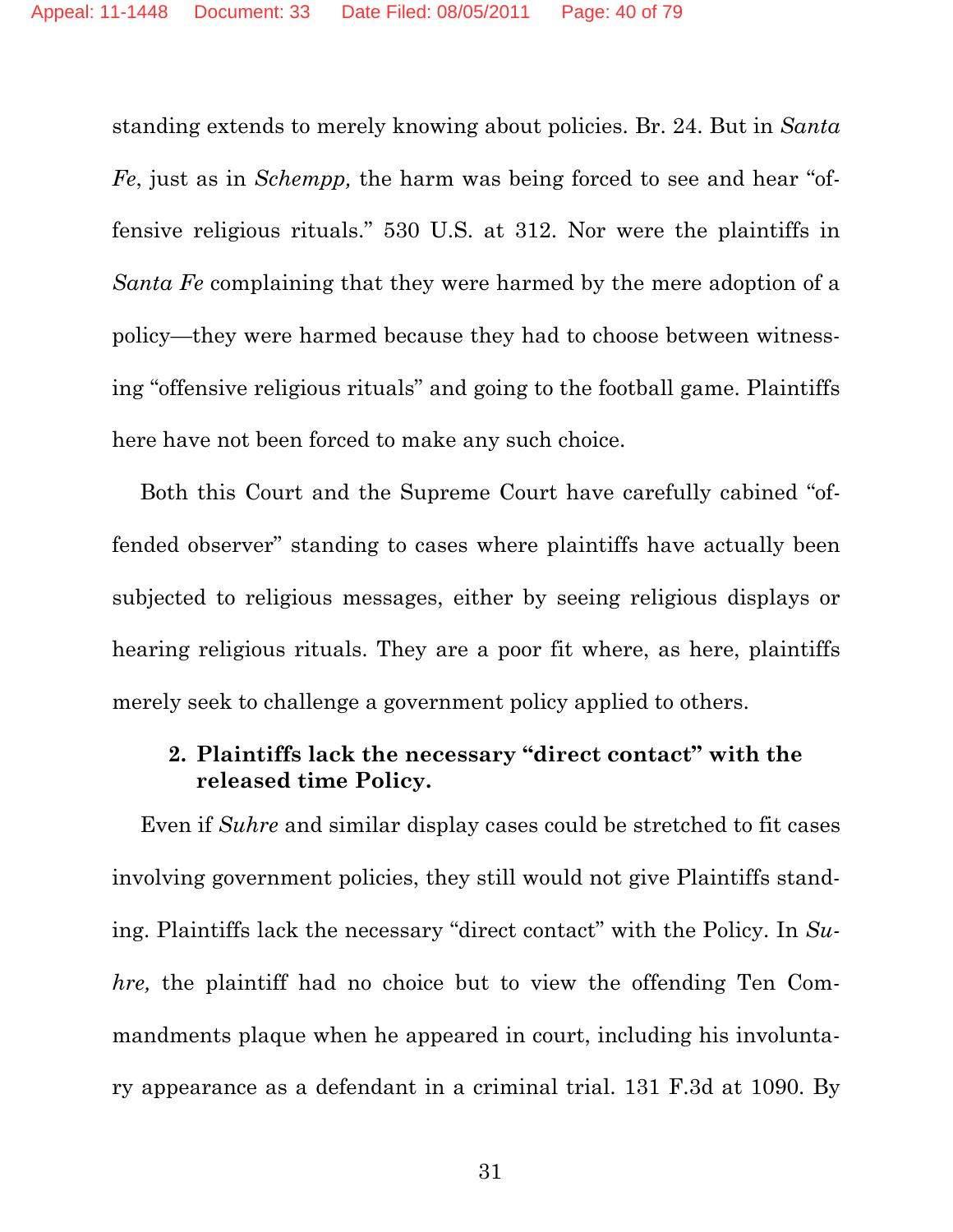standing extends to merely knowing about policies. Br. 24. But in *Santa Fe*, just as in *Schempp,* the harm was being forced to see and hear "offensive religious rituals." 530 U.S. at 312. Nor were the plaintiffs in *Santa Fe* complaining that they were harmed by the mere adoption of a policy—they were harmed because they had to choose between witnessing "offensive religious rituals" and going to the football game. Plaintiffs here have not been forced to make any such choice.

Both this Court and the Supreme Court have carefully cabined "offended observer" standing to cases where plaintiffs have actually been subjected to religious messages, either by seeing religious displays or hearing religious rituals. They are a poor fit where, as here, plaintiffs merely seek to challenge a government policy applied to others.

**2. Plaintiffs lack the necessary "direct contact" with the released time Policy.**

Even if *Suhre* and similar display cases could be stretched to fit cases involving government policies, they still would not give Plaintiffs standing. Plaintiffs lack the necessary "direct contact" with the Policy. In *Suhre,* the plaintiff had no choice but to view the offending Ten Commandments plaque when he appeared in court, including his involuntary appearance as a defendant in a criminal trial. 131 F.3d at 1090. By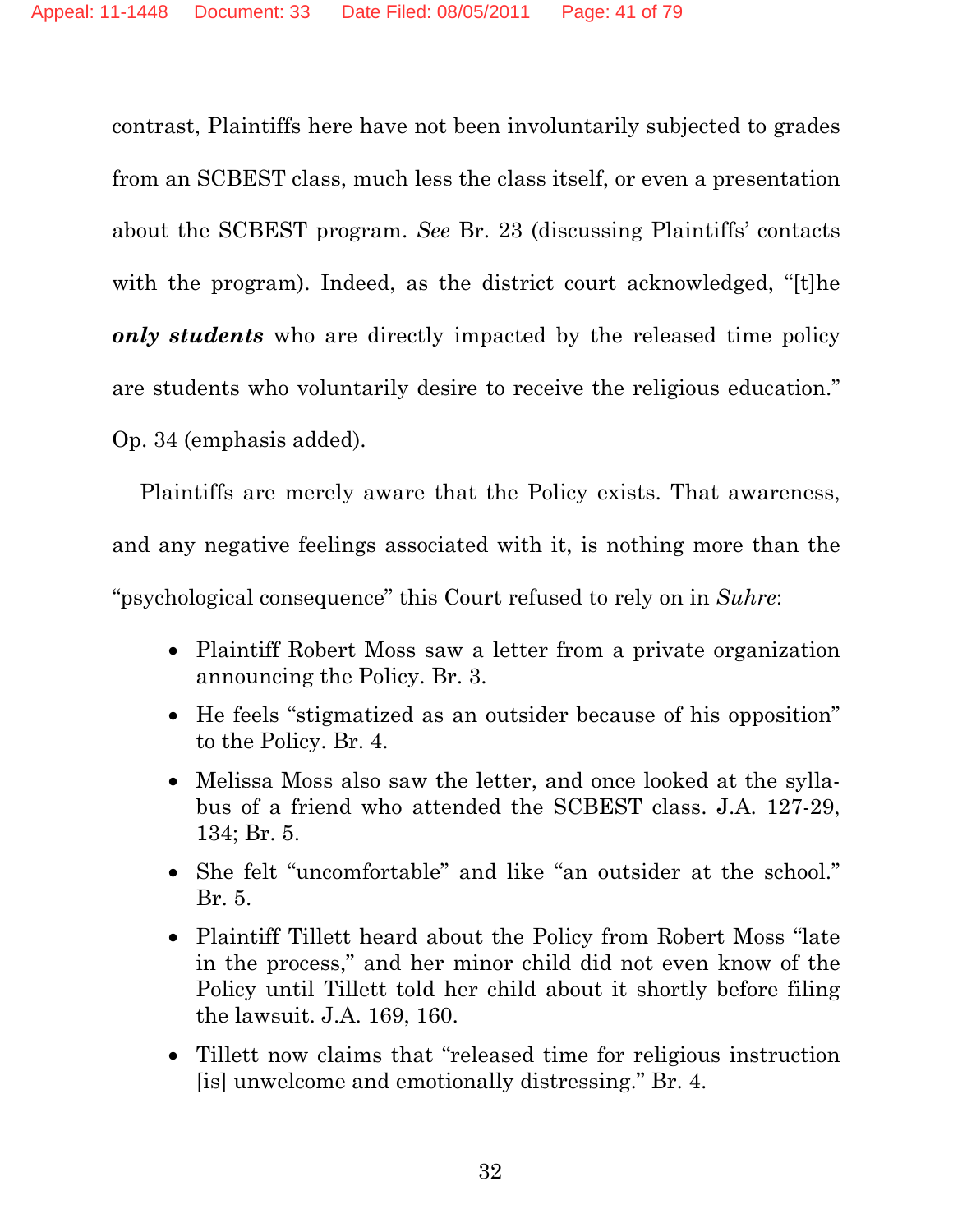contrast, Plaintiffs here have not been involuntarily subjected to grades from an SCBEST class, much less the class itself, or even a presentation about the SCBEST program. *See* Br. 23 (discussing Plaintiffs' contacts with the program). Indeed, as the district court acknowledged, "[t]he ***only students*** who are directly impacted by the released time policy are students who voluntarily desire to receive the religious education." Op. 34 (emphasis added).

Plaintiffs are merely aware that the Policy exists. That awareness, and any negative feelings associated with it, is nothing more than the "psychological consequence" this Court refused to rely on in *Suhre*:

- Plaintiff Robert Moss saw a letter from a private organization announcing the Policy. Br. 3.
- He feels "stigmatized as an outsider because of his opposition" to the Policy. Br. 4.
- Melissa Moss also saw the letter, and once looked at the syllabus of a friend who attended the SCBEST class. J.A. 127-29, 134; Br. 5.
- She felt "uncomfortable" and like "an outsider at the school." Br. 5.
- Plaintiff Tillett heard about the Policy from Robert Moss "late in the process," and her minor child did not even know of the Policy until Tillett told her child about it shortly before filing the lawsuit. J.A. 169, 160.
- Tillett now claims that "released time for religious instruction [is] unwelcome and emotionally distressing." Br. 4.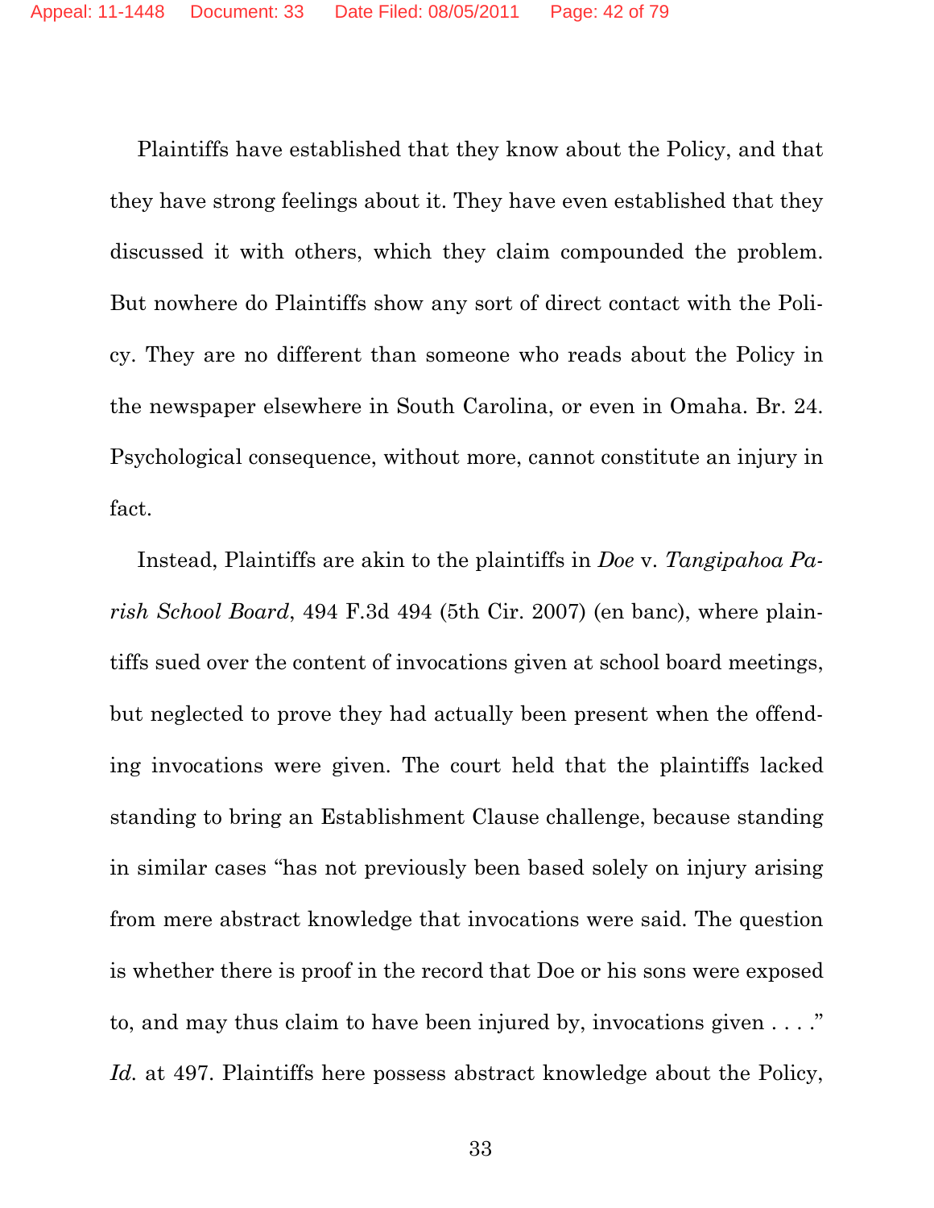Plaintiffs have established that they know about the Policy, and that they have strong feelings about it. They have even established that they discussed it with others, which they claim compounded the problem. But nowhere do Plaintiffs show any sort of direct contact with the Policy. They are no different than someone who reads about the Policy in the newspaper elsewhere in South Carolina, or even in Omaha. Br. 24. Psychological consequence, without more, cannot constitute an injury in fact.

Instead, Plaintiffs are akin to the plaintiffs in *Doe* v. *Tangipahoa Parish School Board*, 494 F.3d 494 (5th Cir. 2007) (en banc), where plaintiffs sued over the content of invocations given at school board meetings, but neglected to prove they had actually been present when the offending invocations were given. The court held that the plaintiffs lacked standing to bring an Establishment Clause challenge, because standing in similar cases "has not previously been based solely on injury arising from mere abstract knowledge that invocations were said. The question is whether there is proof in the record that Doe or his sons were exposed to, and may thus claim to have been injured by, invocations given . . . ." *Id.* at 497. Plaintiffs here possess abstract knowledge about the Policy,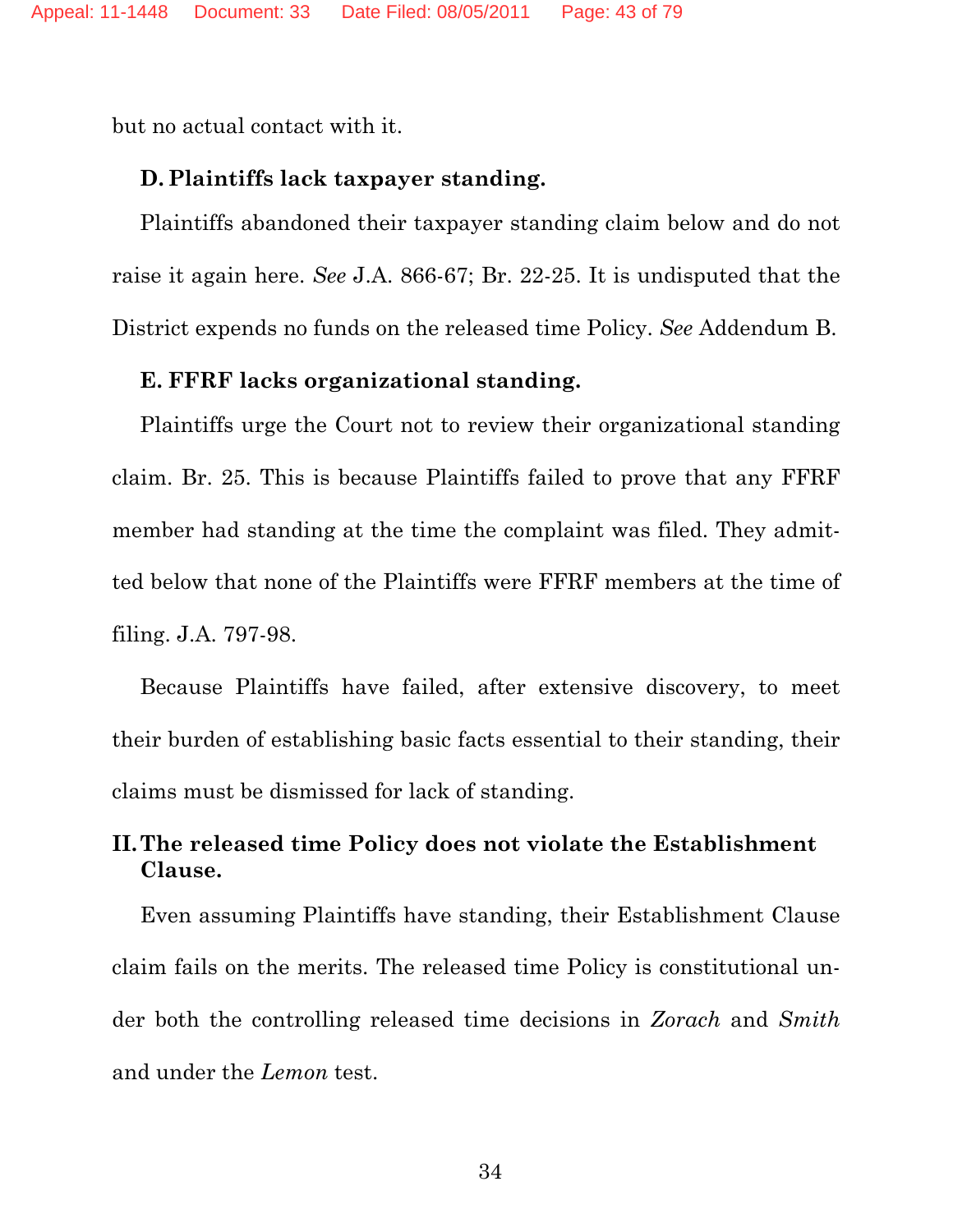but no actual contact with it.

**D. Plaintiffs lack taxpayer standing.**

Plaintiffs abandoned their taxpayer standing claim below and do not raise it again here. *See* J.A. 866-67; Br. 22-25. It is undisputed that the District expends no funds on the released time Policy. *See* Addendum B.

**E. FFRF lacks organizational standing.**

Plaintiffs urge the Court not to review their organizational standing claim. Br. 25. This is because Plaintiffs failed to prove that any FFRF member had standing at the time the complaint was filed. They admitted below that none of the Plaintiffs were FFRF members at the time of filing. J.A. 797-98.

Because Plaintiffs have failed, after extensive discovery, to meet their burden of establishing basic facts essential to their standing, their claims must be dismissed for lack of standing.

## II. The released time Policy does not violate the Establishment Clause.

Even assuming Plaintiffs have standing, their Establishment Clause claim fails on the merits. The released time Policy is constitutional under both the controlling released time decisions in *Zorach* and *Smith* and under the *Lemon* test.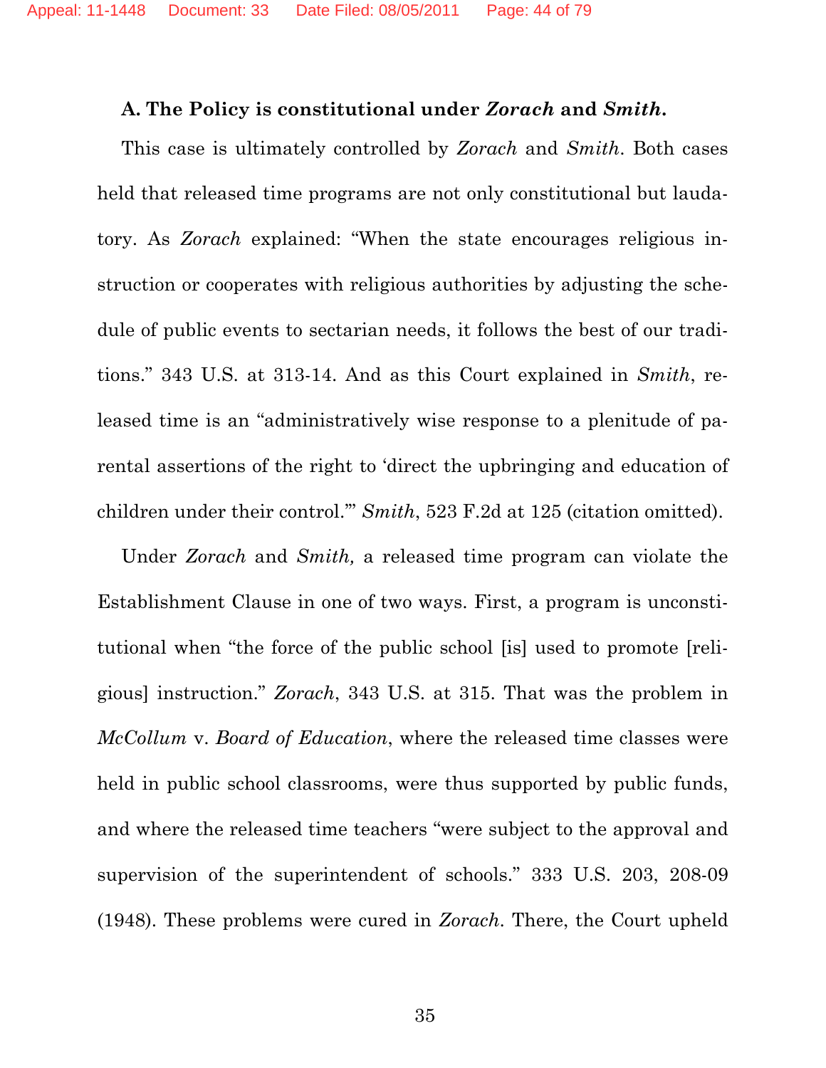### A. The Policy is constitutional under *Zorach* and *Smith*.

This case is ultimately controlled by *Zorach* and *Smith*. Both cases held that released time programs are not only constitutional but laudatory. As *Zorach* explained: "When the state encourages religious instruction or cooperates with religious authorities by adjusting the schedule of public events to sectarian needs, it follows the best of our traditions." 343 U.S. at 313-14. And as this Court explained in *Smith*, released time is an "administratively wise response to a plenitude of parental assertions of the right to 'direct the upbringing and education of children under their control.'" *Smith*, 523 F.2d at 125 (citation omitted).

Under *Zorach* and *Smith,* a released time program can violate the Establishment Clause in one of two ways. First, a program is unconstitutional when "the force of the public school [is] used to promote [religious] instruction." *Zorach*, 343 U.S. at 315. That was the problem in *McCollum* v. *Board of Education*, where the released time classes were held in public school classrooms, were thus supported by public funds, and where the released time teachers "were subject to the approval and supervision of the superintendent of schools." 333 U.S. 203, 208-09 (1948). These problems were cured in *Zorach*. There, the Court upheld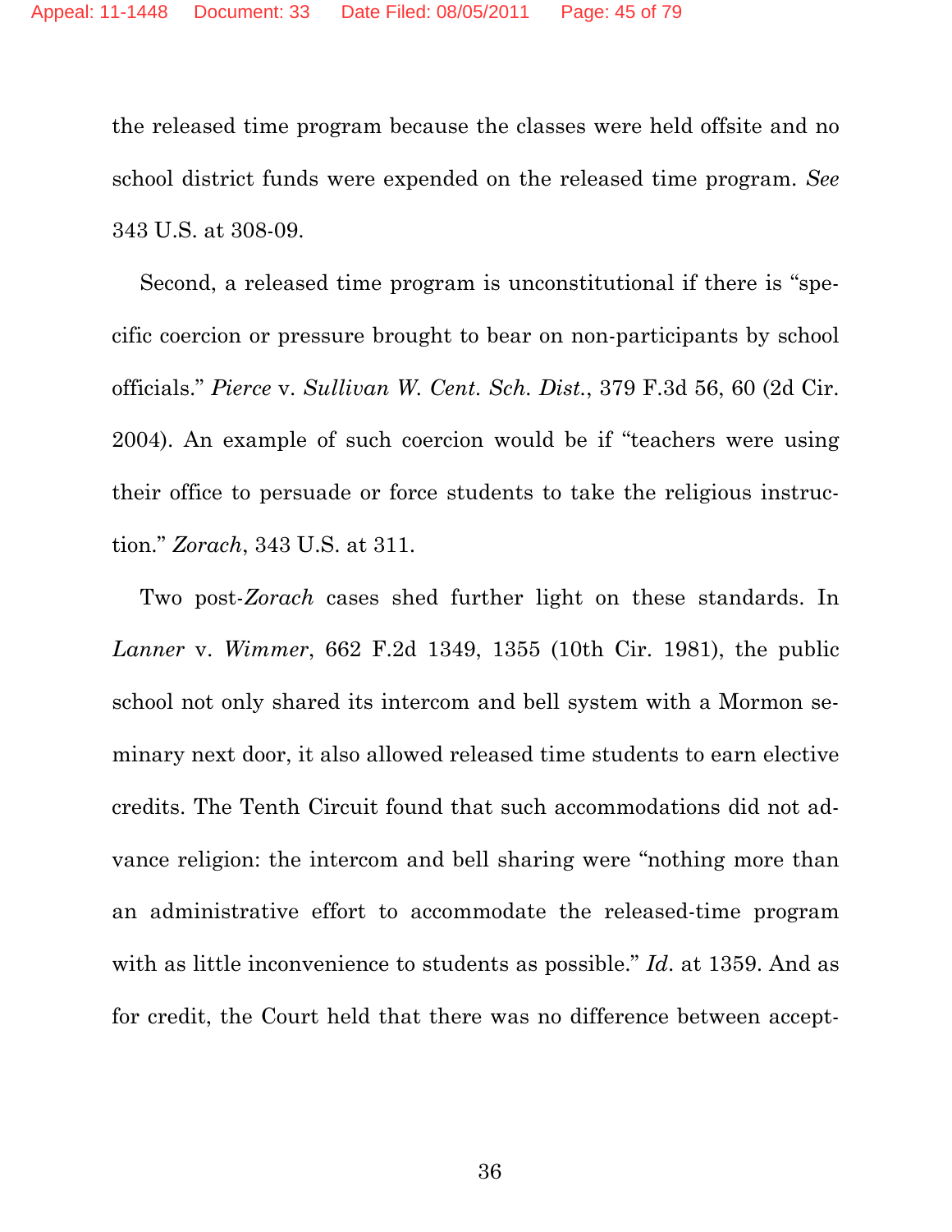the released time program because the classes were held offsite and no school district funds were expended on the released time program. *See* 343 U.S. at 308-09.

Second, a released time program is unconstitutional if there is "specific coercion or pressure brought to bear on non-participants by school officials." *Pierce* v. *Sullivan W. Cent. Sch. Dist.*, 379 F.3d 56, 60 (2d Cir. 2004). An example of such coercion would be if "teachers were using their office to persuade or force students to take the religious instruction." *Zorach*, 343 U.S. at 311.

Two post-*Zorach* cases shed further light on these standards. In *Lanner* v. *Wimmer*, 662 F.2d 1349, 1355 (10th Cir. 1981), the public school not only shared its intercom and bell system with a Mormon seminary next door, it also allowed released time students to earn elective credits. The Tenth Circuit found that such accommodations did not advance religion: the intercom and bell sharing were "nothing more than an administrative effort to accommodate the released-time program with as little inconvenience to students as possible." *Id*. at 1359. And as for credit, the Court held that there was no difference between accept-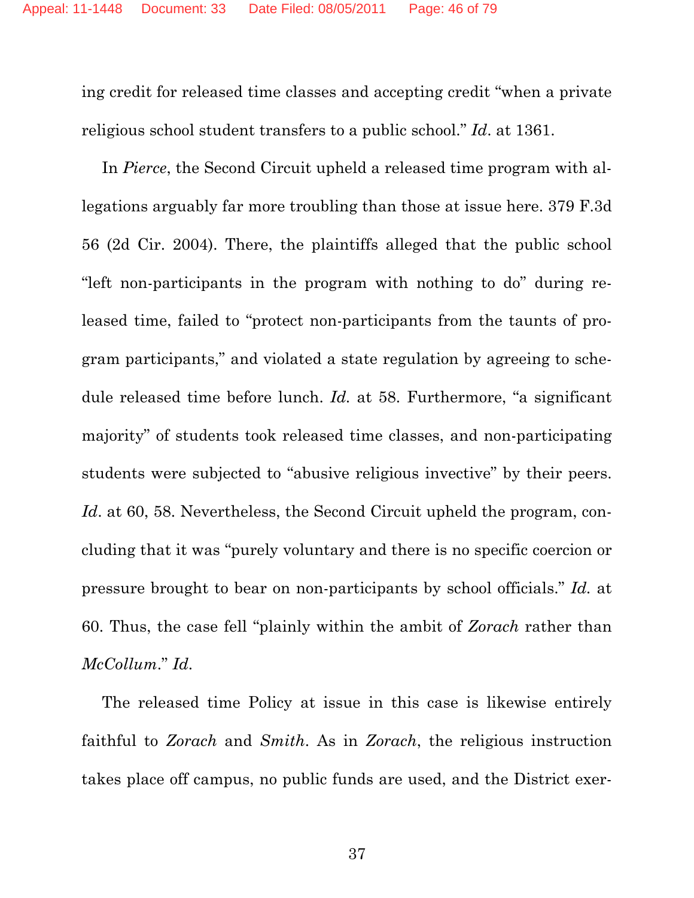ing credit for released time classes and accepting credit "when a private religious school student transfers to a public school." *Id*. at 1361.

In *Pierce*, the Second Circuit upheld a released time program with allegations arguably far more troubling than those at issue here. 379 F.3d 56 (2d Cir. 2004). There, the plaintiffs alleged that the public school "left non-participants in the program with nothing to do" during released time, failed to "protect non-participants from the taunts of program participants," and violated a state regulation by agreeing to schedule released time before lunch. *Id.* at 58. Furthermore, "a significant majority" of students took released time classes, and non-participating students were subjected to "abusive religious invective" by their peers. *Id*. at 60, 58. Nevertheless, the Second Circuit upheld the program, concluding that it was "purely voluntary and there is no specific coercion or pressure brought to bear on non-participants by school officials." *Id.* at 60. Thus, the case fell "plainly within the ambit of *Zorach* rather than *McCollum*." *Id.*

The released time Policy at issue in this case is likewise entirely faithful to *Zorach* and *Smith*. As in *Zorach*, the religious instruction takes place off campus, no public funds are used, and the District exer-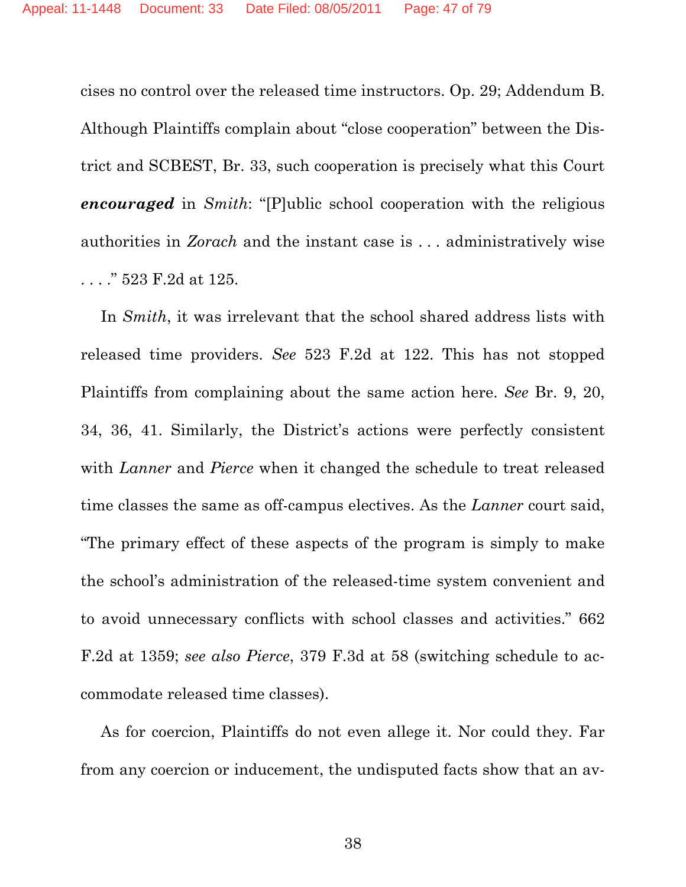cises no control over the released time instructors. Op. 29; Addendum B. Although Plaintiffs complain about "close cooperation" between the District and SCBEST, Br. 33, such cooperation is precisely what this Court ***encouraged*** in *Smith*: "[P]ublic school cooperation with the religious authorities in *Zorach* and the instant case is . . . administratively wise . . . ." 523 F.2d at 125.

In *Smith*, it was irrelevant that the school shared address lists with released time providers. *See* 523 F.2d at 122. This has not stopped Plaintiffs from complaining about the same action here. *See* Br. 9, 20, 34, 36, 41. Similarly, the District's actions were perfectly consistent with *Lanner* and *Pierce* when it changed the schedule to treat released time classes the same as off-campus electives. As the *Lanner* court said, "The primary effect of these aspects of the program is simply to make the school's administration of the released-time system convenient and to avoid unnecessary conflicts with school classes and activities." 662 F.2d at 1359; *see also Pierce*, 379 F.3d at 58 (switching schedule to accommodate released time classes).

As for coercion, Plaintiffs do not even allege it. Nor could they. Far from any coercion or inducement, the undisputed facts show that an av-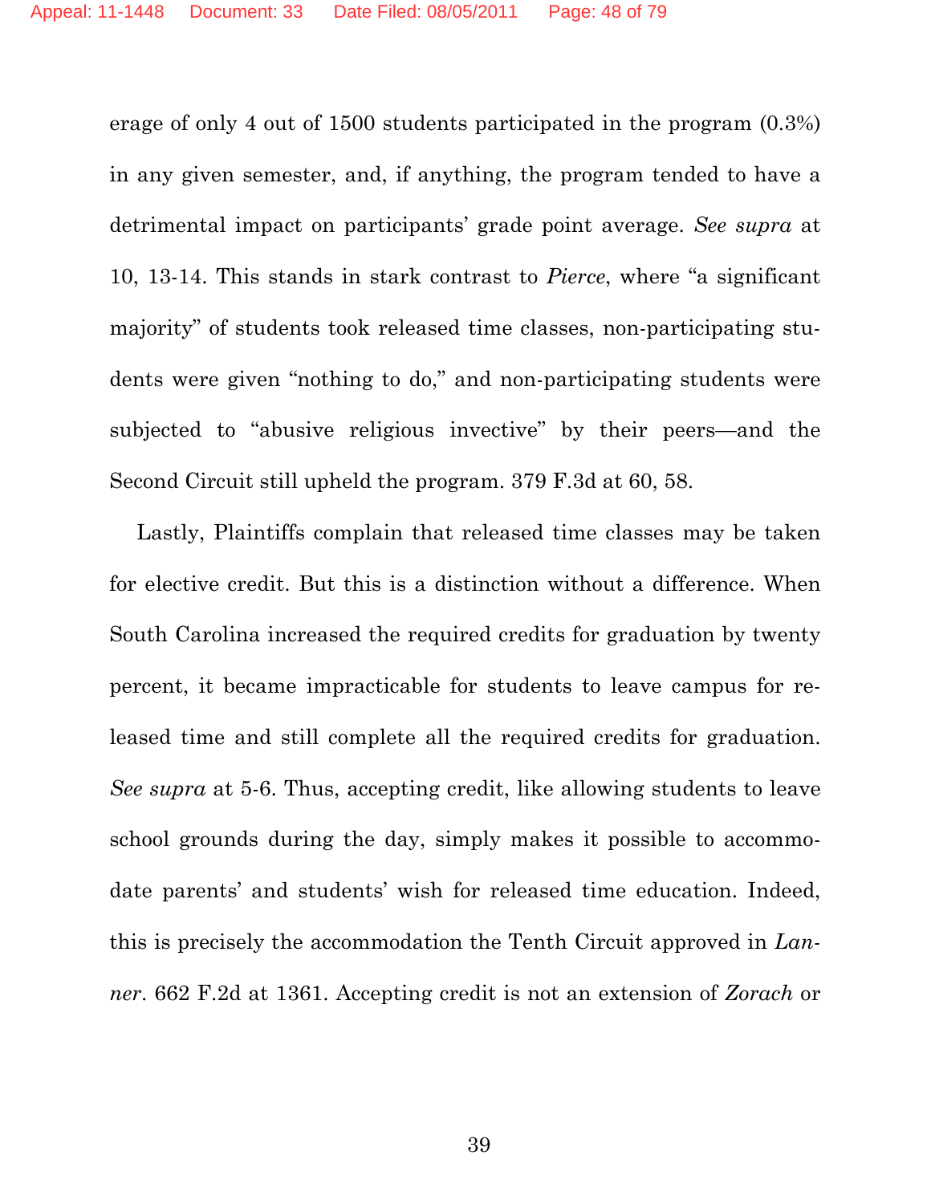erage of only 4 out of 1500 students participated in the program (0.3%) in any given semester, and, if anything, the program tended to have a detrimental impact on participants' grade point average. *See supra* at 10, 13-14. This stands in stark contrast to *Pierce*, where "a significant majority" of students took released time classes, non-participating students were given "nothing to do," and non-participating students were subjected to "abusive religious invective" by their peers—and the Second Circuit still upheld the program. 379 F.3d at 60, 58.

Lastly, Plaintiffs complain that released time classes may be taken for elective credit. But this is a distinction without a difference. When South Carolina increased the required credits for graduation by twenty percent, it became impracticable for students to leave campus for released time and still complete all the required credits for graduation. *See supra* at 5-6. Thus, accepting credit, like allowing students to leave school grounds during the day, simply makes it possible to accommodate parents' and students' wish for released time education. Indeed, this is precisely the accommodation the Tenth Circuit approved in *Lanner*. 662 F.2d at 1361. Accepting credit is not an extension of *Zorach* or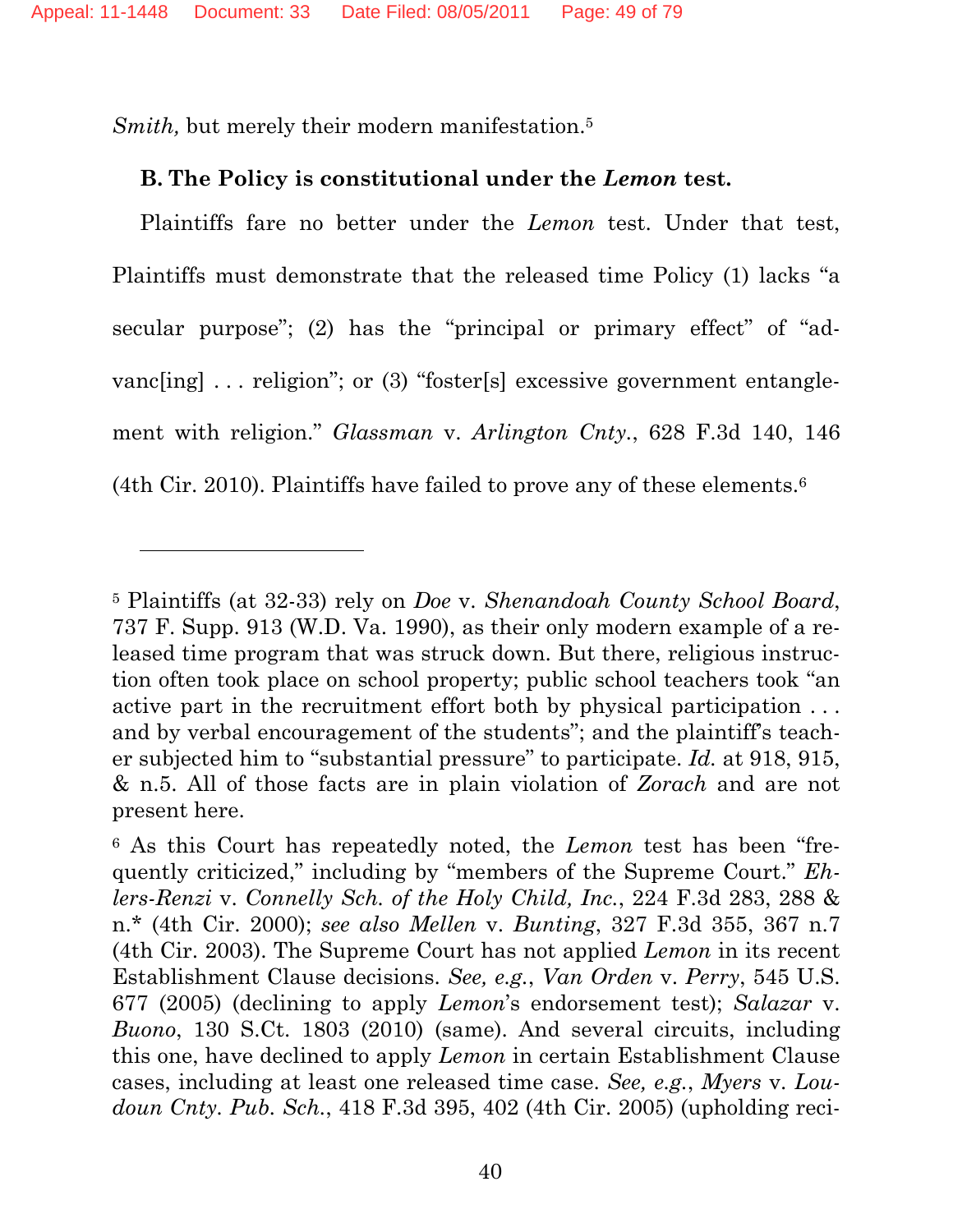*Smith,* but merely their modern manifestation.[5]

**B. The Policy is constitutional under the *Lemon* test.**

Plaintiffs fare no better under the *Lemon* test. Under that test, Plaintiffs must demonstrate that the released time Policy (1) lacks "a secular purpose"; (2) has the "principal or primary effect" of "advanc[ing] . . . religion"; or (3) "foster[s] excessive government entanglement with religion." *Glassman* v. *Arlington Cnty*., 628 F.3d 140, 146 (4th Cir. 2010). Plaintiffs have failed to prove any of these elements.[6]

---

[5] Plaintiffs (at 32-33) rely on *Doe* v. *Shenandoah County School Board*, 737 F. Supp. 913 (W.D. Va. 1990), as their only modern example of a released time program that was struck down. But there, religious instruction often took place on school property; public school teachers took "an active part in the recruitment effort both by physical participation . . . and by verbal encouragement of the students"; and the plaintiff's teacher subjected him to "substantial pressure" to participate. *Id.* at 918, 915, & n.5. All of those facts are in plain violation of *Zorach* and are not present here.

[6] As this Court has repeatedly noted, the *Lemon* test has been "frequently criticized," including by "members of the Supreme Court." *Ehlers-Renzi* v. *Connelly Sch. of the Holy Child, Inc.*, 224 F.3d 283, 288 & n.* (4th Cir. 2000); *see also Mellen* v. *Bunting*, 327 F.3d 355, 367 n.7 (4th Cir. 2003). The Supreme Court has not applied *Lemon* in its recent Establishment Clause decisions. *See, e.g.*, *Van Orden* v. *Perry*, 545 U.S. 677 (2005) (declining to apply *Lemon*'s endorsement test); *Salazar* v. *Buono*, 130 S.Ct. 1803 (2010) (same). And several circuits, including this one, have declined to apply *Lemon* in certain Establishment Clause cases, including at least one released time case. *See, e.g.*, *Myers* v. *Loudoun Cnty. Pub. Sch.*, 418 F.3d 395, 402 (4th Cir. 2005) (upholding reci-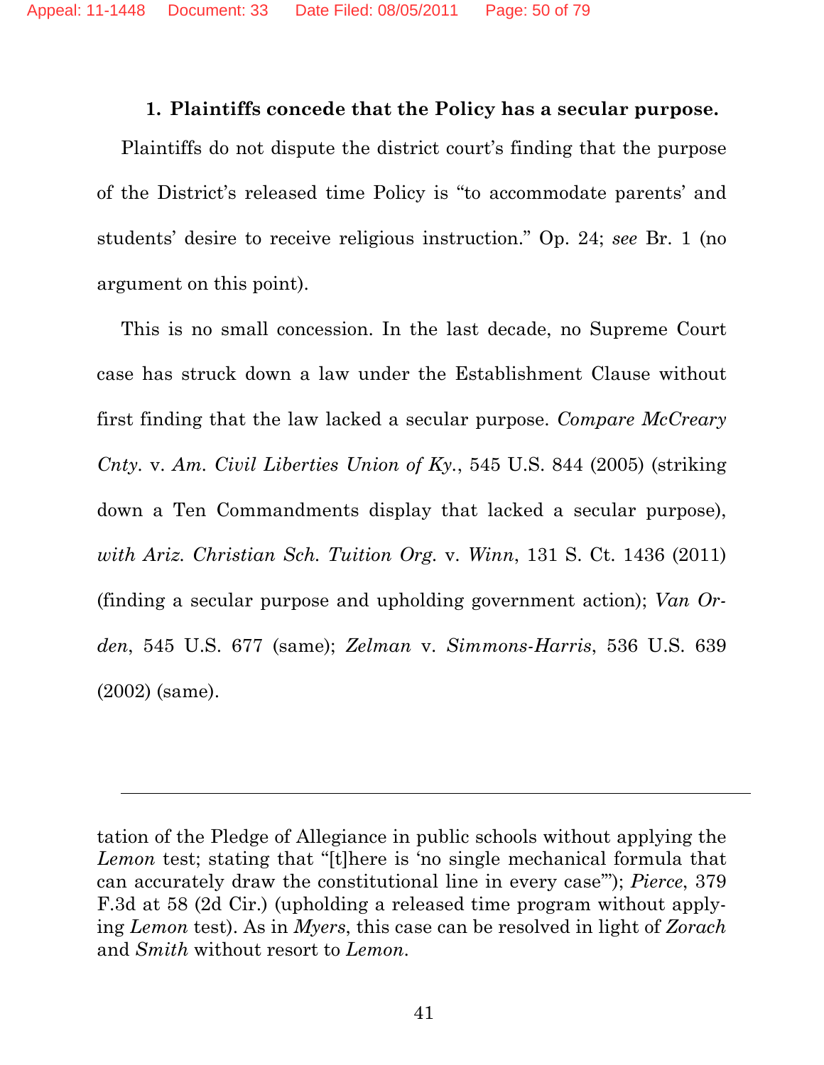### 1. Plaintiffs concede that the Policy has a secular purpose.

Plaintiffs do not dispute the district court's finding that the purpose of the District's released time Policy is "to accommodate parents' and students' desire to receive religious instruction." Op. 24; *see* Br. 1 (no argument on this point).

This is no small concession. In the last decade, no Supreme Court case has struck down a law under the Establishment Clause without first finding that the law lacked a secular purpose. *Compare McCreary Cnty.* v. *Am. Civil Liberties Union of Ky.*, 545 U.S. 844 (2005) (striking down a Ten Commandments display that lacked a secular purpose), *with Ariz. Christian Sch. Tuition Org.* v. *Winn*, 131 S. Ct. 1436 (2011) (finding a secular purpose and upholding government action); *Van Orden*, 545 U.S. 677 (same); *Zelman* v. *Simmons-Harris*, 536 U.S. 639 (2002) (same).

---

tation of the Pledge of Allegiance in public schools without applying the *Lemon* test; stating that "[t]here is 'no single mechanical formula that can accurately draw the constitutional line in every case'"); *Pierce*, 379 F.3d at 58 (2d Cir.) (upholding a released time program without applying *Lemon* test). As in *Myers*, this case can be resolved in light of *Zorach* and *Smith* without resort to *Lemon*.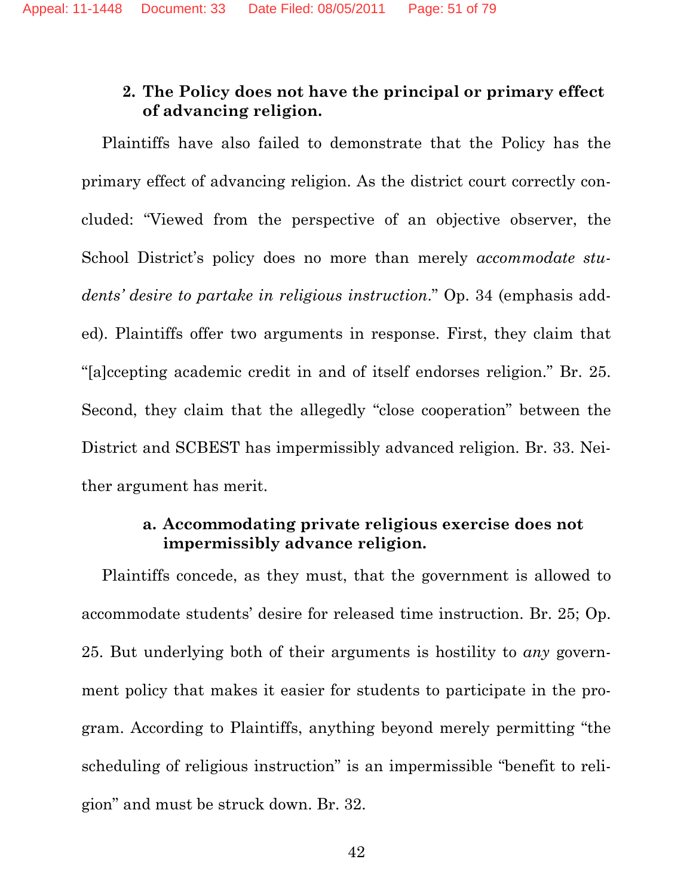### 2. The Policy does not have the principal or primary effect of advancing religion.

Plaintiffs have also failed to demonstrate that the Policy has the primary effect of advancing religion. As the district court correctly concluded: "Viewed from the perspective of an objective observer, the School District's policy does no more than merely *accommodate students' desire to partake in religious instruction*." Op. 34 (emphasis added). Plaintiffs offer two arguments in response. First, they claim that "[a]ccepting academic credit in and of itself endorses religion." Br. 25. Second, they claim that the allegedly "close cooperation" between the District and SCBEST has impermissibly advanced religion. Br. 33. Neither argument has merit.

#### a. Accommodating private religious exercise does not impermissibly advance religion.

Plaintiffs concede, as they must, that the government is allowed to accommodate students' desire for released time instruction. Br. 25; Op. 25. But underlying both of their arguments is hostility to *any* government policy that makes it easier for students to participate in the program. According to Plaintiffs, anything beyond merely permitting "the scheduling of religious instruction" is an impermissible "benefit to religion" and must be struck down. Br. 32.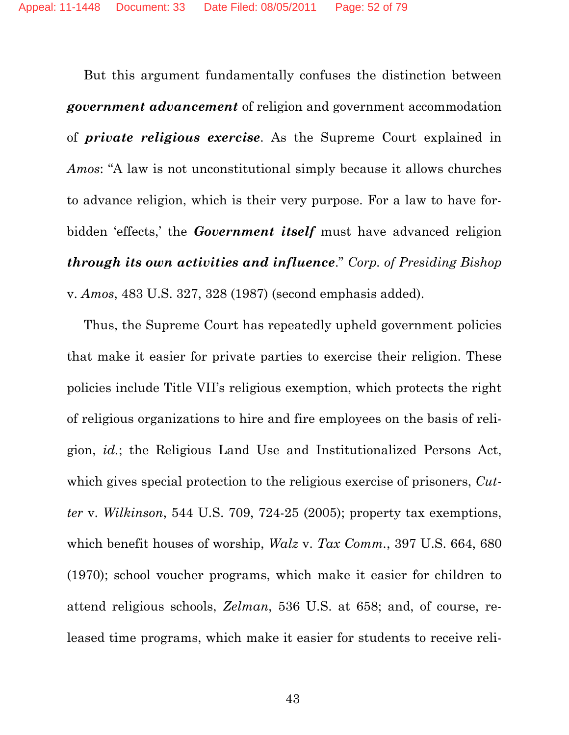But this argument fundamentally confuses the distinction between ***government advancement*** of religion and government accommodation of ***private religious exercise***. As the Supreme Court explained in *Amos*: "A law is not unconstitutional simply because it allows churches to advance religion, which is their very purpose. For a law to have forbidden 'effects,' the ***Government itself*** must have advanced religion ***through its own activities and influence***." *Corp. of Presiding Bishop* v. *Amos*, 483 U.S. 327, 328 (1987) (second emphasis added).

Thus, the Supreme Court has repeatedly upheld government policies that make it easier for private parties to exercise their religion. These policies include Title VII's religious exemption, which protects the right of religious organizations to hire and fire employees on the basis of religion, *id.*; the Religious Land Use and Institutionalized Persons Act, which gives special protection to the religious exercise of prisoners, *Cutter* v. *Wilkinson*, 544 U.S. 709, 724-25 (2005); property tax exemptions, which benefit houses of worship, *Walz* v. *Tax Comm.*, 397 U.S. 664, 680 (1970); school voucher programs, which make it easier for children to attend religious schools, *Zelman*, 536 U.S. at 658; and, of course, released time programs, which make it easier for students to receive reli-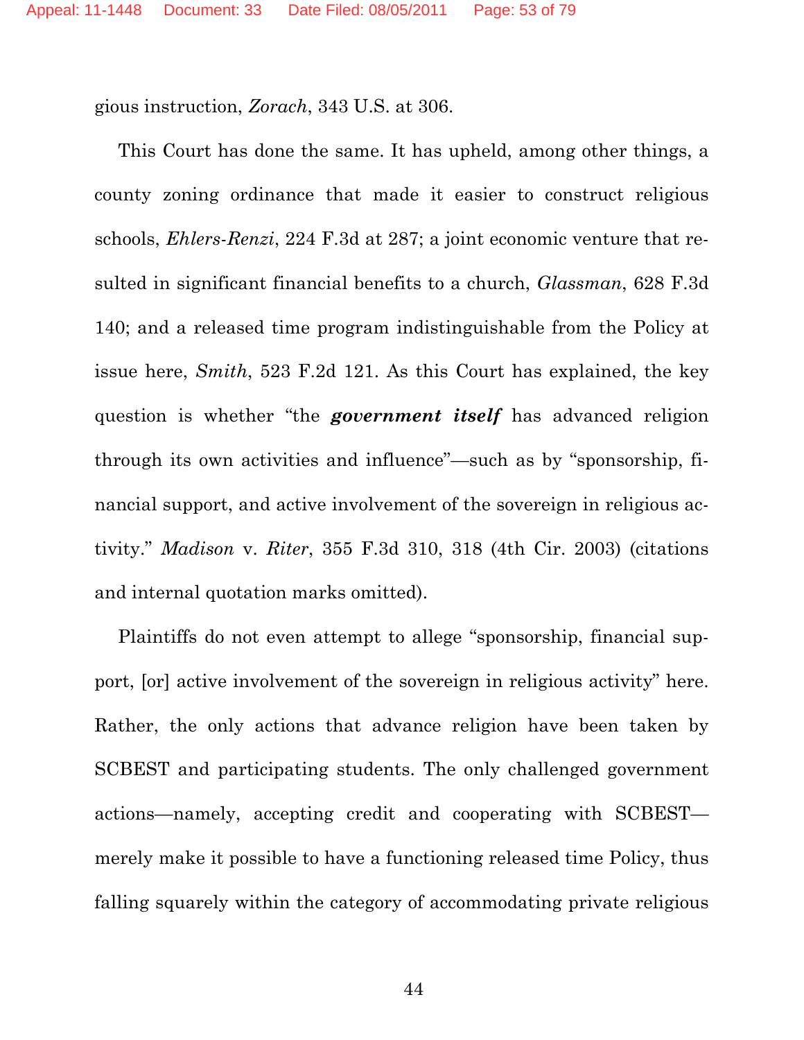gious instruction, *Zorach*, 343 U.S. at 306.

This Court has done the same. It has upheld, among other things, a county zoning ordinance that made it easier to construct religious schools, *Ehlers-Renzi*, 224 F.3d at 287; a joint economic venture that resulted in significant financial benefits to a church, *Glassman*, 628 F.3d 140; and a released time program indistinguishable from the Policy at issue here, *Smith*, 523 F.2d 121. As this Court has explained, the key question is whether "the ***government itself*** has advanced religion through its own activities and influence"—such as by "sponsorship, financial support, and active involvement of the sovereign in religious activity." *Madison* v. *Riter*, 355 F.3d 310, 318 (4th Cir. 2003) (citations and internal quotation marks omitted).

Plaintiffs do not even attempt to allege "sponsorship, financial support, [or] active involvement of the sovereign in religious activity" here. Rather, the only actions that advance religion have been taken by SCBEST and participating students. The only challenged government actions—namely, accepting credit and cooperating with SCBEST—merely make it possible to have a functioning released time Policy, thus falling squarely within the category of accommodating private religious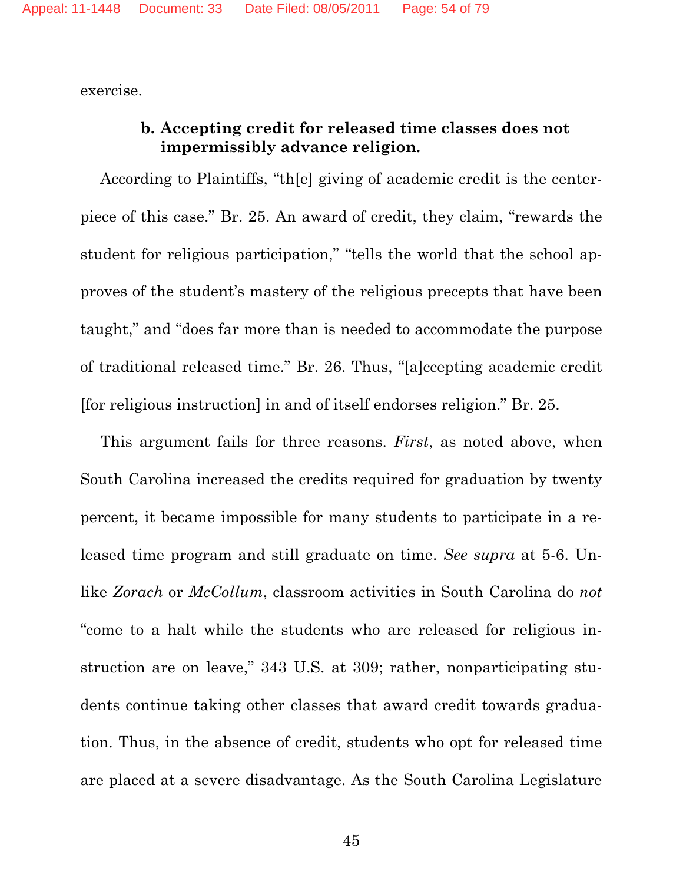exercise.

**b. Accepting credit for released time classes does not impermissibly advance religion.**

According to Plaintiffs, "th[e] giving of academic credit is the centerpiece of this case." Br. 25. An award of credit, they claim, "rewards the student for religious participation," "tells the world that the school approves of the student's mastery of the religious precepts that have been taught," and "does far more than is needed to accommodate the purpose of traditional released time." Br. 26. Thus, "[a]ccepting academic credit [for religious instruction] in and of itself endorses religion." Br. 25.

This argument fails for three reasons. *First*, as noted above, when South Carolina increased the credits required for graduation by twenty percent, it became impossible for many students to participate in a released time program and still graduate on time. *See supra* at 5-6. Unlike *Zorach* or *McCollum*, classroom activities in South Carolina do *not* "come to a halt while the students who are released for religious instruction are on leave," 343 U.S. at 309; rather, nonparticipating students continue taking other classes that award credit towards graduation. Thus, in the absence of credit, students who opt for released time are placed at a severe disadvantage. As the South Carolina Legislature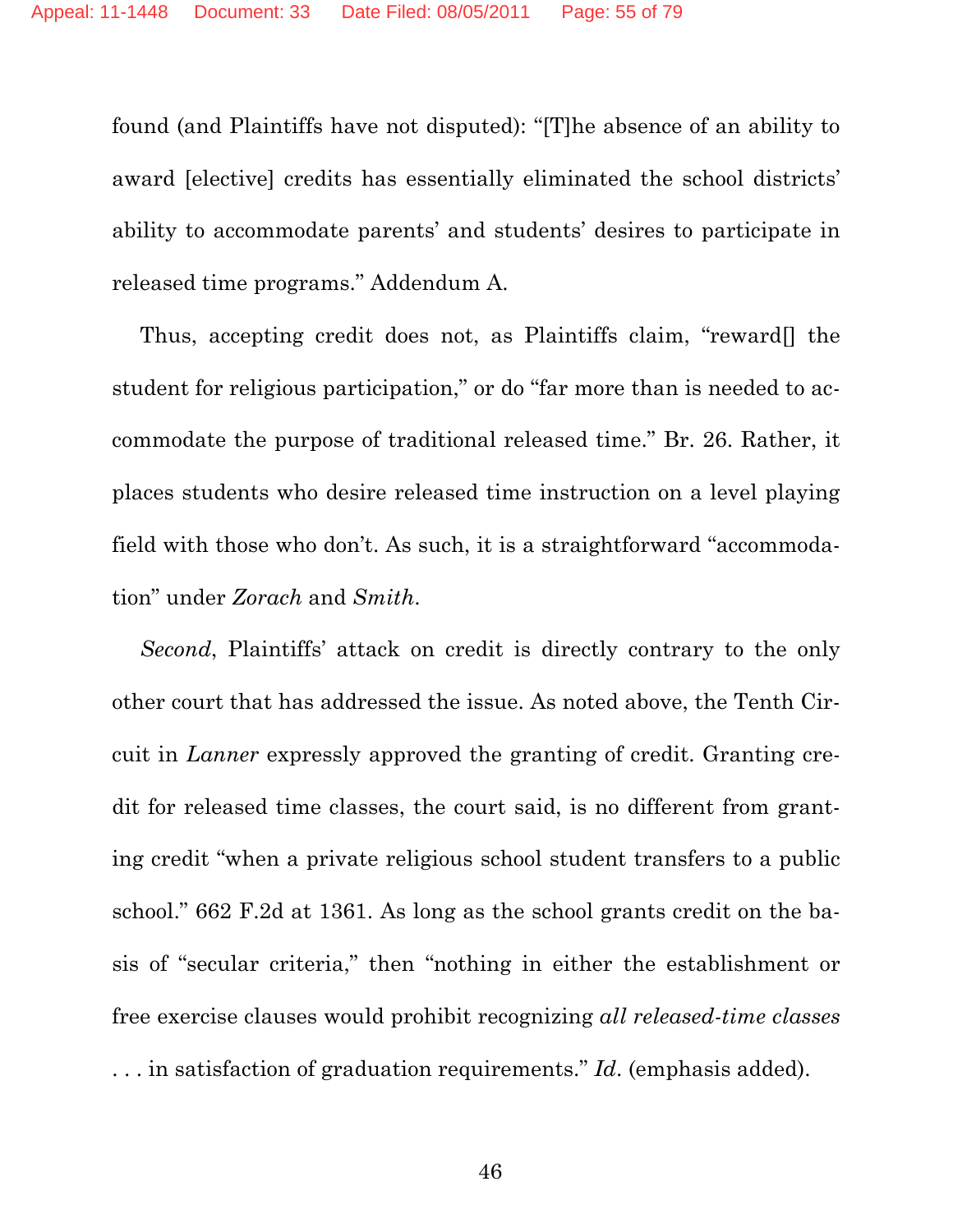found (and Plaintiffs have not disputed): "[T]he absence of an ability to award [elective] credits has essentially eliminated the school districts' ability to accommodate parents' and students' desires to participate in released time programs." Addendum A.

Thus, accepting credit does not, as Plaintiffs claim, "reward[] the student for religious participation," or do "far more than is needed to accommodate the purpose of traditional released time." Br. 26. Rather, it places students who desire released time instruction on a level playing field with those who don't. As such, it is a straightforward "accommodation" under *Zorach* and *Smith*.

*Second*, Plaintiffs' attack on credit is directly contrary to the only other court that has addressed the issue. As noted above, the Tenth Circuit in *Lanner* expressly approved the granting of credit. Granting credit for released time classes, the court said, is no different from granting credit "when a private religious school student transfers to a public school." 662 F.2d at 1361. As long as the school grants credit on the basis of "secular criteria," then "nothing in either the establishment or free exercise clauses would prohibit recognizing *all released-time classes* . . . in satisfaction of graduation requirements." *Id*. (emphasis added).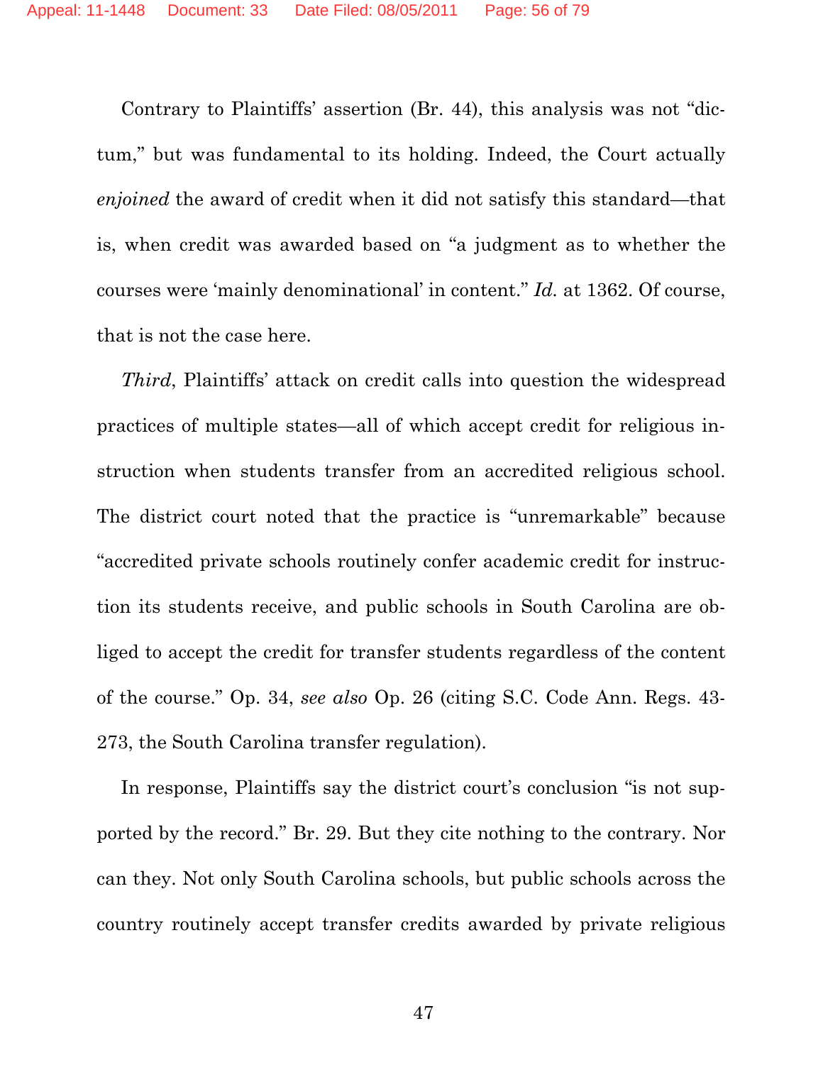Contrary to Plaintiffs' assertion (Br. 44), this analysis was not "dictum," but was fundamental to its holding. Indeed, the Court actually *enjoined* the award of credit when it did not satisfy this standard—that is, when credit was awarded based on "a judgment as to whether the courses were 'mainly denominational' in content." *Id.* at 1362. Of course, that is not the case here.

*Third*, Plaintiffs' attack on credit calls into question the widespread practices of multiple states—all of which accept credit for religious instruction when students transfer from an accredited religious school. The district court noted that the practice is "unremarkable" because "accredited private schools routinely confer academic credit for instruction its students receive, and public schools in South Carolina are obliged to accept the credit for transfer students regardless of the content of the course." Op. 34, *see also* Op. 26 (citing S.C. Code Ann. Regs. 43-273, the South Carolina transfer regulation).

In response, Plaintiffs say the district court's conclusion "is not supported by the record." Br. 29. But they cite nothing to the contrary. Nor can they. Not only South Carolina schools, but public schools across the country routinely accept transfer credits awarded by private religious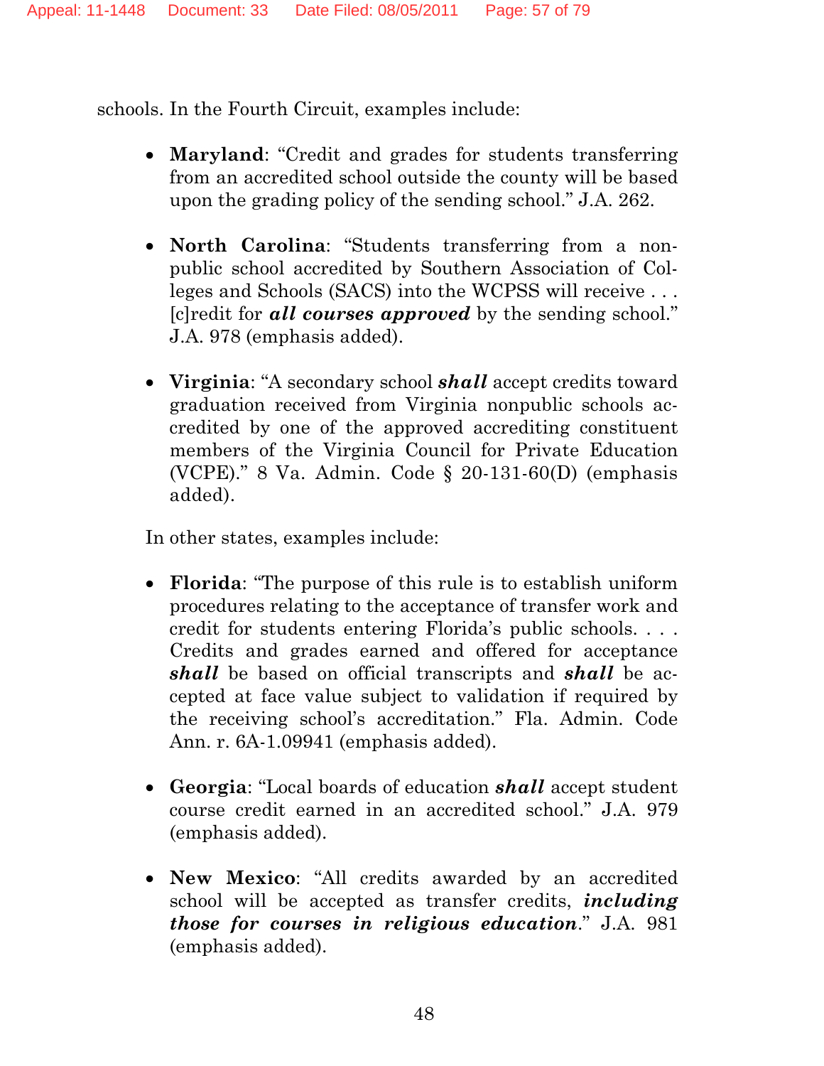schools. In the Fourth Circuit, examples include:

- **Maryland**: "Credit and grades for students transferring from an accredited school outside the county will be based upon the grading policy of the sending school." J.A. 262.

- **North Carolina**: "Students transferring from a non-public school accredited by Southern Association of Colleges and Schools (SACS) into the WCPSS will receive . . . [c]redit for ***all courses approved*** by the sending school." J.A. 978 (emphasis added).

- **Virginia**: "A secondary school ***shall*** accept credits toward graduation received from Virginia nonpublic schools accredited by one of the approved accrediting constituent members of the Virginia Council for Private Education (VCPE)." 8 Va. Admin. Code § 20-131-60(D) (emphasis added).

In other states, examples include:

- **Florida**: "The purpose of this rule is to establish uniform procedures relating to the acceptance of transfer work and credit for students entering Florida's public schools. . . . Credits and grades earned and offered for acceptance ***shall*** be based on official transcripts and ***shall*** be accepted at face value subject to validation if required by the receiving school's accreditation." Fla. Admin. Code Ann. r. 6A-1.09941 (emphasis added).

- **Georgia**: "Local boards of education ***shall*** accept student course credit earned in an accredited school." J.A. 979 (emphasis added).

- **New Mexico**: "All credits awarded by an accredited school will be accepted as transfer credits, ***including those for courses in religious education***." J.A. 981 (emphasis added).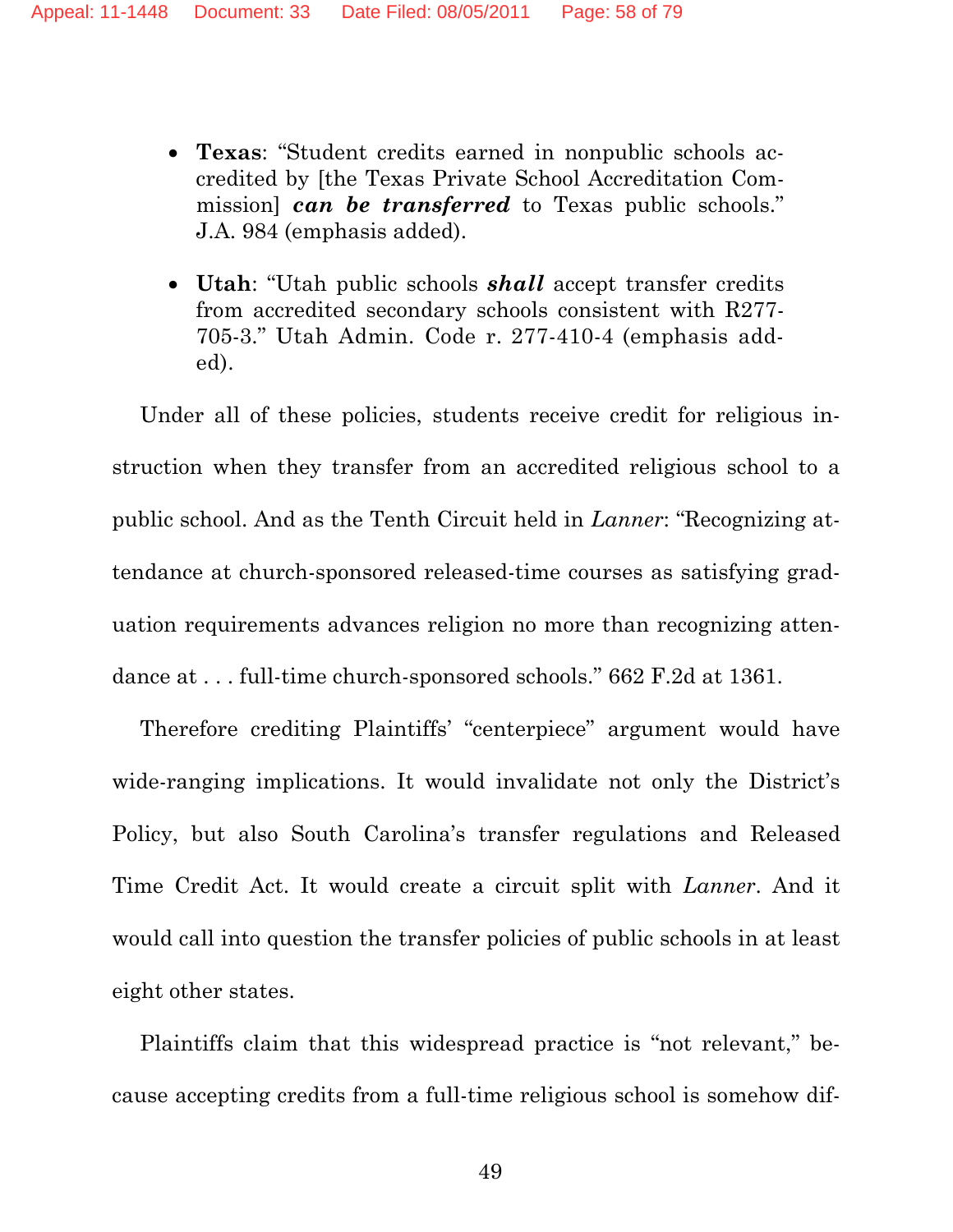- **Texas**: "Student credits earned in nonpublic schools accredited by [the Texas Private School Accreditation Commission] ***can be transferred*** to Texas public schools." J.A. 984 (emphasis added).

- **Utah**: "Utah public schools ***shall*** accept transfer credits from accredited secondary schools consistent with R277-705-3." Utah Admin. Code r. 277-410-4 (emphasis added).

Under all of these policies, students receive credit for religious instruction when they transfer from an accredited religious school to a public school. And as the Tenth Circuit held in *Lanner*: "Recognizing attendance at church-sponsored released-time courses as satisfying graduation requirements advances religion no more than recognizing attendance at . . . full-time church-sponsored schools." 662 F.2d at 1361.

Therefore crediting Plaintiffs' "centerpiece" argument would have wide-ranging implications. It would invalidate not only the District's Policy, but also South Carolina's transfer regulations and Released Time Credit Act. It would create a circuit split with *Lanner*. And it would call into question the transfer policies of public schools in at least eight other states.

Plaintiffs claim that this widespread practice is "not relevant," because accepting credits from a full-time religious school is somehow dif-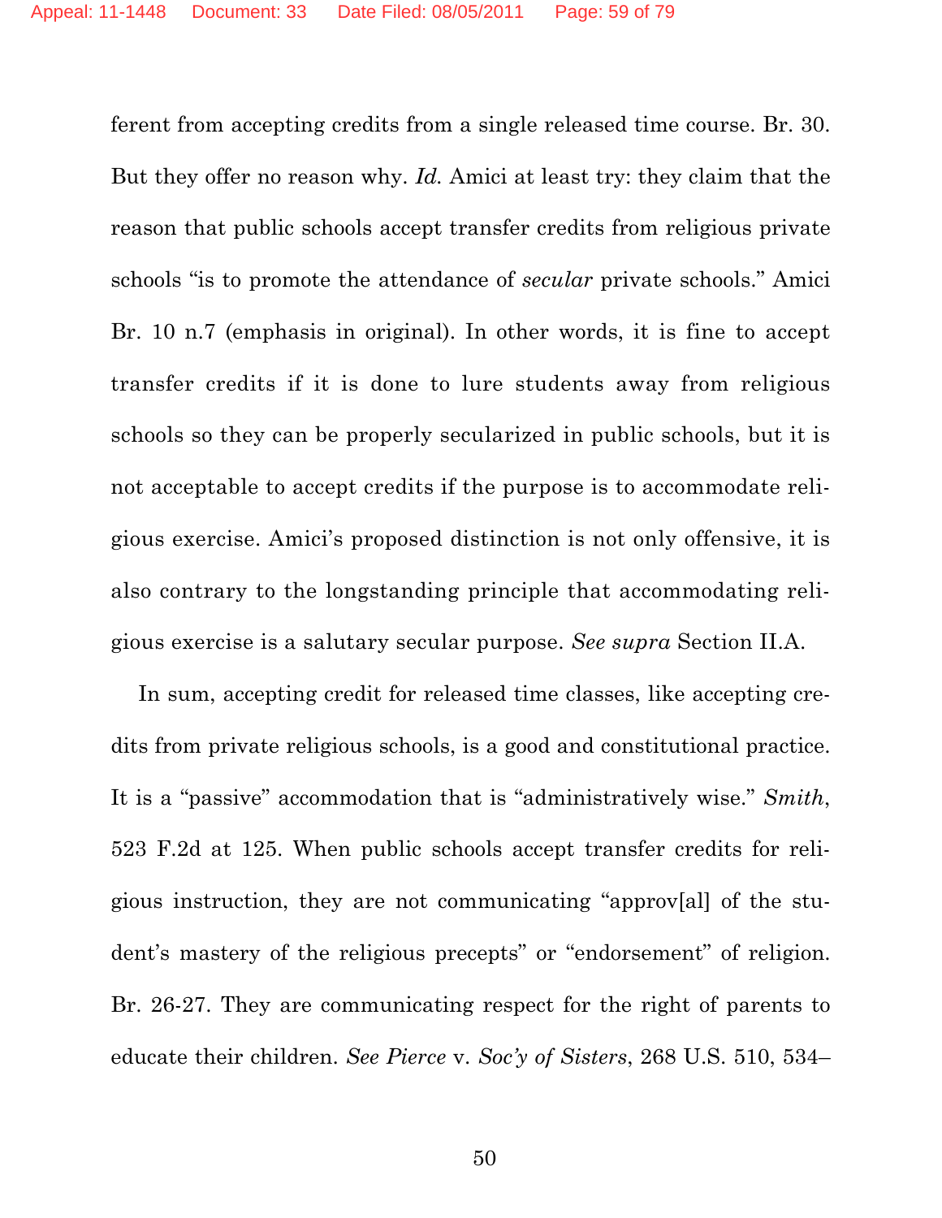ferent from accepting credits from a single released time course. Br. 30. But they offer no reason why. *Id.* Amici at least try: they claim that the reason that public schools accept transfer credits from religious private schools "is to promote the attendance of *secular* private schools." Amici Br. 10 n.7 (emphasis in original). In other words, it is fine to accept transfer credits if it is done to lure students away from religious schools so they can be properly secularized in public schools, but it is not acceptable to accept credits if the purpose is to accommodate religious exercise. Amici's proposed distinction is not only offensive, it is also contrary to the longstanding principle that accommodating religious exercise is a salutary secular purpose. *See supra* Section II.A.

In sum, accepting credit for released time classes, like accepting credits from private religious schools, is a good and constitutional practice. It is a "passive" accommodation that is "administratively wise." *Smith*, 523 F.2d at 125. When public schools accept transfer credits for religious instruction, they are not communicating "approv[al] of the student's mastery of the religious precepts" or "endorsement" of religion. Br. 26-27. They are communicating respect for the right of parents to educate their children. *See Pierce* v. *Soc'y of Sisters*, 268 U.S. 510, 534–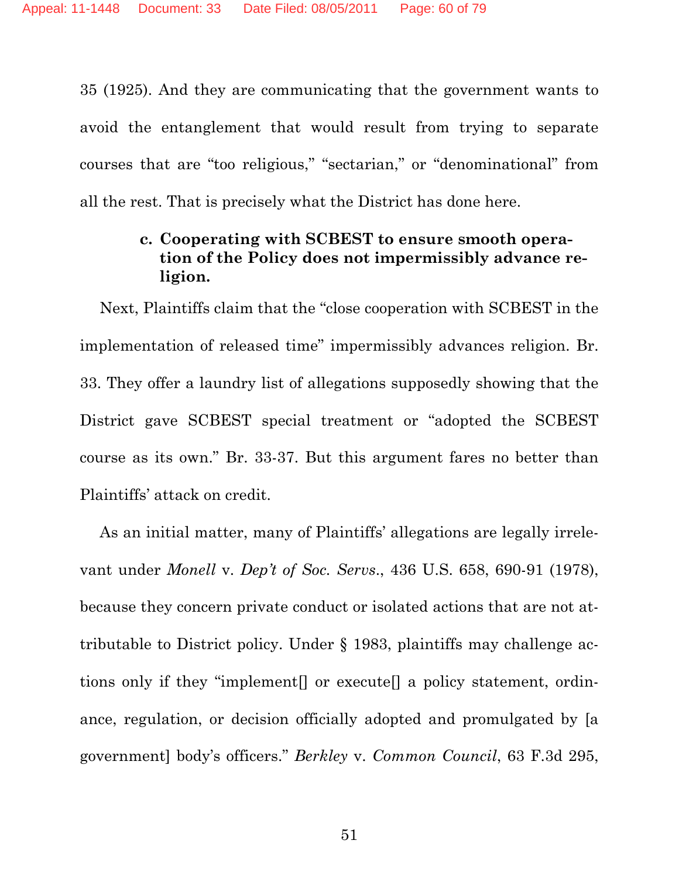35 (1925). And they are communicating that the government wants to avoid the entanglement that would result from trying to separate courses that are "too religious," "sectarian," or "denominational" from all the rest. That is precisely what the District has done here.

#### c. Cooperating with SCBEST to ensure smooth operation of the Policy does not impermissibly advance religion.

Next, Plaintiffs claim that the "close cooperation with SCBEST in the implementation of released time" impermissibly advances religion. Br. 33. They offer a laundry list of allegations supposedly showing that the District gave SCBEST special treatment or "adopted the SCBEST course as its own." Br. 33-37. But this argument fares no better than Plaintiffs' attack on credit.

As an initial matter, many of Plaintiffs' allegations are legally irrelevant under *Monell* v. *Dep't of Soc. Servs.*, 436 U.S. 658, 690-91 (1978), because they concern private conduct or isolated actions that are not attributable to District policy. Under § 1983, plaintiffs may challenge actions only if they "implement[] or execute[] a policy statement, ordinance, regulation, or decision officially adopted and promulgated by [a government] body's officers." *Berkley* v. *Common Council*, 63 F.3d 295,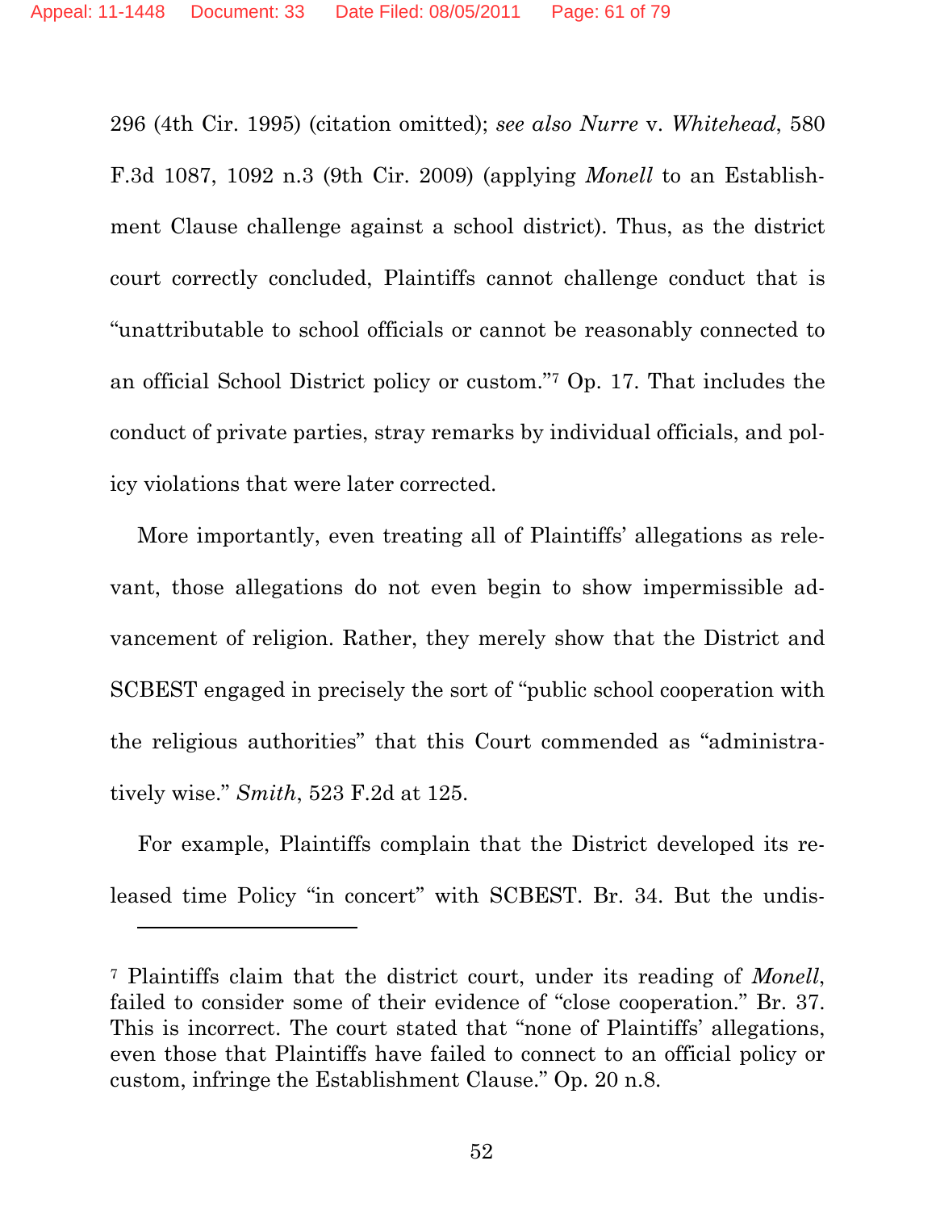296 (4th Cir. 1995) (citation omitted); *see also Nurre* v. *Whitehead*, 580 F.3d 1087, 1092 n.3 (9th Cir. 2009) (applying *Monell* to an Establishment Clause challenge against a school district). Thus, as the district court correctly concluded, Plaintiffs cannot challenge conduct that is "unattributable to school officials or cannot be reasonably connected to an official School District policy or custom."[7] Op. 17. That includes the conduct of private parties, stray remarks by individual officials, and policy violations that were later corrected.

More importantly, even treating all of Plaintiffs' allegations as relevant, those allegations do not even begin to show impermissible advancement of religion. Rather, they merely show that the District and SCBEST engaged in precisely the sort of "public school cooperation with the religious authorities" that this Court commended as "administratively wise." *Smith*, 523 F.2d at 125.

For example, Plaintiffs complain that the District developed its released time Policy "in concert" with SCBEST. Br. 34. But the undis-

---

[7] Plaintiffs claim that the district court, under its reading of *Monell*, failed to consider some of their evidence of "close cooperation." Br. 37. This is incorrect. The court stated that "none of Plaintiffs' allegations, even those that Plaintiffs have failed to connect to an official policy or custom, infringe the Establishment Clause." Op. 20 n.8.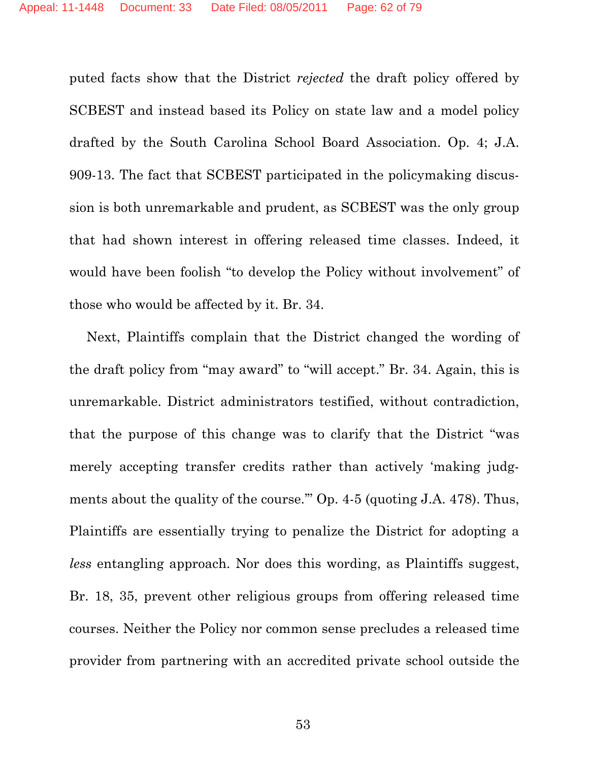puted facts show that the District *rejected* the draft policy offered by SCBEST and instead based its Policy on state law and a model policy drafted by the South Carolina School Board Association. Op. 4; J.A. 909-13. The fact that SCBEST participated in the policymaking discussion is both unremarkable and prudent, as SCBEST was the only group that had shown interest in offering released time classes. Indeed, it would have been foolish "to develop the Policy without involvement" of those who would be affected by it. Br. 34.

Next, Plaintiffs complain that the District changed the wording of the draft policy from "may award" to "will accept." Br. 34. Again, this is unremarkable. District administrators testified, without contradiction, that the purpose of this change was to clarify that the District "was merely accepting transfer credits rather than actively 'making judgments about the quality of the course.'" Op. 4-5 (quoting J.A. 478). Thus, Plaintiffs are essentially trying to penalize the District for adopting a *less* entangling approach. Nor does this wording, as Plaintiffs suggest, Br. 18, 35, prevent other religious groups from offering released time courses. Neither the Policy nor common sense precludes a released time provider from partnering with an accredited private school outside the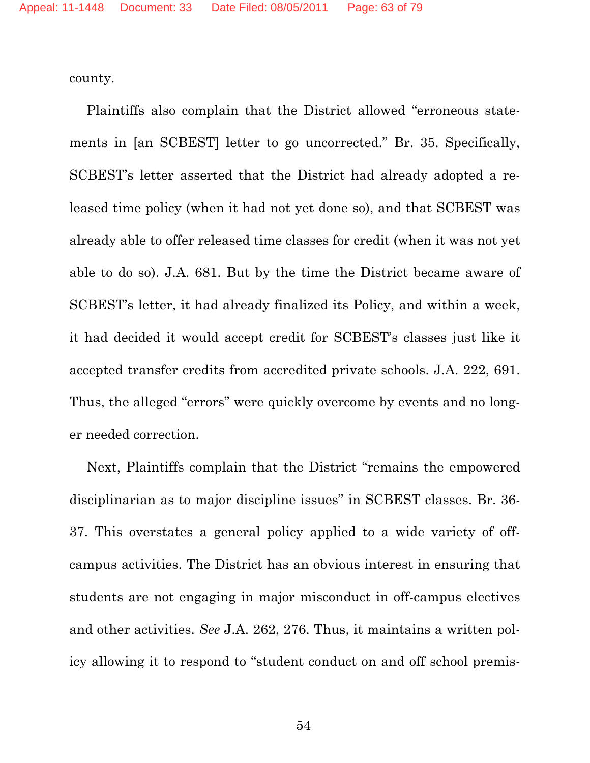county.

Plaintiffs also complain that the District allowed "erroneous statements in [an SCBEST] letter to go uncorrected." Br. 35. Specifically, SCBEST's letter asserted that the District had already adopted a released time policy (when it had not yet done so), and that SCBEST was already able to offer released time classes for credit (when it was not yet able to do so). J.A. 681. But by the time the District became aware of SCBEST's letter, it had already finalized its Policy, and within a week, it had decided it would accept credit for SCBEST's classes just like it accepted transfer credits from accredited private schools. J.A. 222, 691. Thus, the alleged "errors" were quickly overcome by events and no longer needed correction.

Next, Plaintiffs complain that the District "remains the empowered disciplinarian as to major discipline issues" in SCBEST classes. Br. 36-37. This overstates a general policy applied to a wide variety of off-campus activities. The District has an obvious interest in ensuring that students are not engaging in major misconduct in off-campus electives and other activities. *See* J.A. 262, 276. Thus, it maintains a written policy allowing it to respond to "student conduct on and off school premis-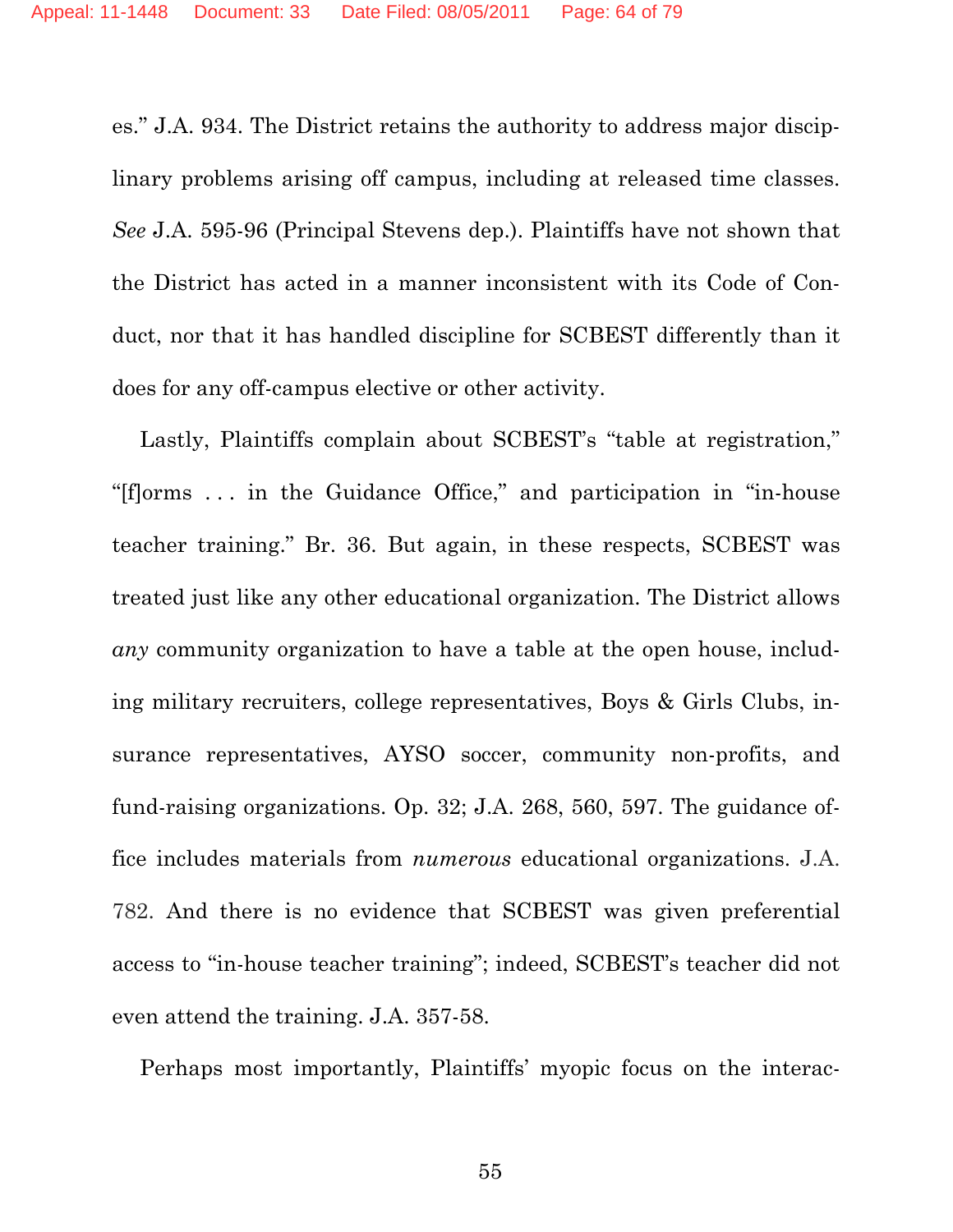es." J.A. 934. The District retains the authority to address major disciplinary problems arising off campus, including at released time classes. *See* J.A. 595-96 (Principal Stevens dep.). Plaintiffs have not shown that the District has acted in a manner inconsistent with its Code of Conduct, nor that it has handled discipline for SCBEST differently than it does for any off-campus elective or other activity.

Lastly, Plaintiffs complain about SCBEST's "table at registration," "[f]orms . . . in the Guidance Office," and participation in "in-house teacher training." Br. 36. But again, in these respects, SCBEST was treated just like any other educational organization. The District allows *any* community organization to have a table at the open house, including military recruiters, college representatives, Boys & Girls Clubs, insurance representatives, AYSO soccer, community non-profits, and fund-raising organizations. Op. 32; J.A. 268, 560, 597. The guidance office includes materials from *numerous* educational organizations. J.A. 782. And there is no evidence that SCBEST was given preferential access to "in-house teacher training"; indeed, SCBEST's teacher did not even attend the training. J.A. 357-58.

Perhaps most importantly, Plaintiffs' myopic focus on the interac-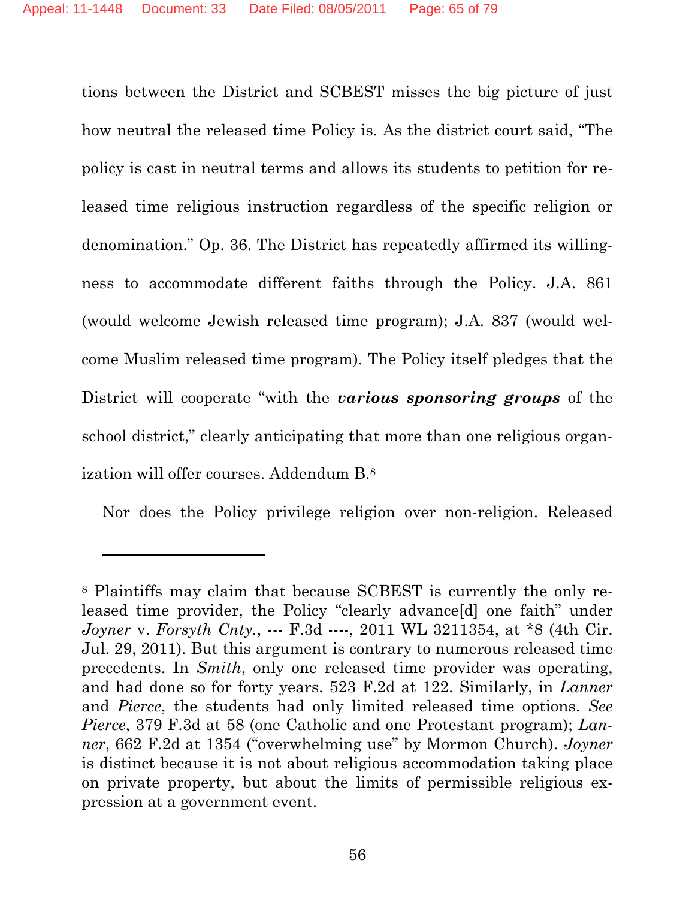tions between the District and SCBEST misses the big picture of just how neutral the released time Policy is. As the district court said, "The policy is cast in neutral terms and allows its students to petition for released time religious instruction regardless of the specific religion or denomination." Op. 36. The District has repeatedly affirmed its willingness to accommodate different faiths through the Policy. J.A. 861 (would welcome Jewish released time program); J.A. 837 (would welcome Muslim released time program). The Policy itself pledges that the District will cooperate "with the ***various sponsoring groups*** of the school district," clearly anticipating that more than one religious organization will offer courses. Addendum B.[8]

Nor does the Policy privilege religion over non-religion. Released

---

[8] Plaintiffs may claim that because SCBEST is currently the only released time provider, the Policy "clearly advance[d] one faith" under *Joyner* v. *Forsyth Cnty.*, --- F.3d ----, 2011 WL 3211354, at *8 (4th Cir. Jul. 29, 2011). But this argument is contrary to numerous released time precedents. In *Smith*, only one released time provider was operating, and had done so for forty years. 523 F.2d at 122. Similarly, in *Lanner* and *Pierce*, the students had only limited released time options. *See Pierce*, 379 F.3d at 58 (one Catholic and one Protestant program); *Lanner*, 662 F.2d at 1354 ("overwhelming use" by Mormon Church). *Joyner* is distinct because it is not about religious accommodation taking place on private property, but about the limits of permissible religious expression at a government event.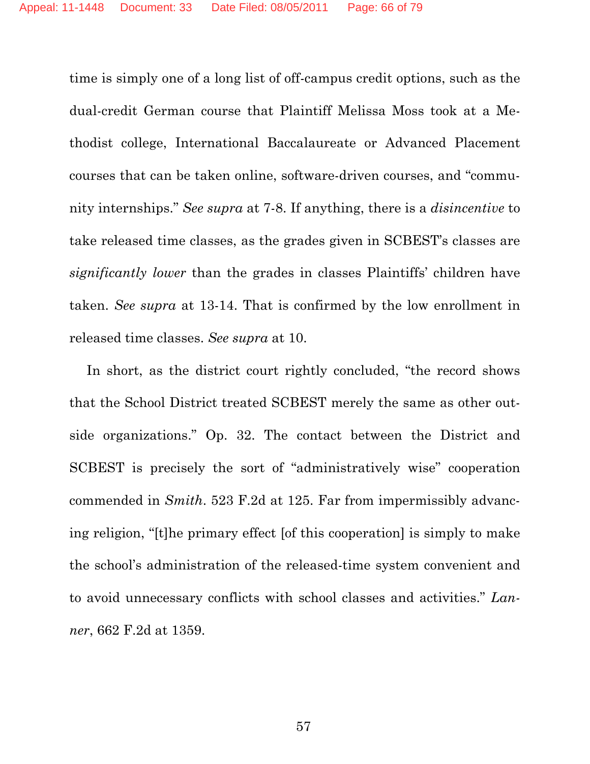time is simply one of a long list of off-campus credit options, such as the dual-credit German course that Plaintiff Melissa Moss took at a Methodist college, International Baccalaureate or Advanced Placement courses that can be taken online, software-driven courses, and "community internships." *See supra* at 7-8. If anything, there is a *disincentive* to take released time classes, as the grades given in SCBEST's classes are *significantly lower* than the grades in classes Plaintiffs' children have taken. *See supra* at 13-14. That is confirmed by the low enrollment in released time classes. *See supra* at 10.

In short, as the district court rightly concluded, "the record shows that the School District treated SCBEST merely the same as other outside organizations." Op. 32. The contact between the District and SCBEST is precisely the sort of "administratively wise" cooperation commended in *Smith*. 523 F.2d at 125. Far from impermissibly advancing religion, "[t]he primary effect [of this cooperation] is simply to make the school's administration of the released-time system convenient and to avoid unnecessary conflicts with school classes and activities." *Lanner*, 662 F.2d at 1359.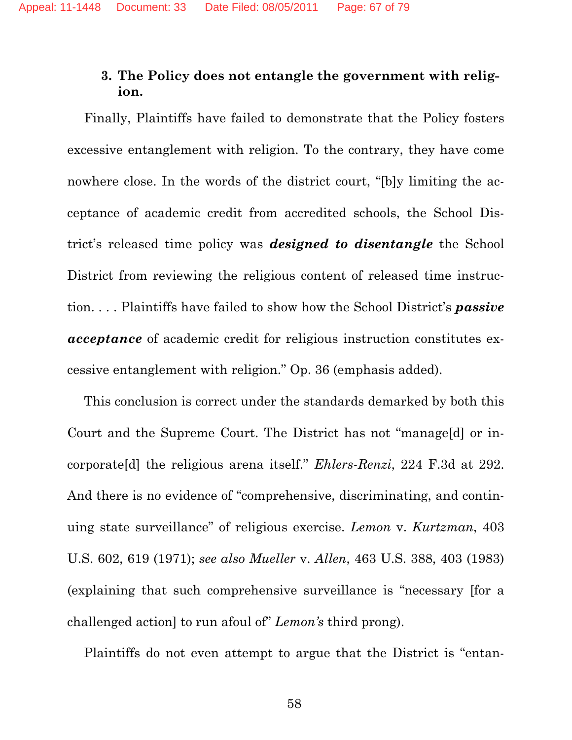### 3. The Policy does not entangle the government with religion.

Finally, Plaintiffs have failed to demonstrate that the Policy fosters excessive entanglement with religion. To the contrary, they have come nowhere close. In the words of the district court, "[b]y limiting the acceptance of academic credit from accredited schools, the School District's released time policy was ***designed to disentangle*** the School District from reviewing the religious content of released time instruction. . . . Plaintiffs have failed to show how the School District's ***passive acceptance*** of academic credit for religious instruction constitutes excessive entanglement with religion." Op. 36 (emphasis added).

This conclusion is correct under the standards demarked by both this Court and the Supreme Court. The District has not "manage[d] or incorporate[d] the religious arena itself." *Ehlers-Renzi*, 224 F.3d at 292. And there is no evidence of "comprehensive, discriminating, and continuing state surveillance" of religious exercise. *Lemon* v. *Kurtzman*, 403 U.S. 602, 619 (1971); *see also Mueller* v. *Allen*, 463 U.S. 388, 403 (1983) (explaining that such comprehensive surveillance is "necessary [for a challenged action] to run afoul of" *Lemon's* third prong).

Plaintiffs do not even attempt to argue that the District is "entan-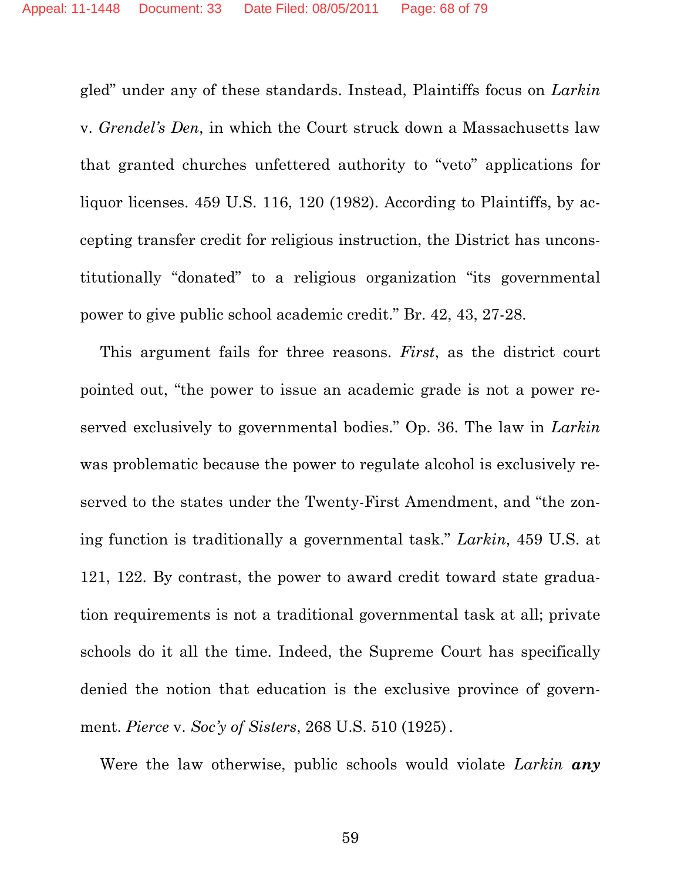gled" under any of these standards. Instead, Plaintiffs focus on *Larkin* v. *Grendel's Den*, in which the Court struck down a Massachusetts law that granted churches unfettered authority to "veto" applications for liquor licenses. 459 U.S. 116, 120 (1982). According to Plaintiffs, by accepting transfer credit for religious instruction, the District has unconstitutionally "donated" to a religious organization "its governmental power to give public school academic credit." Br. 42, 43, 27-28.

This argument fails for three reasons. *First*, as the district court pointed out, "the power to issue an academic grade is not a power reserved exclusively to governmental bodies." Op. 36. The law in *Larkin* was problematic because the power to regulate alcohol is exclusively reserved to the states under the Twenty-First Amendment, and "the zoning function is traditionally a governmental task." *Larkin*, 459 U.S. at 121, 122. By contrast, the power to award credit toward state graduation requirements is not a traditional governmental task at all; private schools do it all the time. Indeed, the Supreme Court has specifically denied the notion that education is the exclusive province of government. *Pierce* v. *Soc'y of Sisters*, 268 U.S. 510 (1925).

Were the law otherwise, public schools would violate *Larkin* ***any***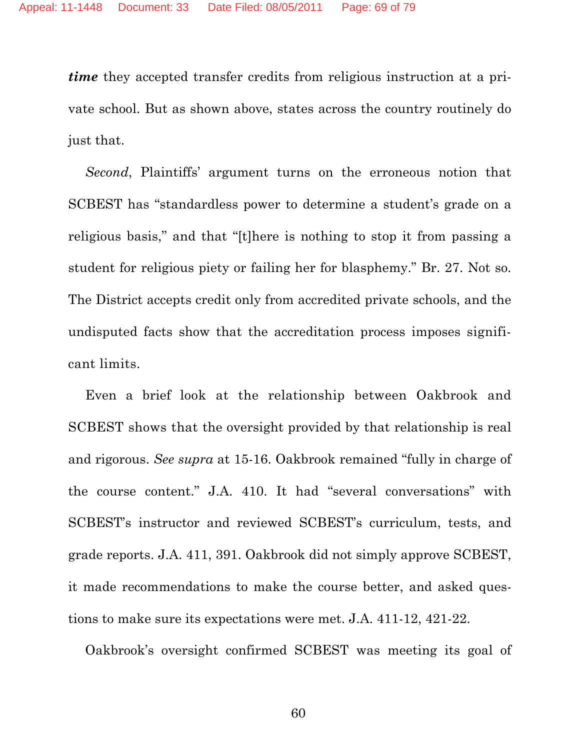***time*** they accepted transfer credits from religious instruction at a private school. But as shown above, states across the country routinely do just that.

*Second*, Plaintiffs' argument turns on the erroneous notion that SCBEST has "standardless power to determine a student's grade on a religious basis," and that "[t]here is nothing to stop it from passing a student for religious piety or failing her for blasphemy." Br. 27. Not so. The District accepts credit only from accredited private schools, and the undisputed facts show that the accreditation process imposes significant limits.

Even a brief look at the relationship between Oakbrook and SCBEST shows that the oversight provided by that relationship is real and rigorous. *See supra* at 15-16. Oakbrook remained "fully in charge of the course content." J.A. 410. It had "several conversations" with SCBEST's instructor and reviewed SCBEST's curriculum, tests, and grade reports. J.A. 411, 391. Oakbrook did not simply approve SCBEST, it made recommendations to make the course better, and asked questions to make sure its expectations were met. J.A. 411-12, 421-22.

Oakbrook's oversight confirmed SCBEST was meeting its goal of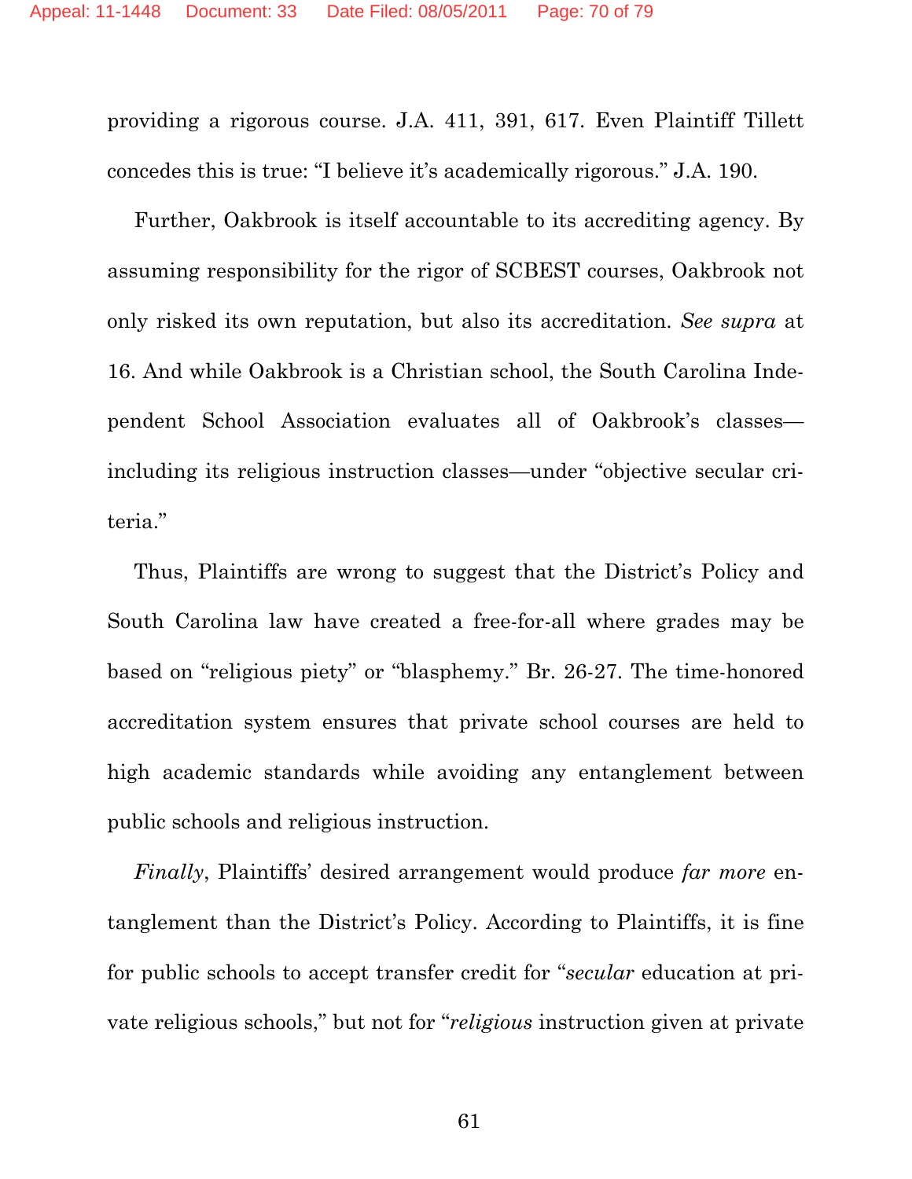providing a rigorous course. J.A. 411, 391, 617. Even Plaintiff Tillett concedes this is true: "I believe it's academically rigorous." J.A. 190.

Further, Oakbrook is itself accountable to its accrediting agency. By assuming responsibility for the rigor of SCBEST courses, Oakbrook not only risked its own reputation, but also its accreditation. *See supra* at 16. And while Oakbrook is a Christian school, the South Carolina Independent School Association evaluates all of Oakbrook's classes—including its religious instruction classes—under "objective secular criteria."

Thus, Plaintiffs are wrong to suggest that the District's Policy and South Carolina law have created a free-for-all where grades may be based on "religious piety" or "blasphemy." Br. 26-27. The time-honored accreditation system ensures that private school courses are held to high academic standards while avoiding any entanglement between public schools and religious instruction.

*Finally*, Plaintiffs' desired arrangement would produce *far more* entanglement than the District's Policy. According to Plaintiffs, it is fine for public schools to accept transfer credit for "*secular* education at private religious schools," but not for "*religious* instruction given at private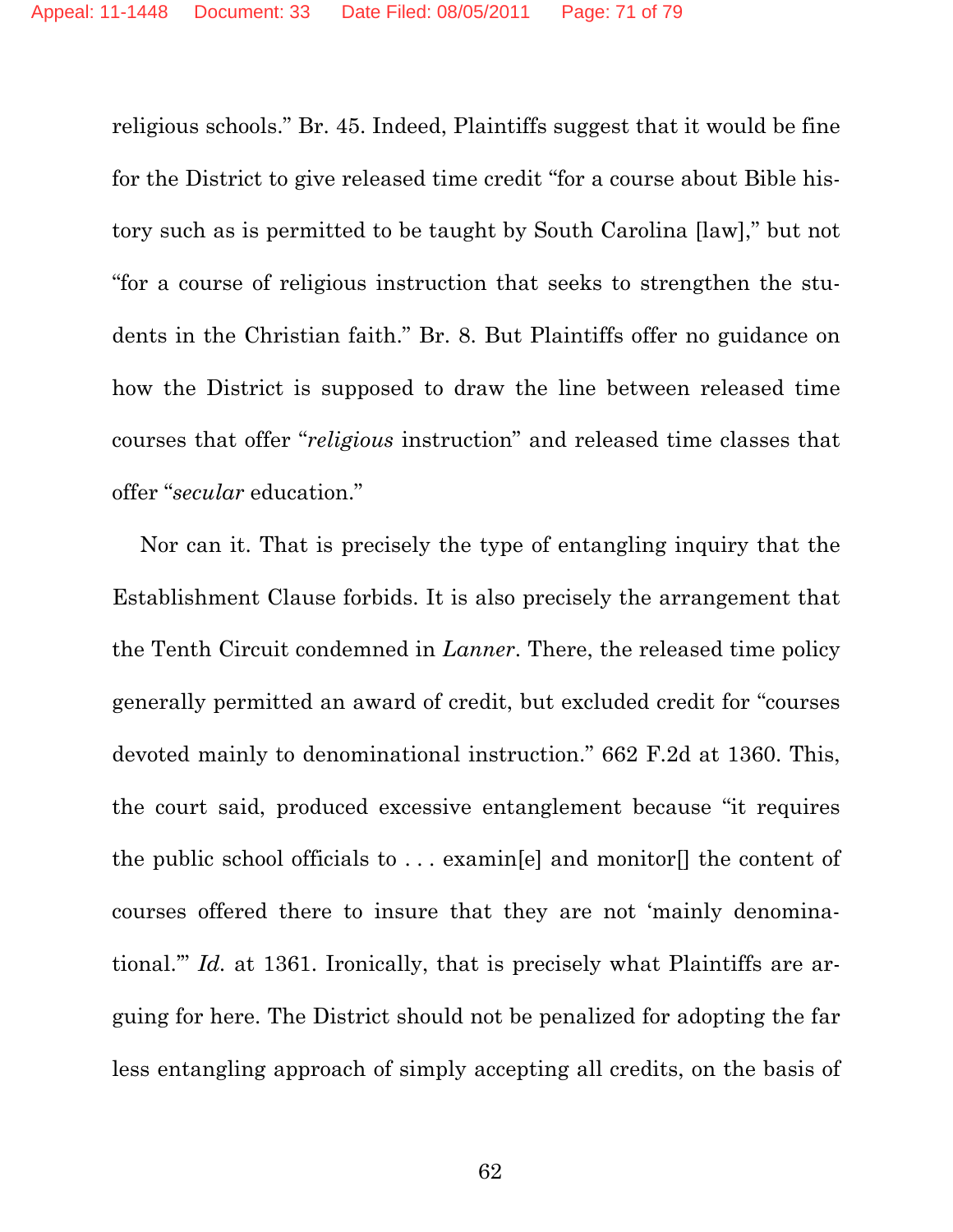religious schools." Br. 45. Indeed, Plaintiffs suggest that it would be fine for the District to give released time credit "for a course about Bible history such as is permitted to be taught by South Carolina [law]," but not "for a course of religious instruction that seeks to strengthen the students in the Christian faith." Br. 8. But Plaintiffs offer no guidance on how the District is supposed to draw the line between released time courses that offer "*religious* instruction" and released time classes that offer "*secular* education."

Nor can it. That is precisely the type of entangling inquiry that the Establishment Clause forbids. It is also precisely the arrangement that the Tenth Circuit condemned in *Lanner*. There, the released time policy generally permitted an award of credit, but excluded credit for "courses devoted mainly to denominational instruction." 662 F.2d at 1360. This, the court said, produced excessive entanglement because "it requires the public school officials to . . . examin[e] and monitor[] the content of courses offered there to insure that they are not 'mainly denominational.'" *Id.* at 1361. Ironically, that is precisely what Plaintiffs are arguing for here. The District should not be penalized for adopting the far less entangling approach of simply accepting all credits, on the basis of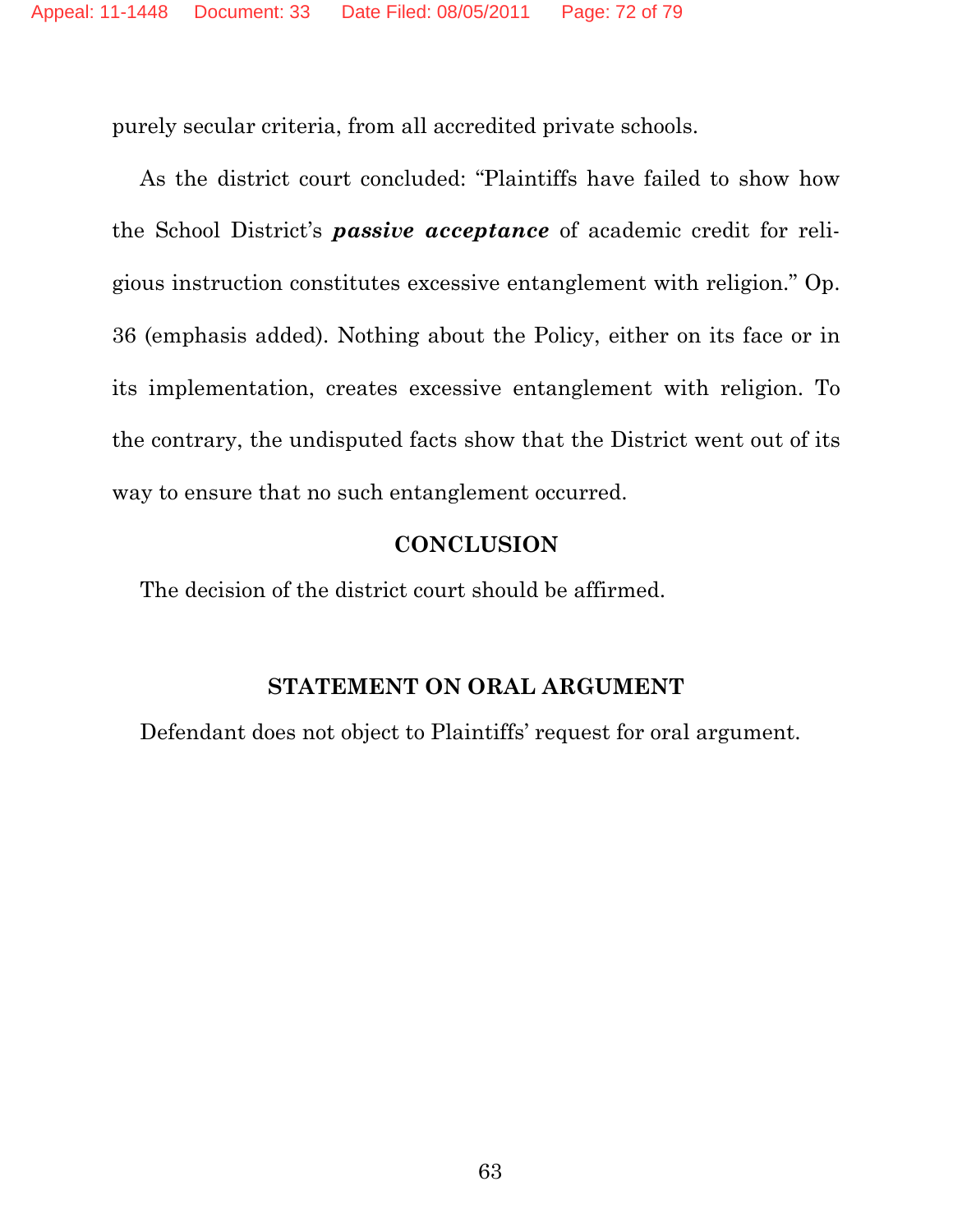purely secular criteria, from all accredited private schools.

As the district court concluded: "Plaintiffs have failed to show how the School District's ***passive acceptance*** of academic credit for religious instruction constitutes excessive entanglement with religion." Op. 36 (emphasis added). Nothing about the Policy, either on its face or in its implementation, creates excessive entanglement with religion. To the contrary, the undisputed facts show that the District went out of its way to ensure that no such entanglement occurred.

## CONCLUSION

The decision of the district court should be affirmed.

## STATEMENT ON ORAL ARGUMENT

Defendant does not object to Plaintiffs' request for oral argument.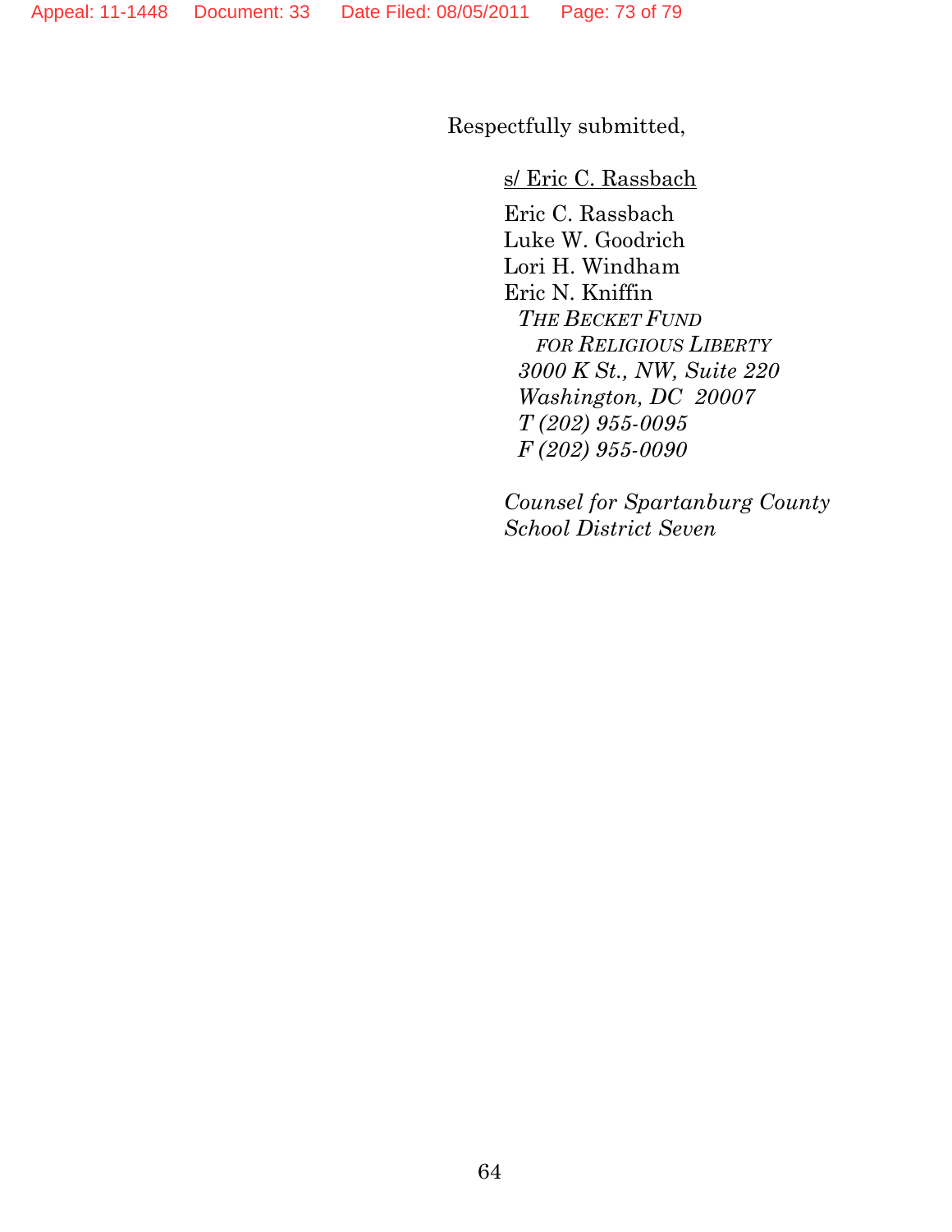Respectfully submitted,

s/ Eric C. Rassbach

Eric C. Rassbach
Luke W. Goodrich
Lori H. Windham
Eric N. Kniffin
*THE BECKET FUND*
*FOR RELIGIOUS LIBERTY*
*3000 K St., NW, Suite 220*
*Washington, DC 20007*
*T (202) 955-0095*
*F (202) 955-0090*

*Counsel for Spartanburg County School District Seven*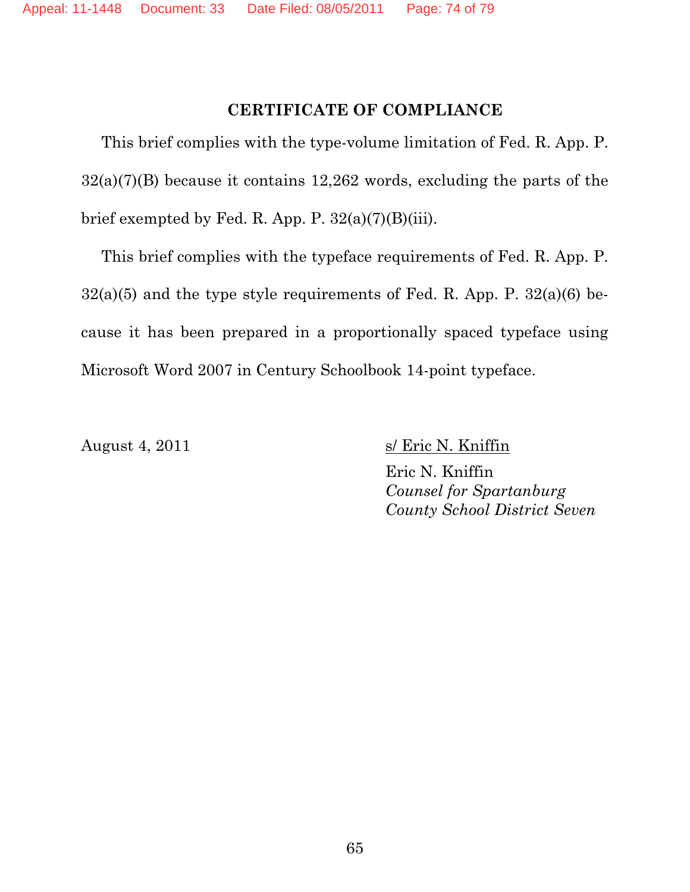## CERTIFICATE OF COMPLIANCE

This brief complies with the type-volume limitation of Fed. R. App. P. 32(a)(7)(B) because it contains 12,262 words, excluding the parts of the brief exempted by Fed. R. App. P. 32(a)(7)(B)(iii).

This brief complies with the typeface requirements of Fed. R. App. P. 32(a)(5) and the type style requirements of Fed. R. App. P. 32(a)(6) because it has been prepared in a proportionally spaced typeface using Microsoft Word 2007 in Century Schoolbook 14-point typeface.

August 4, 2011

s/ Eric N. Kniffin

Eric N. Kniffin
*Counsel for Spartanburg County School District Seven*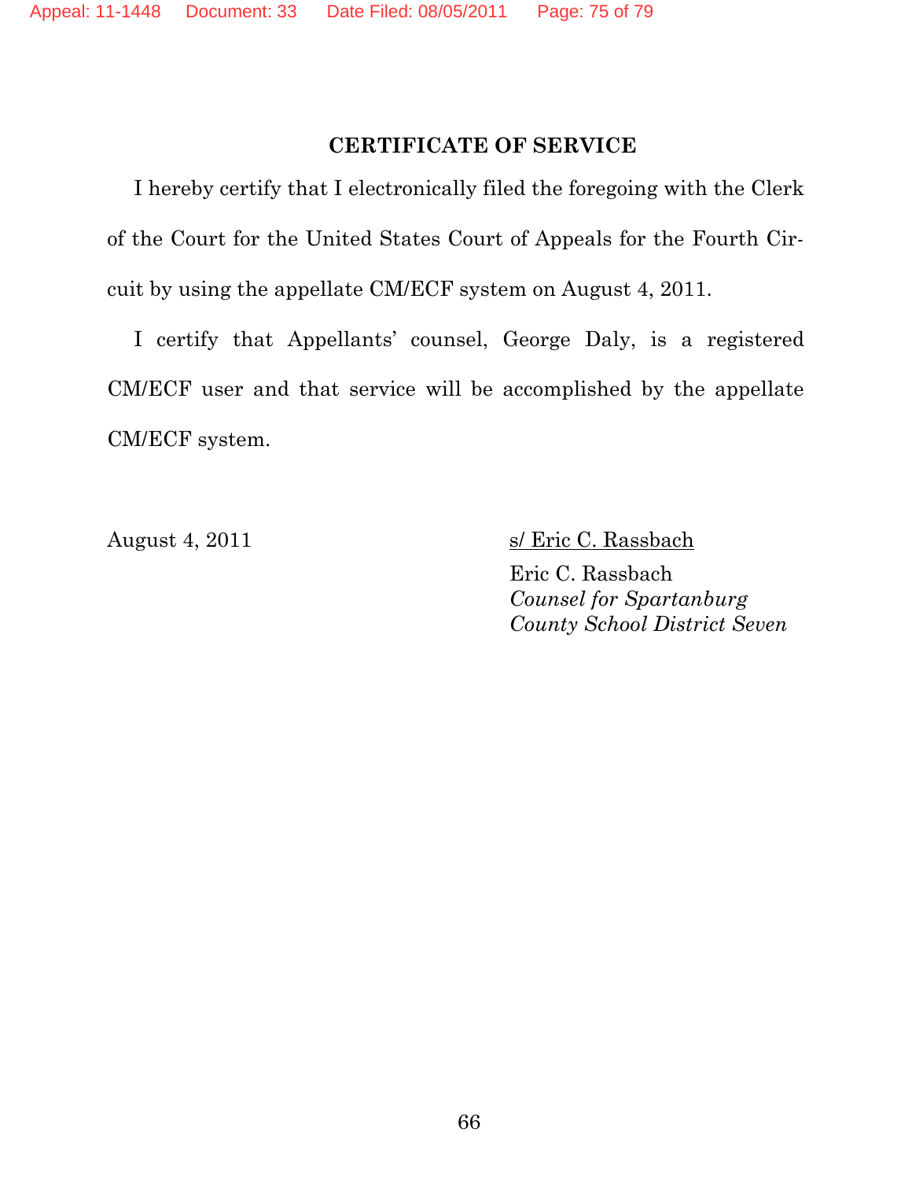## CERTIFICATE OF SERVICE

I hereby certify that I electronically filed the foregoing with the Clerk of the Court for the United States Court of Appeals for the Fourth Circuit by using the appellate CM/ECF system on August 4, 2011.

I certify that Appellants' counsel, George Daly, is a registered CM/ECF user and that service will be accomplished by the appellate CM/ECF system.

August 4, 2011

s/ Eric C. Rassbach

Eric C. Rassbach
*Counsel for Spartanburg County School District Seven*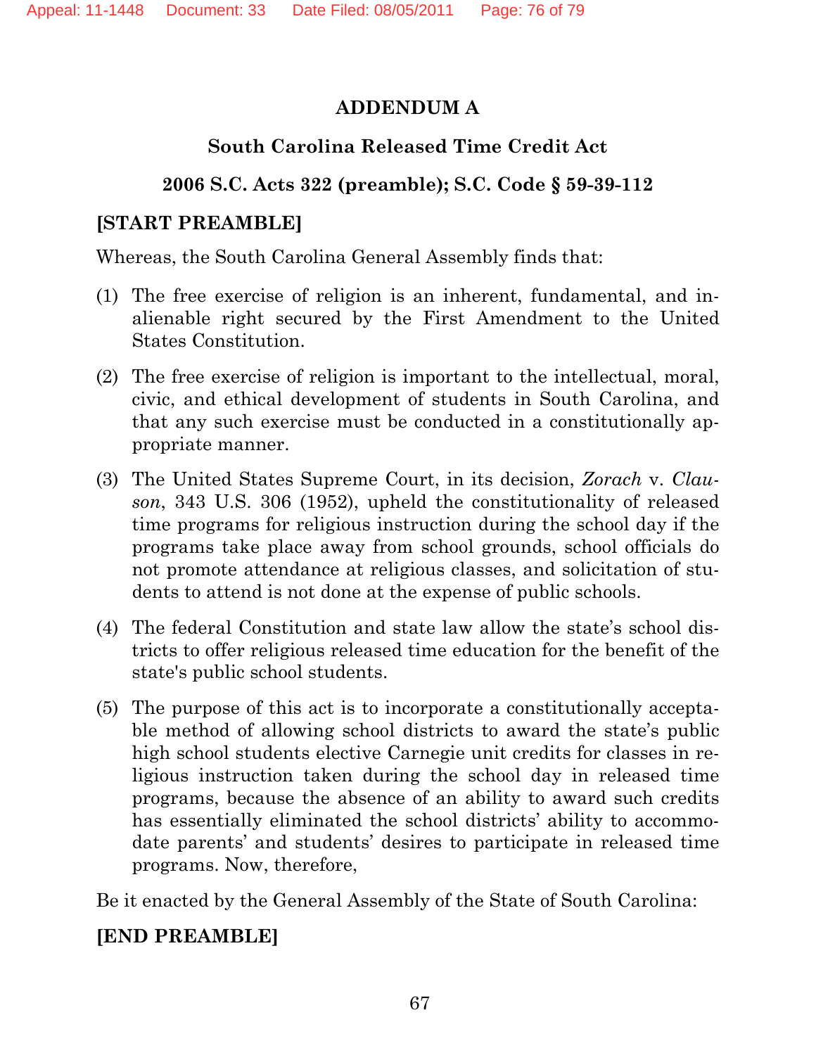# ADDENDUM A

## South Carolina Released Time Credit Act

### 2006 S.C. Acts 322 (preamble); S.C. Code § 59-39-112

**[START PREAMBLE]**

Whereas, the South Carolina General Assembly finds that:

(1) The free exercise of religion is an inherent, fundamental, and inalienable right secured by the First Amendment to the United States Constitution.

(2) The free exercise of religion is important to the intellectual, moral, civic, and ethical development of students in South Carolina, and that any such exercise must be conducted in a constitutionally appropriate manner.

(3) The United States Supreme Court, in its decision, *Zorach* v. *Clauson*, 343 U.S. 306 (1952), upheld the constitutionality of released time programs for religious instruction during the school day if the programs take place away from school grounds, school officials do not promote attendance at religious classes, and solicitation of students to attend is not done at the expense of public schools.

(4) The federal Constitution and state law allow the state's school districts to offer religious released time education for the benefit of the state's public school students.

(5) The purpose of this act is to incorporate a constitutionally acceptable method of allowing school districts to award the state's public high school students elective Carnegie unit credits for classes in religious instruction taken during the school day in released time programs, because the absence of an ability to award such credits has essentially eliminated the school districts' ability to accommodate parents' and students' desires to participate in released time programs. Now, therefore,

Be it enacted by the General Assembly of the State of South Carolina:

**[END PREAMBLE]**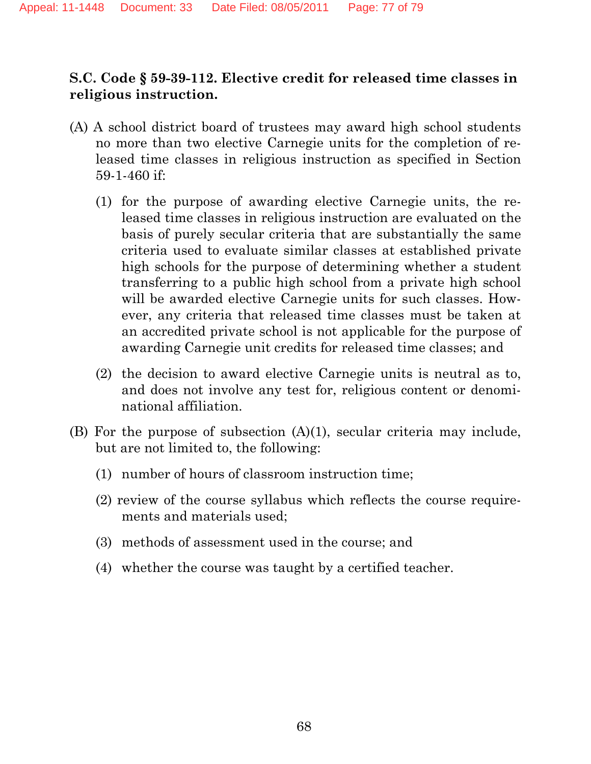**S.C. Code § 59-39-112. Elective credit for released time classes in religious instruction.**

(A) A school district board of trustees may award high school students no more than two elective Carnegie units for the completion of released time classes in religious instruction as specified in Section 59-1-460 if:

(1) for the purpose of awarding elective Carnegie units, the released time classes in religious instruction are evaluated on the basis of purely secular criteria that are substantially the same criteria used to evaluate similar classes at established private high schools for the purpose of determining whether a student transferring to a public high school from a private high school will be awarded elective Carnegie units for such classes. However, any criteria that released time classes must be taken at an accredited private school is not applicable for the purpose of awarding Carnegie unit credits for released time classes; and

(2) the decision to award elective Carnegie units is neutral as to, and does not involve any test for, religious content or denominational affiliation.

(B) For the purpose of subsection (A)(1), secular criteria may include, but are not limited to, the following:

(1) number of hours of classroom instruction time;

(2) review of the course syllabus which reflects the course requirements and materials used;

(3) methods of assessment used in the course; and

(4) whether the course was taught by a certified teacher.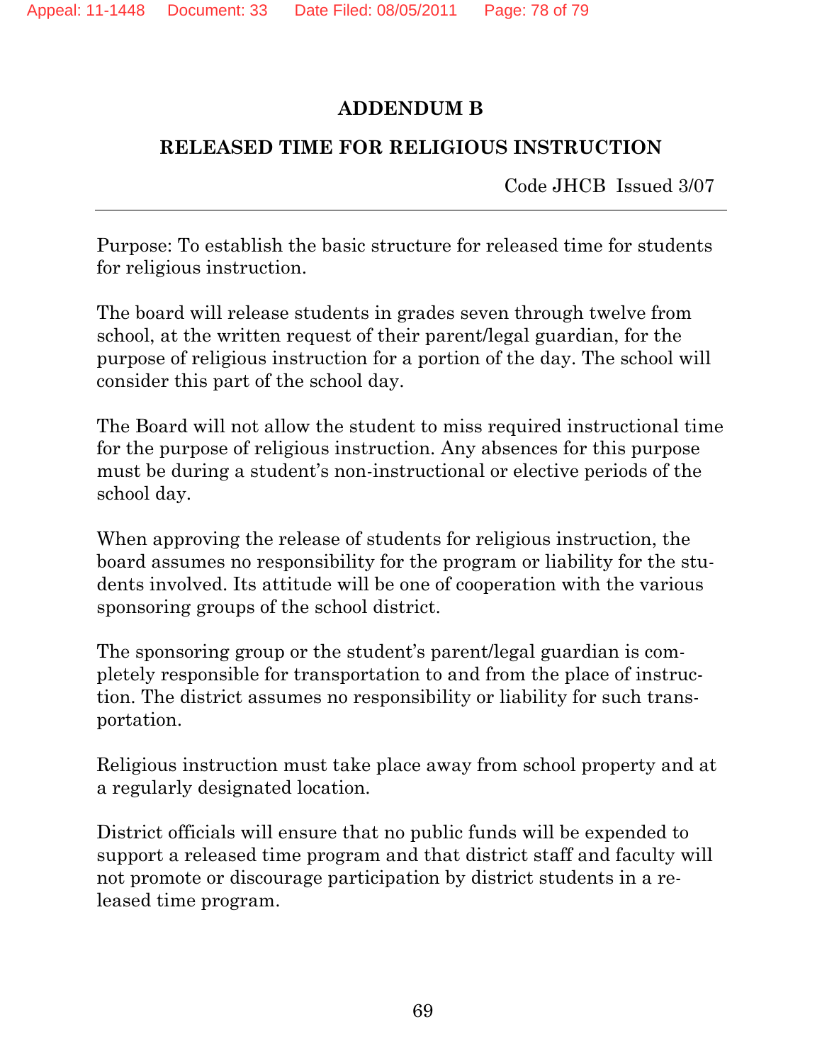## ADDENDUM B

## RELEASED TIME FOR RELIGIOUS INSTRUCTION

Code JHCB Issued 3/07

---

Purpose: To establish the basic structure for released time for students for religious instruction.

The board will release students in grades seven through twelve from school, at the written request of their parent/legal guardian, for the purpose of religious instruction for a portion of the day. The school will consider this part of the school day.

The Board will not allow the student to miss required instructional time for the purpose of religious instruction. Any absences for this purpose must be during a student's non-instructional or elective periods of the school day.

When approving the release of students for religious instruction, the board assumes no responsibility for the program or liability for the students involved. Its attitude will be one of cooperation with the various sponsoring groups of the school district.

The sponsoring group or the student's parent/legal guardian is completely responsible for transportation to and from the place of instruction. The district assumes no responsibility or liability for such transportation.

Religious instruction must take place away from school property and at a regularly designated location.

District officials will ensure that no public funds will be expended to support a released time program and that district staff and faculty will not promote or discourage participation by district students in a released time program.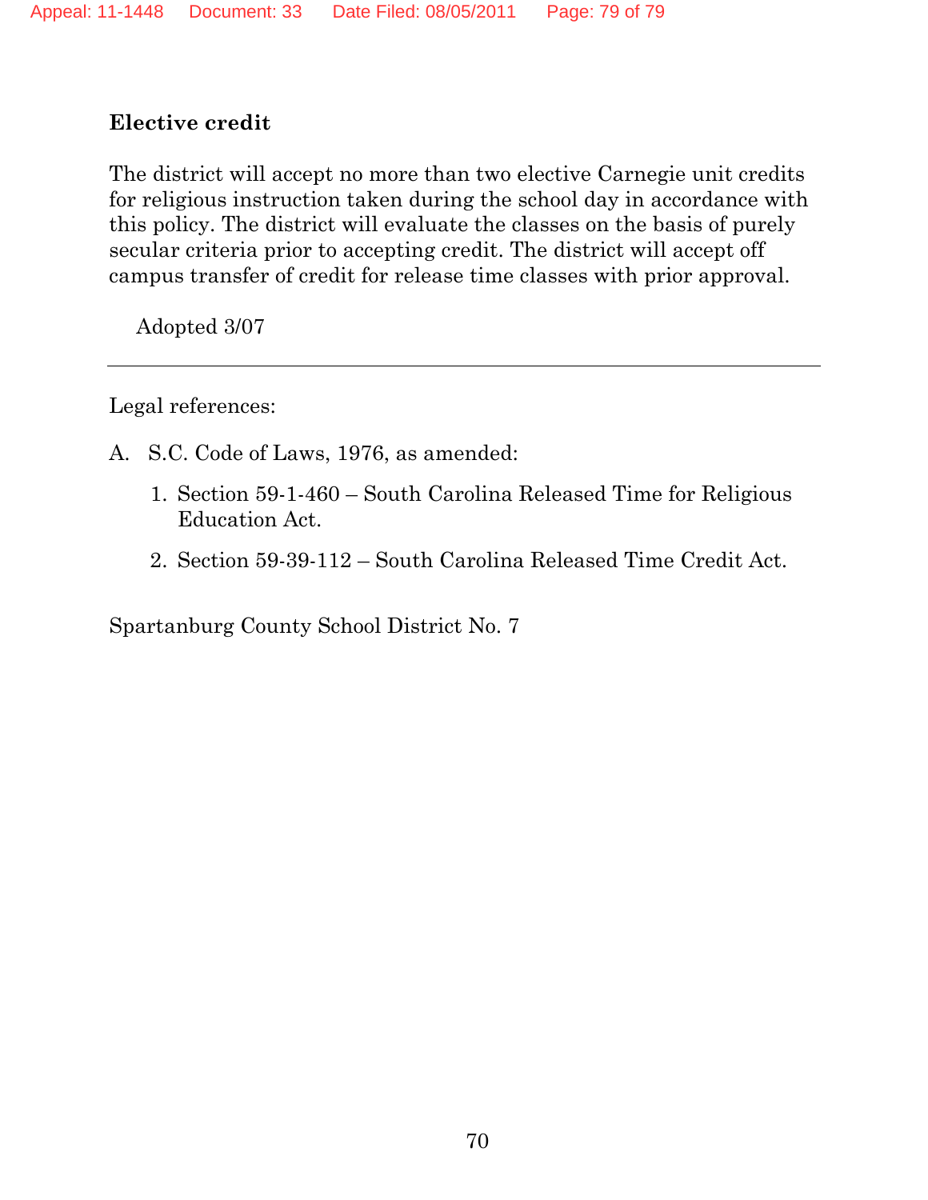**Elective credit**

The district will accept no more than two elective Carnegie unit credits for religious instruction taken during the school day in accordance with this policy. The district will evaluate the classes on the basis of purely secular criteria prior to accepting credit. The district will accept off campus transfer of credit for release time classes with prior approval.

Adopted 3/07

---

Legal references:

A. S.C. Code of Laws, 1976, as amended:

1. Section 59-1-460 – South Carolina Released Time for Religious Education Act.
2. Section 59-39-112 – South Carolina Released Time Credit Act.

Spartanburg County School District No. 7